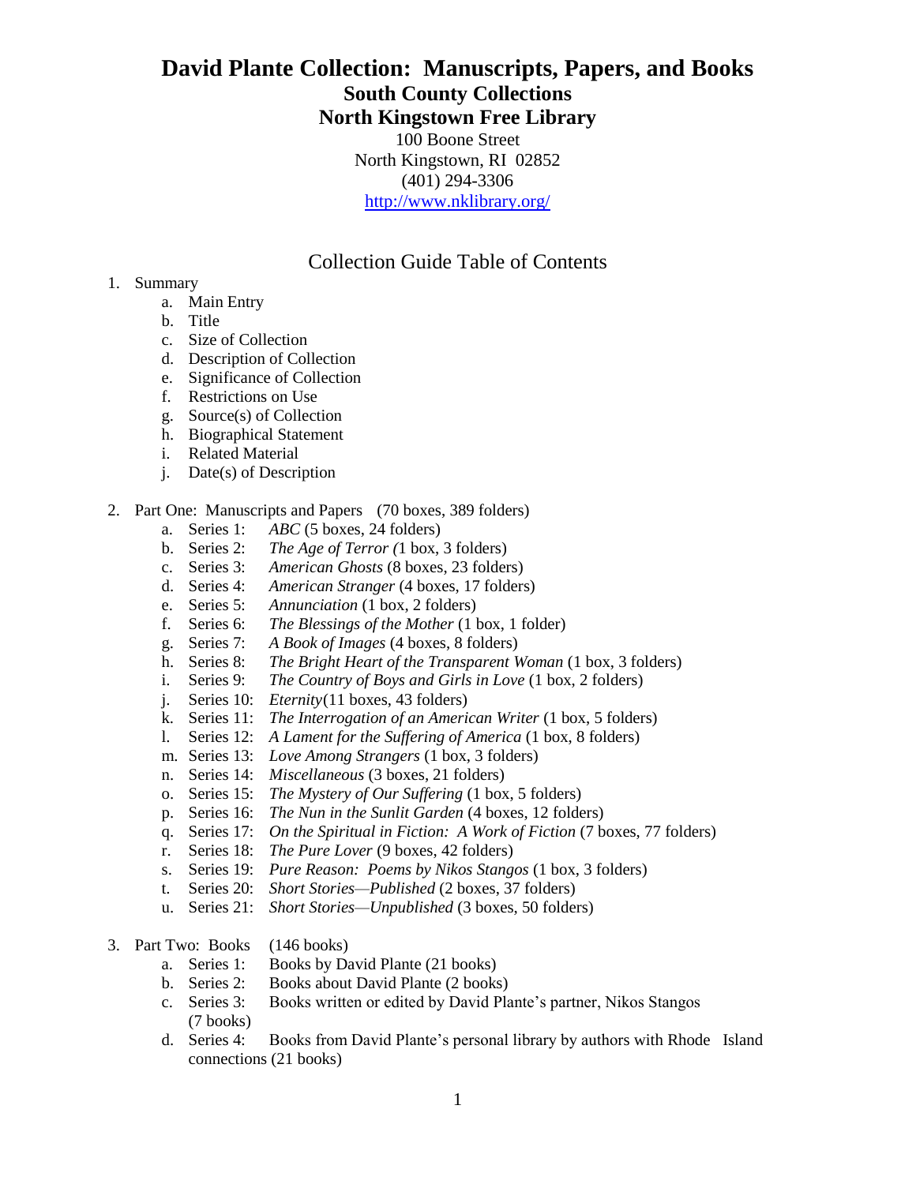# David Plante Collection: Manuscripts, Papers, and Books

## South County Collections

## North Kingstown Free Library

100 Boone Street
North Kingstown, RI 02852
(401) 294-3306
http://www.nklibrary.org/

## Collection Guide Table of Contents

1. Summary
    a. Main Entry
    b. Title
    c. Size of Collection
    d. Description of Collection
    e. Significance of Collection
    f. Restrictions on Use
    g. Source(s) of Collection
    h. Biographical Statement
    i. Related Material
    j. Date(s) of Description

2. Part One: Manuscripts and Papers (70 boxes, 389 folders)
    a. Series 1: *ABC* (5 boxes, 24 folders)
    b. Series 2: *The Age of Terror (*1 box, 3 folders)
    c. Series 3: *American Ghosts* (8 boxes, 23 folders)
    d. Series 4: *American Stranger* (4 boxes, 17 folders)
    e. Series 5: *Annunciation* (1 box, 2 folders)
    f. Series 6: *The Blessings of the Mother* (1 box, 1 folder)
    g. Series 7: *A Book of Images* (4 boxes, 8 folders)
    h. Series 8: *The Bright Heart of the Transparent Woman* (1 box, 3 folders)
    i. Series 9: *The Country of Boys and Girls in Love* (1 box, 2 folders)
    j. Series 10: *Eternity*(11 boxes, 43 folders)
    k. Series 11: *The Interrogation of an American Writer* (1 box, 5 folders)
    l. Series 12: *A Lament for the Suffering of America* (1 box, 8 folders)
    m. Series 13: *Love Among Strangers* (1 box, 3 folders)
    n. Series 14: *Miscellaneous* (3 boxes, 21 folders)
    o. Series 15: *The Mystery of Our Suffering* (1 box, 5 folders)
    p. Series 16: *The Nun in the Sunlit Garden* (4 boxes, 12 folders)
    q. Series 17: *On the Spiritual in Fiction: A Work of Fiction* (7 boxes, 77 folders)
    r. Series 18: *The Pure Lover* (9 boxes, 42 folders)
    s. Series 19: *Pure Reason: Poems by Nikos Stangos* (1 box, 3 folders)
    t. Series 20: *Short Stories—Published* (2 boxes, 37 folders)
    u. Series 21: *Short Stories—Unpublished* (3 boxes, 50 folders)

3. Part Two: Books (146 books)
    a. Series 1: Books by David Plante (21 books)
    b. Series 2: Books about David Plante (2 books)
    c. Series 3: Books written or edited by David Plante's partner, Nikos Stangos (7 books)
    d. Series 4: Books from David Plante's personal library by authors with Rhode Island connections (21 books)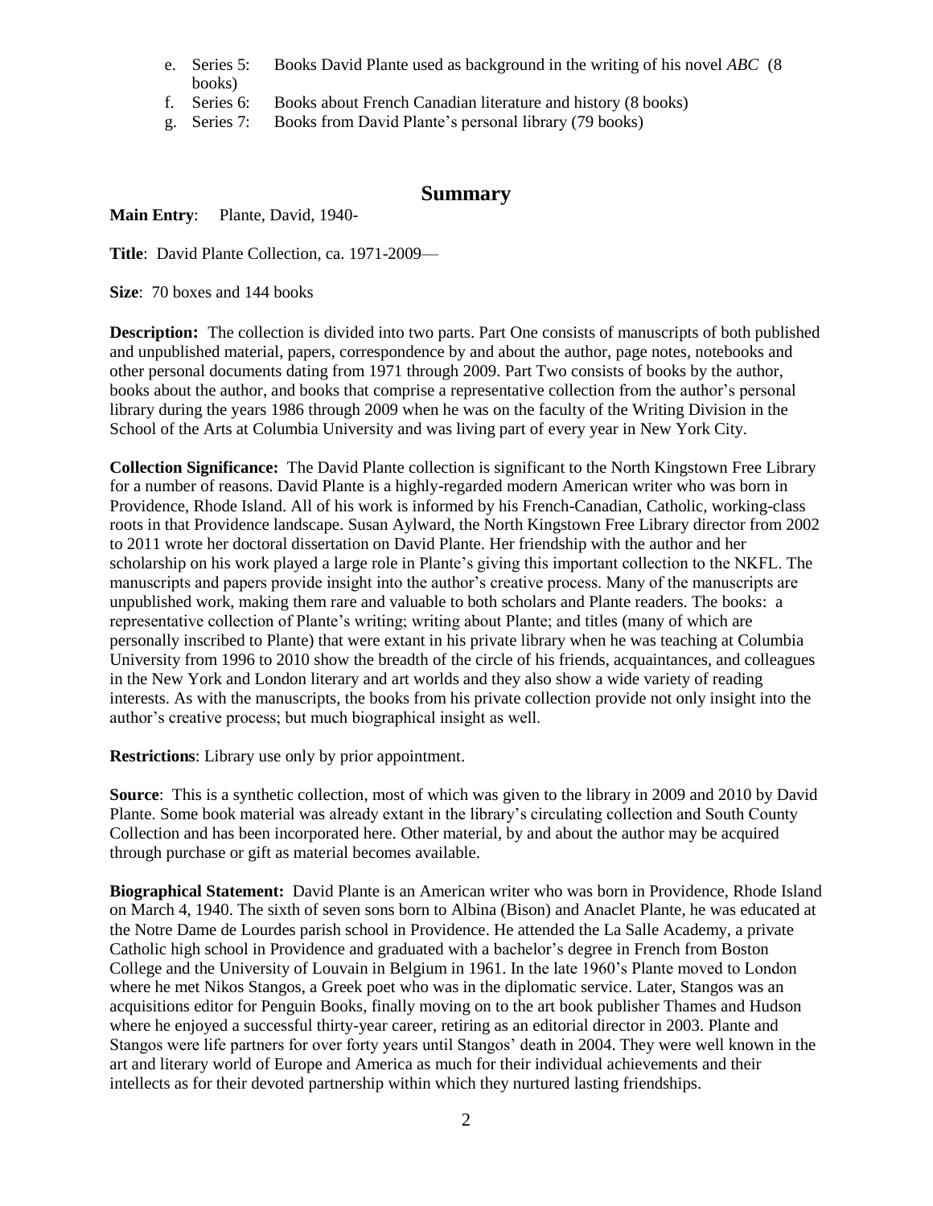e. Series 5: Books David Plante used as background in the writing of his novel *ABC* (8 books)
f. Series 6: Books about French Canadian literature and history (8 books)
g. Series 7: Books from David Plante's personal library (79 books)

## Summary

**Main Entry**: Plante, David, 1940-

**Title**: David Plante Collection, ca. 1971-2009—

**Size**: 70 boxes and 144 books

**Description:** The collection is divided into two parts. Part One consists of manuscripts of both published and unpublished material, papers, correspondence by and about the author, page notes, notebooks and other personal documents dating from 1971 through 2009. Part Two consists of books by the author, books about the author, and books that comprise a representative collection from the author's personal library during the years 1986 through 2009 when he was on the faculty of the Writing Division in the School of the Arts at Columbia University and was living part of every year in New York City.

**Collection Significance:** The David Plante collection is significant to the North Kingstown Free Library for a number of reasons. David Plante is a highly-regarded modern American writer who was born in Providence, Rhode Island. All of his work is informed by his French-Canadian, Catholic, working-class roots in that Providence landscape. Susan Aylward, the North Kingstown Free Library director from 2002 to 2011 wrote her doctoral dissertation on David Plante. Her friendship with the author and her scholarship on his work played a large role in Plante's giving this important collection to the NKFL. The manuscripts and papers provide insight into the author's creative process. Many of the manuscripts are unpublished work, making them rare and valuable to both scholars and Plante readers. The books: a representative collection of Plante's writing; writing about Plante; and titles (many of which are personally inscribed to Plante) that were extant in his private library when he was teaching at Columbia University from 1996 to 2010 show the breadth of the circle of his friends, acquaintances, and colleagues in the New York and London literary and art worlds and they also show a wide variety of reading interests. As with the manuscripts, the books from his private collection provide not only insight into the author's creative process; but much biographical insight as well.

**Restrictions**: Library use only by prior appointment.

**Source**: This is a synthetic collection, most of which was given to the library in 2009 and 2010 by David Plante. Some book material was already extant in the library's circulating collection and South County Collection and has been incorporated here. Other material, by and about the author may be acquired through purchase or gift as material becomes available.

**Biographical Statement:** David Plante is an American writer who was born in Providence, Rhode Island on March 4, 1940. The sixth of seven sons born to Albina (Bison) and Anaclet Plante, he was educated at the Notre Dame de Lourdes parish school in Providence. He attended the La Salle Academy, a private Catholic high school in Providence and graduated with a bachelor's degree in French from Boston College and the University of Louvain in Belgium in 1961. In the late 1960's Plante moved to London where he met Nikos Stangos, a Greek poet who was in the diplomatic service. Later, Stangos was an acquisitions editor for Penguin Books, finally moving on to the art book publisher Thames and Hudson where he enjoyed a successful thirty-year career, retiring as an editorial director in 2003. Plante and Stangos were life partners for over forty years until Stangos' death in 2004. They were well known in the art and literary world of Europe and America as much for their individual achievements and their intellects as for their devoted partnership within which they nurtured lasting friendships.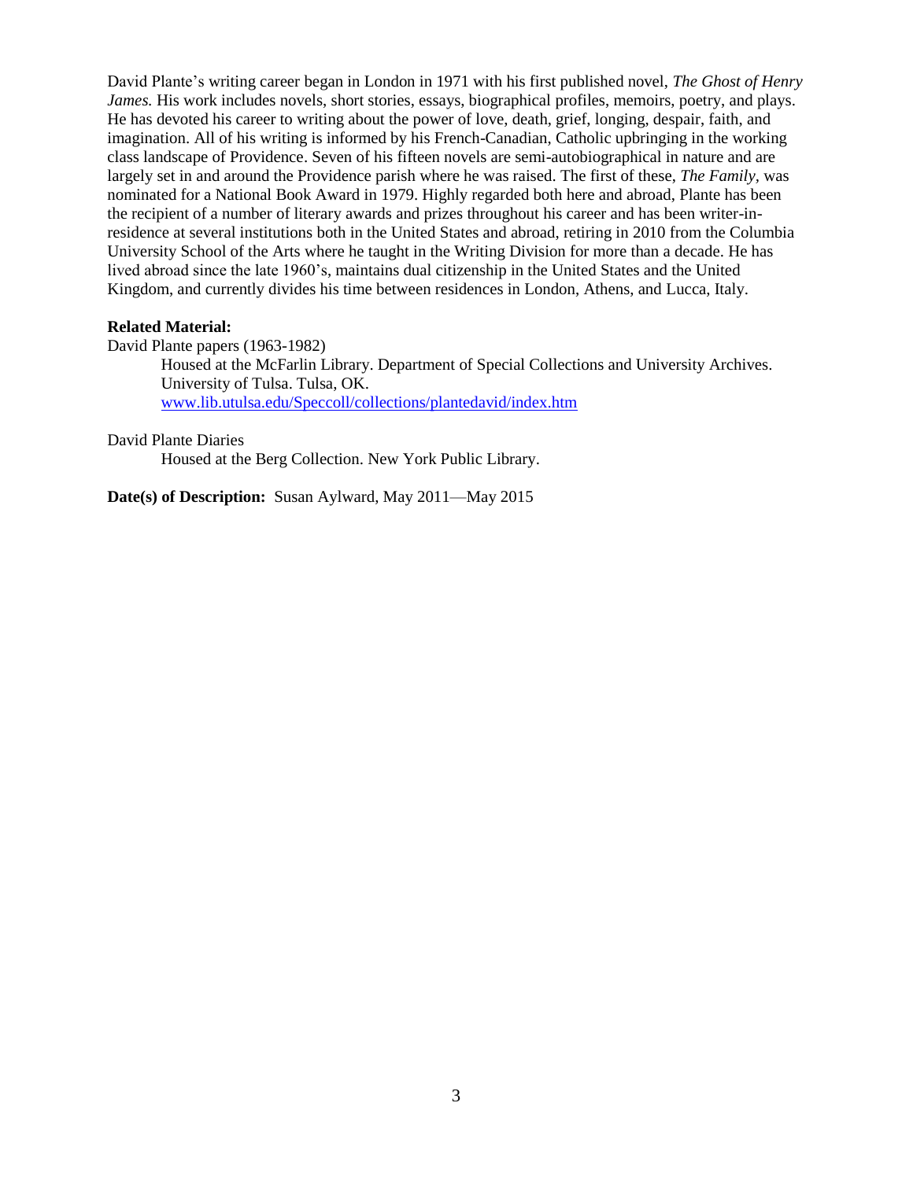David Plante's writing career began in London in 1971 with his first published novel, *The Ghost of Henry James.* His work includes novels, short stories, essays, biographical profiles, memoirs, poetry, and plays. He has devoted his career to writing about the power of love, death, grief, longing, despair, faith, and imagination. All of his writing is informed by his French-Canadian, Catholic upbringing in the working class landscape of Providence. Seven of his fifteen novels are semi-autobiographical in nature and are largely set in and around the Providence parish where he was raised. The first of these, *The Family*, was nominated for a National Book Award in 1979. Highly regarded both here and abroad, Plante has been the recipient of a number of literary awards and prizes throughout his career and has been writer-in-residence at several institutions both in the United States and abroad, retiring in 2010 from the Columbia University School of the Arts where he taught in the Writing Division for more than a decade. He has lived abroad since the late 1960's, maintains dual citizenship in the United States and the United Kingdom, and currently divides his time between residences in London, Athens, and Lucca, Italy.

**Related Material:**

David Plante papers (1963-1982)

> Housed at the McFarlin Library. Department of Special Collections and University Archives. University of Tulsa. Tulsa, OK.
> www.lib.utulsa.edu/Speccoll/collections/plantedavid/index.htm

David Plante Diaries

> Housed at the Berg Collection. New York Public Library.

**Date(s) of Description:** Susan Aylward, May 2011—May 2015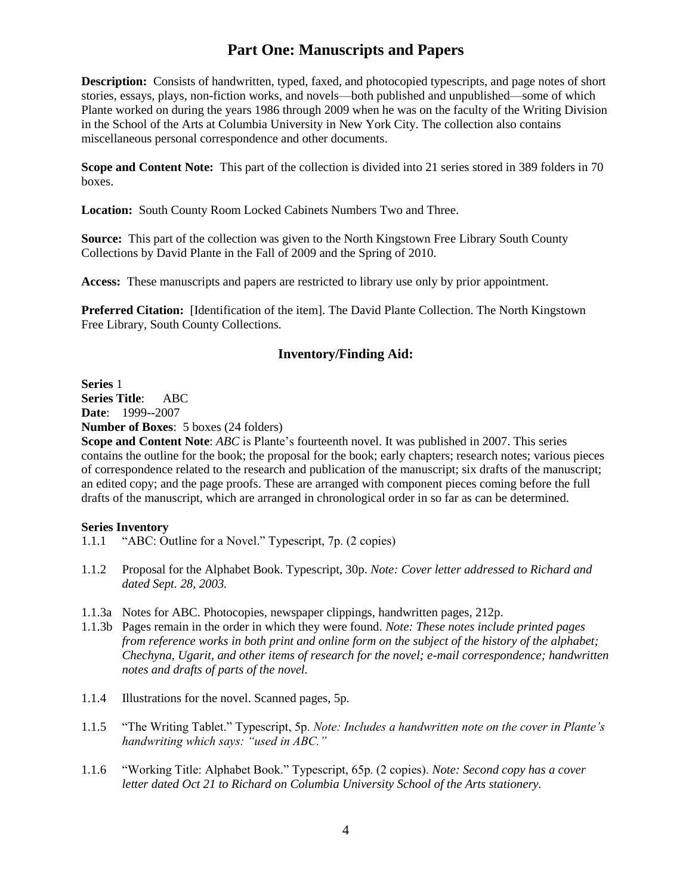# Part One: Manuscripts and Papers

**Description:** Consists of handwritten, typed, faxed, and photocopied typescripts, and page notes of short stories, essays, plays, non-fiction works, and novels—both published and unpublished—some of which Plante worked on during the years 1986 through 2009 when he was on the faculty of the Writing Division in the School of the Arts at Columbia University in New York City. The collection also contains miscellaneous personal correspondence and other documents.

**Scope and Content Note:** This part of the collection is divided into 21 series stored in 389 folders in 70 boxes.

**Location:** South County Room Locked Cabinets Numbers Two and Three.

**Source:** This part of the collection was given to the North Kingstown Free Library South County Collections by David Plante in the Fall of 2009 and the Spring of 2010.

**Access:** These manuscripts and papers are restricted to library use only by prior appointment.

**Preferred Citation:** [Identification of the item]. The David Plante Collection. The North Kingstown Free Library, South County Collections.

## Inventory/Finding Aid:

**Series** 1
**Series Title**: ABC
**Date**: 1999--2007
**Number of Boxes**: 5 boxes (24 folders)
**Scope and Content Note**: *ABC* is Plante's fourteenth novel. It was published in 2007. This series contains the outline for the book; the proposal for the book; early chapters; research notes; various pieces of correspondence related to the research and publication of the manuscript; six drafts of the manuscript; an edited copy; and the page proofs. These are arranged with component pieces coming before the full drafts of the manuscript, which are arranged in chronological order in so far as can be determined.

**Series Inventory**

1.1.1 "ABC: Outline for a Novel." Typescript, 7p. (2 copies)

1.1.2 Proposal for the Alphabet Book. Typescript, 30p. *Note: Cover letter addressed to Richard and dated Sept. 28, 2003.*

1.1.3a Notes for ABC. Photocopies, newspaper clippings, handwritten pages, 212p.

1.1.3b Pages remain in the order in which they were found. *Note: These notes include printed pages from reference works in both print and online form on the subject of the history of the alphabet; Chechyna, Ugarit, and other items of research for the novel; e-mail correspondence; handwritten notes and drafts of parts of the novel.*

1.1.4 Illustrations for the novel. Scanned pages, 5p.

1.1.5 "The Writing Tablet." Typescript, 5p. *Note: Includes a handwritten note on the cover in Plante's handwriting which says: "used in ABC."*

1.1.6 "Working Title: Alphabet Book." Typescript, 65p. (2 copies). *Note: Second copy has a cover letter dated Oct 21 to Richard on Columbia University School of the Arts stationery.*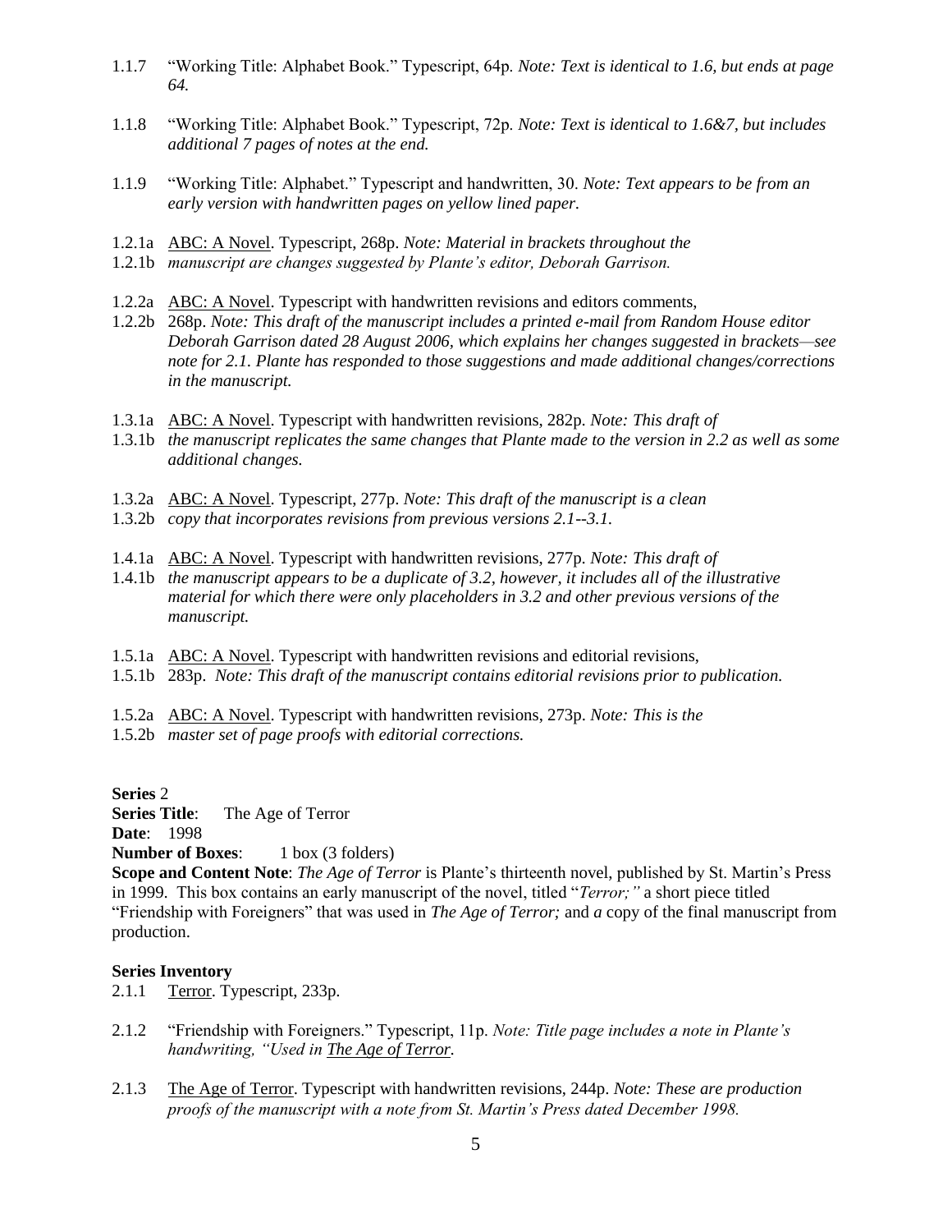1.1.7 "Working Title: Alphabet Book." Typescript, 64p. *Note: Text is identical to 1.6, but ends at page 64.*

1.1.8 "Working Title: Alphabet Book." Typescript, 72p. *Note: Text is identical to 1.6&7, but includes additional 7 pages of notes at the end.*

1.1.9 "Working Title: Alphabet." Typescript and handwritten, 30. *Note: Text appears to be from an early version with handwritten pages on yellow lined paper.*

1.2.1a ABC: A Novel. Typescript, 268p. *Note: Material in brackets throughout the*
1.2.1b *manuscript are changes suggested by Plante's editor, Deborah Garrison.*

1.2.2a ABC: A Novel. Typescript with handwritten revisions and editors comments,
1.2.2b 268p. *Note: This draft of the manuscript includes a printed e-mail from Random House editor Deborah Garrison dated 28 August 2006, which explains her changes suggested in brackets—see note for 2.1. Plante has responded to those suggestions and made additional changes/corrections in the manuscript.*

1.3.1a ABC: A Novel. Typescript with handwritten revisions, 282p. *Note: This draft of*
1.3.1b *the manuscript replicates the same changes that Plante made to the version in 2.2 as well as some additional changes.*

1.3.2a ABC: A Novel. Typescript, 277p. *Note: This draft of the manuscript is a clean*
1.3.2b *copy that incorporates revisions from previous versions 2.1--3.1.*

1.4.1a ABC: A Novel. Typescript with handwritten revisions, 277p. *Note: This draft of*
1.4.1b *the manuscript appears to be a duplicate of 3.2, however, it includes all of the illustrative material for which there were only placeholders in 3.2 and other previous versions of the manuscript.*

1.5.1a ABC: A Novel. Typescript with handwritten revisions and editorial revisions,
1.5.1b 283p. *Note: This draft of the manuscript contains editorial revisions prior to publication.*

1.5.2a ABC: A Novel. Typescript with handwritten revisions, 273p. *Note: This is the*
1.5.2b *master set of page proofs with editorial corrections.*

**Series** 2
**Series Title**: The Age of Terror
**Date**: 1998
**Number of Boxes**: 1 box (3 folders)
**Scope and Content Note**: *The Age of Terror* is Plante's thirteenth novel, published by St. Martin's Press in 1999. This box contains an early manuscript of the novel, titled "*Terror;"* a short piece titled "Friendship with Foreigners" that was used in *The Age of Terror;* and *a* copy of the final manuscript from production.

**Series Inventory**

2.1.1 Terror. Typescript, 233p.

2.1.2 "Friendship with Foreigners." Typescript, 11p. *Note: Title page includes a note in Plante's handwriting, "Used in* The Age of Terror*.*

2.1.3 The Age of Terror. Typescript with handwritten revisions, 244p. *Note: These are production proofs of the manuscript with a note from St. Martin's Press dated December 1998.*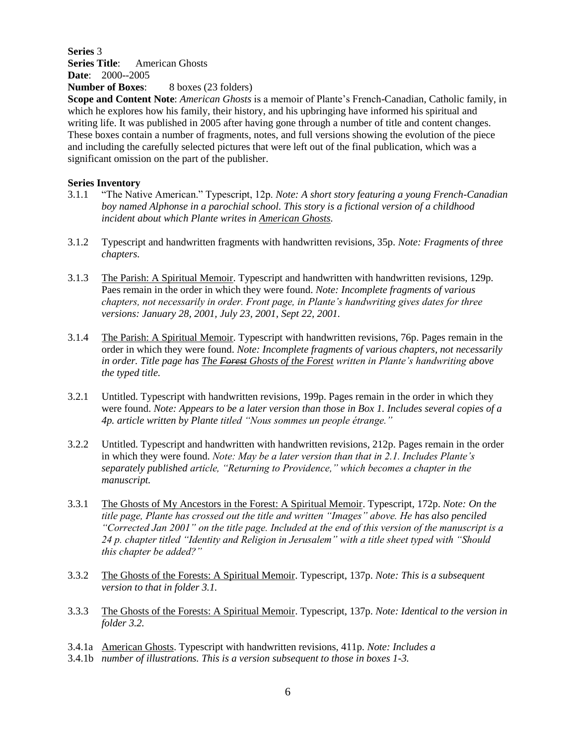**Series** 3
**Series Title**: American Ghosts
**Date**: 2000--2005
**Number of Boxes**: 8 boxes (23 folders)
**Scope and Content Note**: *American Ghosts* is a memoir of Plante's French-Canadian, Catholic family, in which he explores how his family, their history, and his upbringing have informed his spiritual and writing life. It was published in 2005 after having gone through a number of title and content changes. These boxes contain a number of fragments, notes, and full versions showing the evolution of the piece and including the carefully selected pictures that were left out of the final publication, which was a significant omission on the part of the publisher.

**Series Inventory**

3.1.1 "The Native American." Typescript, 12p. *Note: A short story featuring a young French-Canadian boy named Alphonse in a parochial school. This story is a fictional version of a childhood incident about which Plante writes in American Ghosts.*

3.1.2 Typescript and handwritten fragments with handwritten revisions, 35p. *Note: Fragments of three chapters.*

3.1.3 The Parish: A Spiritual Memoir. Typescript and handwritten with handwritten revisions, 129p. Paes remain in the order in which they were found. *Note: Incomplete fragments of various chapters, not necessarily in order. Front page, in Plante's handwriting gives dates for three versions: January 28, 2001, July 23, 2001, Sept 22, 2001.*

3.1.4 The Parish: A Spiritual Memoir. Typescript with handwritten revisions, 76p. Pages remain in the order in which they were found. *Note: Incomplete fragments of various chapters, not necessarily in order. Title page has The ~~Forest~~ Ghosts of the Forest written in Plante's handwriting above the typed title.*

3.2.1 Untitled. Typescript with handwritten revisions, 199p. Pages remain in the order in which they were found. *Note: Appears to be a later version than those in Box 1. Includes several copies of a 4p. article written by Plante titled "Nous sommes un people étrange."*

3.2.2 Untitled. Typescript and handwritten with handwritten revisions, 212p. Pages remain in the order in which they were found. *Note: May be a later version than that in 2.1. Includes Plante's separately published article, "Returning to Providence," which becomes a chapter in the manuscript.*

3.3.1 The Ghosts of My Ancestors in the Forest: A Spiritual Memoir. Typescript, 172p. *Note: On the title page, Plante has crossed out the title and written "Images" above. He has also penciled "Corrected Jan 2001" on the title page. Included at the end of this version of the manuscript is a 24 p. chapter titled "Identity and Religion in Jerusalem" with a title sheet typed with "Should this chapter be added?"*

3.3.2 The Ghosts of the Forests: A Spiritual Memoir. Typescript, 137p. *Note: This is a subsequent version to that in folder 3.1.*

3.3.3 The Ghosts of the Forests: A Spiritual Memoir. Typescript, 137p. *Note: Identical to the version in folder 3.2.*

3.4.1a
3.4.1b American Ghosts. Typescript with handwritten revisions, 411p. *Note: Includes a number of illustrations. This is a version subsequent to those in boxes 1-3.*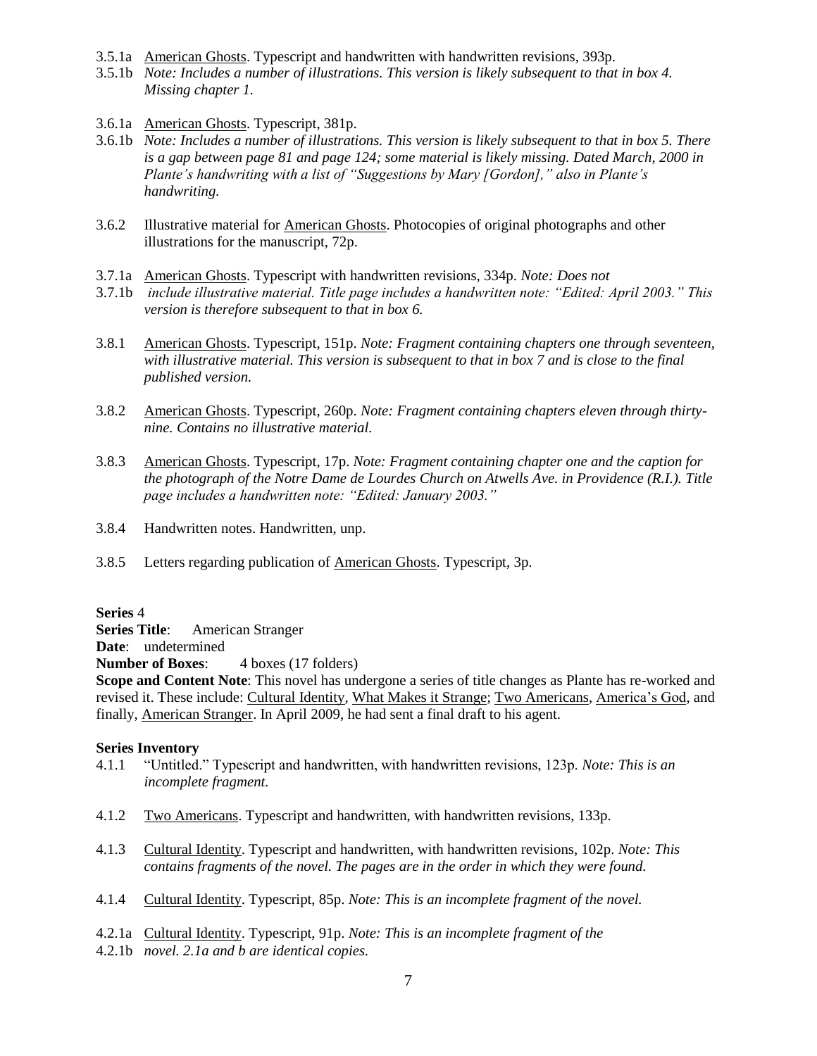3.5.1a American Ghosts. Typescript and handwritten with handwritten revisions, 393p.
3.5.1b *Note: Includes a number of illustrations. This version is likely subsequent to that in box 4. Missing chapter 1.*

3.6.1a American Ghosts. Typescript, 381p.
3.6.1b *Note: Includes a number of illustrations. This version is likely subsequent to that in box 5. There is a gap between page 81 and page 124; some material is likely missing. Dated March, 2000 in Plante's handwriting with a list of "Suggestions by Mary [Gordon]," also in Plante's handwriting.*

3.6.2 Illustrative material for American Ghosts. Photocopies of original photographs and other illustrations for the manuscript, 72p.

3.7.1a American Ghosts. Typescript with handwritten revisions, 334p. *Note: Does not*
3.7.1b *include illustrative material. Title page includes a handwritten note: "Edited: April 2003." This version is therefore subsequent to that in box 6.*

3.8.1 American Ghosts. Typescript, 151p. *Note: Fragment containing chapters one through seventeen, with illustrative material. This version is subsequent to that in box 7 and is close to the final published version.*

3.8.2 American Ghosts. Typescript, 260p. *Note: Fragment containing chapters eleven through thirty-nine. Contains no illustrative material.*

3.8.3 American Ghosts. Typescript, 17p. *Note: Fragment containing chapter one and the caption for the photograph of the Notre Dame de Lourdes Church on Atwells Ave. in Providence (R.I.). Title page includes a handwritten note: "Edited: January 2003."*

3.8.4 Handwritten notes. Handwritten, unp.

3.8.5 Letters regarding publication of American Ghosts. Typescript, 3p.

**Series** 4
**Series Title**: American Stranger
**Date**: undetermined
**Number of Boxes**: 4 boxes (17 folders)
**Scope and Content Note**: This novel has undergone a series of title changes as Plante has re-worked and revised it. These include: Cultural Identity, What Makes it Strange; Two Americans, America's God, and finally, American Stranger. In April 2009, he had sent a final draft to his agent.

**Series Inventory**

4.1.1 "Untitled." Typescript and handwritten, with handwritten revisions, 123p. *Note: This is an incomplete fragment.*

4.1.2 Two Americans. Typescript and handwritten, with handwritten revisions, 133p.

4.1.3 Cultural Identity. Typescript and handwritten, with handwritten revisions, 102p. *Note: This contains fragments of the novel. The pages are in the order in which they were found.*

4.1.4 Cultural Identity. Typescript, 85p. *Note: This is an incomplete fragment of the novel.*

4.2.1a Cultural Identity. Typescript, 91p. *Note: This is an incomplete fragment of the*
4.2.1b *novel. 2.1a and b are identical copies.*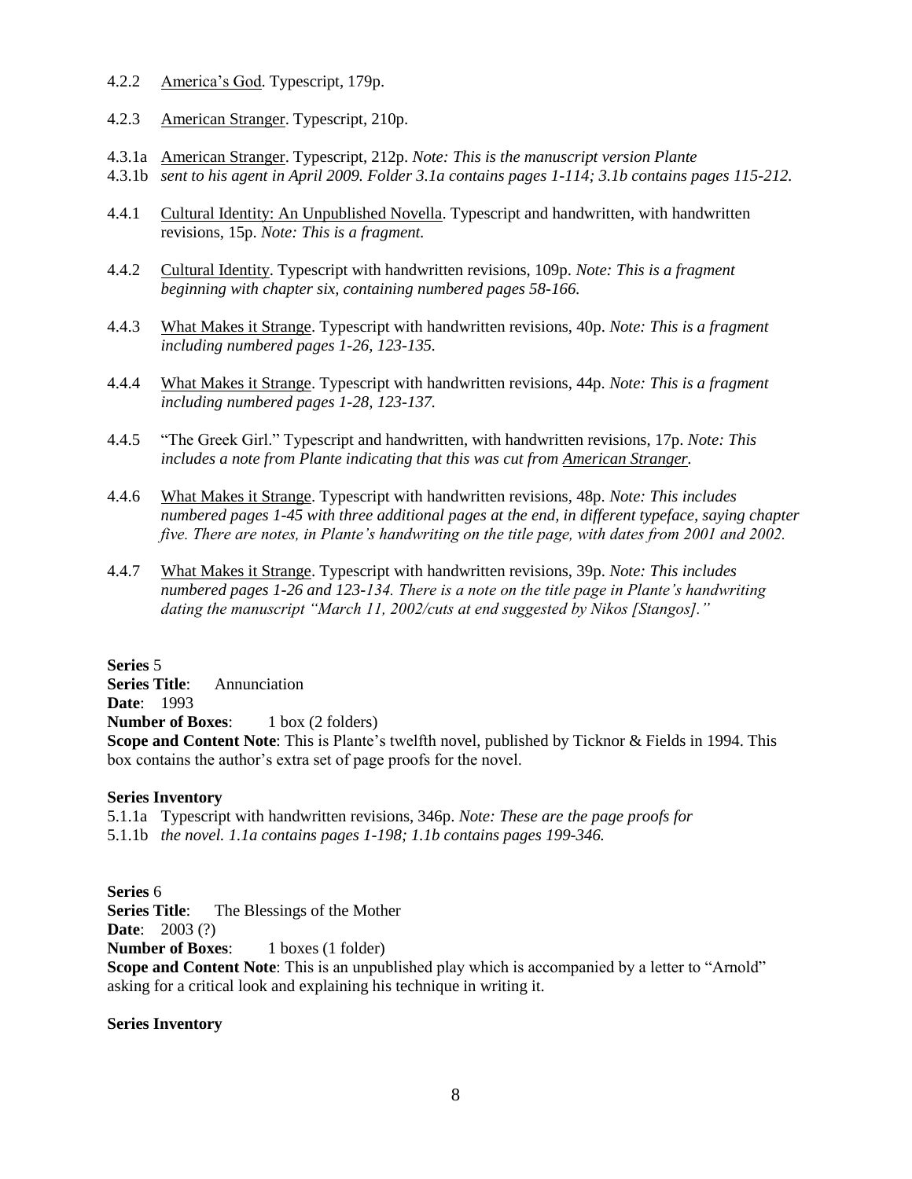4.2.2  America's God. Typescript, 179p.

4.2.3  American Stranger. Typescript, 210p.

4.3.1a  American Stranger. Typescript, 212p. *Note: This is the manuscript version Plante*
4.3.1b  *sent to his agent in April 2009. Folder 3.1a contains pages 1-114; 3.1b contains pages 115-212.*

4.4.1  Cultural Identity: An Unpublished Novella. Typescript and handwritten, with handwritten revisions, 15p. *Note: This is a fragment.*

4.4.2  Cultural Identity. Typescript with handwritten revisions, 109p. *Note: This is a fragment beginning with chapter six, containing numbered pages 58-166.*

4.4.3  What Makes it Strange. Typescript with handwritten revisions, 40p. *Note: This is a fragment including numbered pages 1-26, 123-135.*

4.4.4  What Makes it Strange. Typescript with handwritten revisions, 44p. *Note: This is a fragment including numbered pages 1-28, 123-137.*

4.4.5  "The Greek Girl." Typescript and handwritten, with handwritten revisions, 17p. *Note: This includes a note from Plante indicating that this was cut from American Stranger.*

4.4.6  What Makes it Strange. Typescript with handwritten revisions, 48p. *Note: This includes numbered pages 1-45 with three additional pages at the end, in different typeface, saying chapter five. There are notes, in Plante's handwriting on the title page, with dates from 2001 and 2002.*

4.4.7  What Makes it Strange. Typescript with handwritten revisions, 39p. *Note: This includes numbered pages 1-26 and 123-134. There is a note on the title page in Plante's handwriting dating the manuscript "March 11, 2002/cuts at end suggested by Nikos [Stangos]."*

**Series** 5
**Series Title**: Annunciation
**Date**: 1993
**Number of Boxes**: 1 box (2 folders)
**Scope and Content Note**: This is Plante's twelfth novel, published by Ticknor & Fields in 1994. This box contains the author's extra set of page proofs for the novel.

**Series Inventory**

5.1.1a  Typescript with handwritten revisions, 346p. *Note: These are the page proofs for*
5.1.1b  *the novel. 1.1a contains pages 1-198; 1.1b contains pages 199-346.*

**Series** 6
**Series Title**: The Blessings of the Mother
**Date**: 2003 (?)
**Number of Boxes**: 1 boxes (1 folder)
**Scope and Content Note**: This is an unpublished play which is accompanied by a letter to "Arnold" asking for a critical look and explaining his technique in writing it.

**Series Inventory**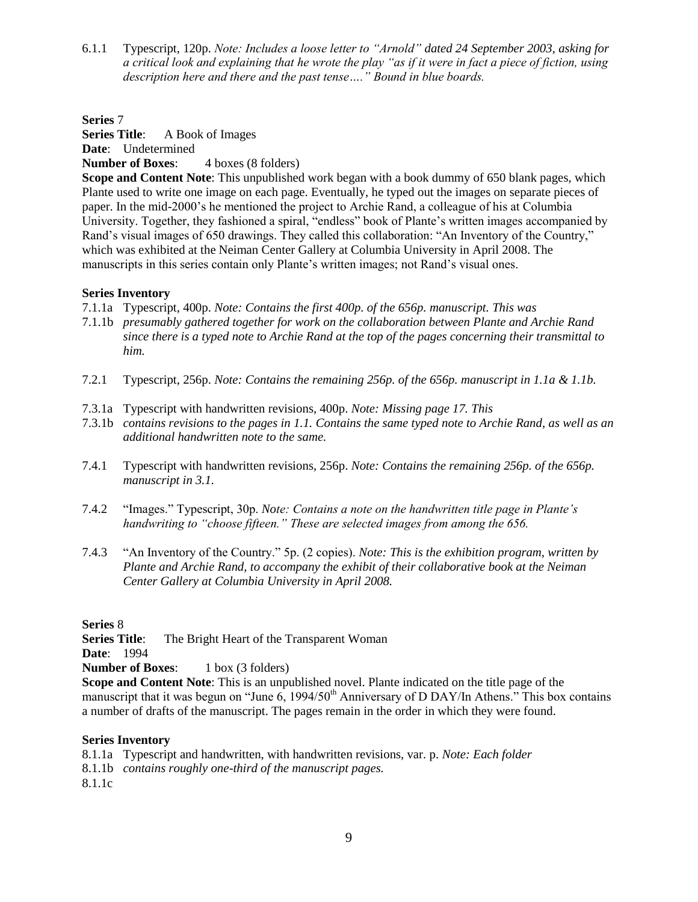6.1.1 Typescript, 120p. *Note: Includes a loose letter to "Arnold" dated 24 September 2003, asking for a critical look and explaining that he wrote the play "as if it were in fact a piece of fiction, using description here and there and the past tense…." Bound in blue boards.*

**Series** 7

**Series Title**: A Book of Images

**Date**: Undetermined

**Number of Boxes**: 4 boxes (8 folders)

**Scope and Content Note**: This unpublished work began with a book dummy of 650 blank pages, which Plante used to write one image on each page. Eventually, he typed out the images on separate pieces of paper. In the mid-2000's he mentioned the project to Archie Rand, a colleague of his at Columbia University. Together, they fashioned a spiral, "endless" book of Plante's written images accompanied by Rand's visual images of 650 drawings. They called this collaboration: "An Inventory of the Country," which was exhibited at the Neiman Center Gallery at Columbia University in April 2008. The manuscripts in this series contain only Plante's written images; not Rand's visual ones.

**Series Inventory**

7.1.1a Typescript, 400p. *Note: Contains the first 400p. of the 656p. manuscript. This was*
7.1.1b *presumably gathered together for work on the collaboration between Plante and Archie Rand since there is a typed note to Archie Rand at the top of the pages concerning their transmittal to him.*

7.2.1 Typescript, 256p. *Note: Contains the remaining 256p. of the 656p. manuscript in 1.1a & 1.1b.*

7.3.1a Typescript with handwritten revisions, 400p. *Note: Missing page 17. This*
7.3.1b *contains revisions to the pages in 1.1. Contains the same typed note to Archie Rand, as well as an additional handwritten note to the same.*

7.4.1 Typescript with handwritten revisions, 256p. *Note: Contains the remaining 256p. of the 656p. manuscript in 3.1.*

7.4.2 "Images." Typescript, 30p. *Note: Contains a note on the handwritten title page in Plante's handwriting to "choose fifteen." These are selected images from among the 656.*

7.4.3 "An Inventory of the Country." 5p. (2 copies). *Note: This is the exhibition program, written by Plante and Archie Rand, to accompany the exhibit of their collaborative book at the Neiman Center Gallery at Columbia University in April 2008.*

**Series** 8

**Series Title**: The Bright Heart of the Transparent Woman

**Date**: 1994

**Number of Boxes**: 1 box (3 folders)

**Scope and Content Note**: This is an unpublished novel. Plante indicated on the title page of the manuscript that it was begun on "June 6, 1994/50th Anniversary of D DAY/In Athens." This box contains a number of drafts of the manuscript. The pages remain in the order in which they were found.

**Series Inventory**

8.1.1a Typescript and handwritten, with handwritten revisions, var. p. *Note: Each folder*
8.1.1b *contains roughly one-third of the manuscript pages.*
8.1.1c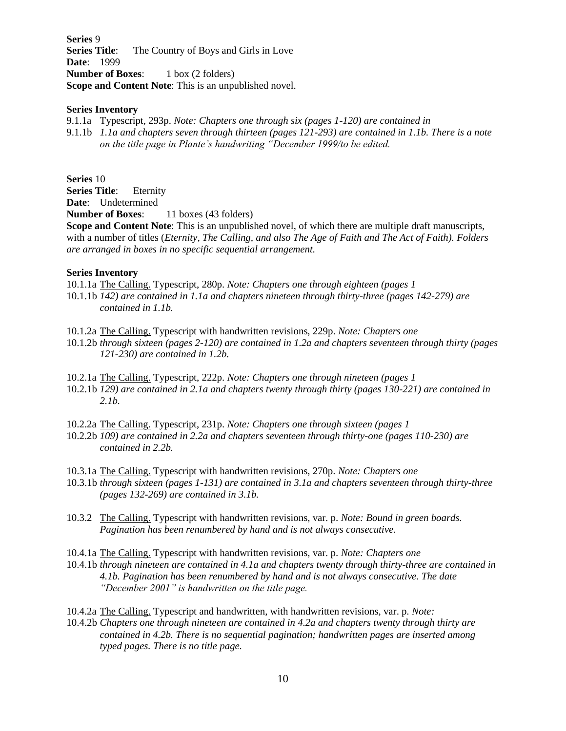**Series** 9
**Series Title**: The Country of Boys and Girls in Love
**Date**: 1999
**Number of Boxes**: 1 box (2 folders)
**Scope and Content Note**: This is an unpublished novel.

**Series Inventory**

9.1.1a Typescript, 293p. *Note: Chapters one through six (pages 1-120) are contained in*
9.1.1b *1.1a and chapters seven through thirteen (pages 121-293) are contained in 1.1b. There is a note on the title page in Plante's handwriting "December 1999/to be edited.*

**Series** 10
**Series Title**: Eternity
**Date**: Undetermined
**Number of Boxes**: 11 boxes (43 folders)
**Scope and Content Note**: This is an unpublished novel, of which there are multiple draft manuscripts, with a number of titles (*Eternity, The Calling, and also The Age of Faith and The Act of Faith). Folders are arranged in boxes in no specific sequential arrangement.*

**Series Inventory**

10.1.1a The Calling. Typescript, 280p. *Note: Chapters one through eighteen (pages 1*
10.1.1b *142) are contained in 1.1a and chapters nineteen through thirty-three (pages 142-279) are contained in 1.1b.*

10.1.2a The Calling. Typescript with handwritten revisions, 229p. *Note: Chapters one*
10.1.2b *through sixteen (pages 2-120) are contained in 1.2a and chapters seventeen through thirty (pages 121-230) are contained in 1.2b.*

10.2.1a The Calling. Typescript, 222p. *Note: Chapters one through nineteen (pages 1*
10.2.1b *129) are contained in 2.1a and chapters twenty through thirty (pages 130-221) are contained in 2.1b.*

10.2.2a The Calling. Typescript, 231p. *Note: Chapters one through sixteen (pages 1*
10.2.2b *109) are contained in 2.2a and chapters seventeen through thirty-one (pages 110-230) are contained in 2.2b.*

10.3.1a The Calling. Typescript with handwritten revisions, 270p. *Note: Chapters one*
10.3.1b *through sixteen (pages 1-131) are contained in 3.1a and chapters seventeen through thirty-three (pages 132-269) are contained in 3.1b.*

10.3.2 The Calling. Typescript with handwritten revisions, var. p. *Note: Bound in green boards. Pagination has been renumbered by hand and is not always consecutive.*

10.4.1a The Calling. Typescript with handwritten revisions, var. p. *Note: Chapters one*
10.4.1b *through nineteen are contained in 4.1a and chapters twenty through thirty-three are contained in 4.1b. Pagination has been renumbered by hand and is not always consecutive. The date "December 2001" is handwritten on the title page.*

10.4.2a The Calling. Typescript and handwritten, with handwritten revisions, var. p. *Note:*
10.4.2b *Chapters one through nineteen are contained in 4.2a and chapters twenty through thirty are contained in 4.2b. There is no sequential pagination; handwritten pages are inserted among typed pages. There is no title page.*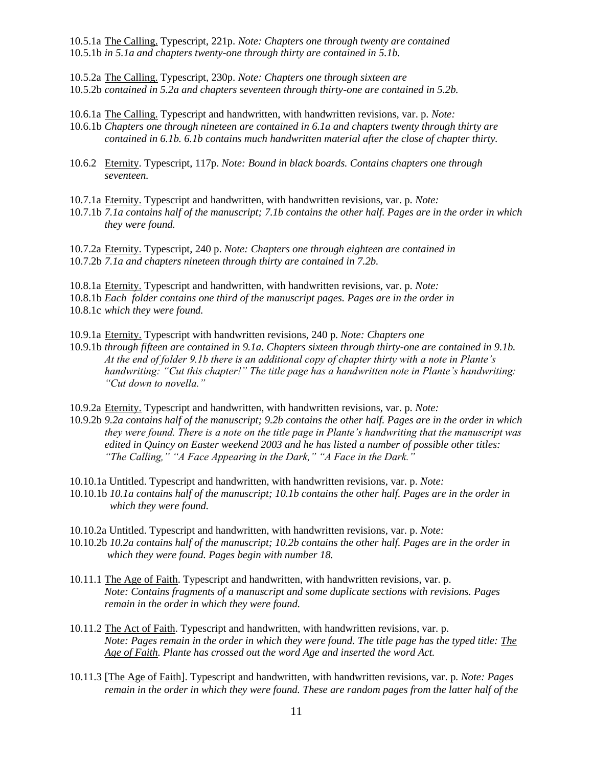10.5.1a <u>The Calling.</u> Typescript, 221p. *Note: Chapters one through twenty are contained*
10.5.1b *in 5.1a and chapters twenty-one through thirty are contained in 5.1b.*

10.5.2a <u>The Calling.</u> Typescript, 230p. *Note: Chapters one through sixteen are*
10.5.2b *contained in 5.2a and chapters seventeen through thirty-one are contained in 5.2b.*

10.6.1a <u>The Calling.</u> Typescript and handwritten, with handwritten revisions, var. p. *Note:*
10.6.1b *Chapters one through nineteen are contained in 6.1a and chapters twenty through thirty are contained in 6.1b. 6.1b contains much handwritten material after the close of chapter thirty.*

10.6.2 <u>Eternity</u>. Typescript, 117p. *Note: Bound in black boards. Contains chapters one through seventeen.*

10.7.1a <u>Eternity.</u> Typescript and handwritten, with handwritten revisions, var. p. *Note:*
10.7.1b *7.1a contains half of the manuscript; 7.1b contains the other half. Pages are in the order in which they were found.*

10.7.2a <u>Eternity.</u> Typescript, 240 p. *Note: Chapters one through eighteen are contained in*
10.7.2b *7.1a and chapters nineteen through thirty are contained in 7.2b.*

10.8.1a <u>Eternity.</u> Typescript and handwritten, with handwritten revisions, var. p. *Note:*
10.8.1b *Each folder contains one third of the manuscript pages. Pages are in the order in*
10.8.1c *which they were found.*

10.9.1a <u>Eternity.</u> Typescript with handwritten revisions, 240 p. *Note: Chapters one*
10.9.1b *through fifteen are contained in 9.1a. Chapters sixteen through thirty-one are contained in 9.1b. At the end of folder 9.1b there is an additional copy of chapter thirty with a note in Plante's handwriting: "Cut this chapter!" The title page has a handwritten note in Plante's handwriting: "Cut down to novella."*

10.9.2a <u>Eternity.</u> Typescript and handwritten, with handwritten revisions, var. p. *Note:*
10.9.2b *9.2a contains half of the manuscript; 9.2b contains the other half. Pages are in the order in which they were found. There is a note on the title page in Plante's handwriting that the manuscript was edited in Quincy on Easter weekend 2003 and he has listed a number of possible other titles: "The Calling," "A Face Appearing in the Dark," "A Face in the Dark."*

10.10.1a Untitled. Typescript and handwritten, with handwritten revisions, var. p. *Note:*
10.10.1b *10.1a contains half of the manuscript; 10.1b contains the other half. Pages are in the order in which they were found.*

10.10.2a Untitled. Typescript and handwritten, with handwritten revisions, var. p. *Note:*
10.10.2b *10.2a contains half of the manuscript; 10.2b contains the other half. Pages are in the order in which they were found. Pages begin with number 18.*

10.11.1 <u>The Age of Faith</u>. Typescript and handwritten, with handwritten revisions, var. p. *Note: Contains fragments of a manuscript and some duplicate sections with revisions. Pages remain in the order in which they were found.*

10.11.2 <u>The Act of Faith</u>. Typescript and handwritten, with handwritten revisions, var. p. *Note: Pages remain in the order in which they were found. The title page has the typed title: <u>The Age of Faith</u>. Plante has crossed out the word Age and inserted the word Act.*

10.11.3 [<u>The Age of Faith</u>]. Typescript and handwritten, with handwritten revisions, var. p. *Note: Pages remain in the order in which they were found. These are random pages from the latter half of the*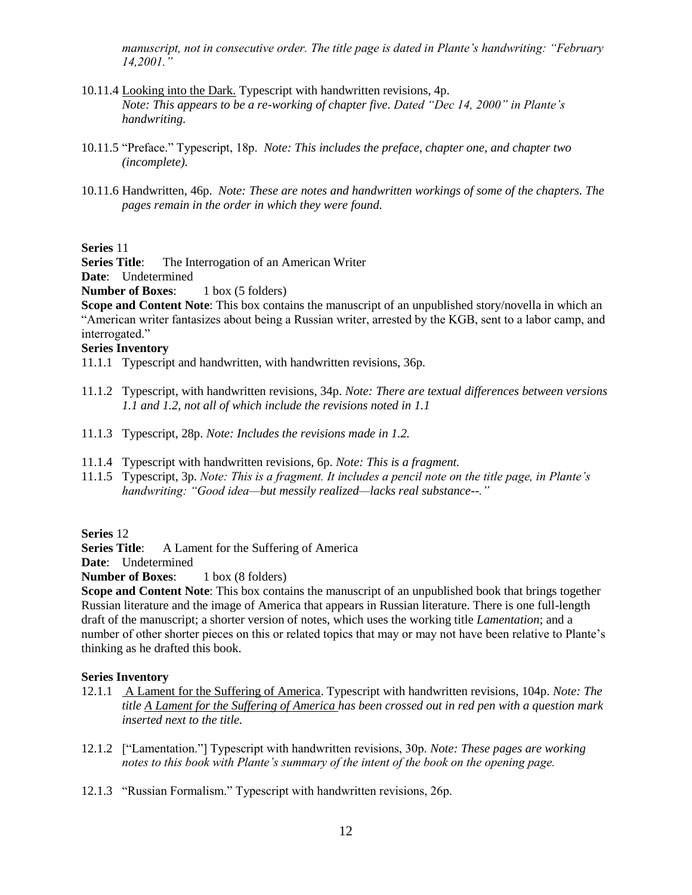*manuscript, not in consecutive order. The title page is dated in Plante's handwriting: "February 14,2001."*

10.11.4 Looking into the Dark. Typescript with handwritten revisions, 4p. *Note: This appears to be a re-working of chapter five. Dated "Dec 14, 2000" in Plante's handwriting.*

10.11.5 "Preface." Typescript, 18p. *Note: This includes the preface, chapter one, and chapter two (incomplete).*

10.11.6 Handwritten, 46p. *Note: These are notes and handwritten workings of some of the chapters. The pages remain in the order in which they were found.*

**Series** 11
**Series Title**: The Interrogation of an American Writer
**Date**: Undetermined
**Number of Boxes**: 1 box (5 folders)
**Scope and Content Note**: This box contains the manuscript of an unpublished story/novella in which an "American writer fantasizes about being a Russian writer, arrested by the KGB, sent to a labor camp, and interrogated."

**Series Inventory**

11.1.1 Typescript and handwritten, with handwritten revisions, 36p.

11.1.2 Typescript, with handwritten revisions, 34p. *Note: There are textual differences between versions 1.1 and 1.2, not all of which include the revisions noted in 1.1*

11.1.3 Typescript, 28p. *Note: Includes the revisions made in 1.2.*

11.1.4 Typescript with handwritten revisions, 6p. *Note: This is a fragment.*

11.1.5 Typescript, 3p. *Note: This is a fragment. It includes a pencil note on the title page, in Plante's handwriting: "Good idea—but messily realized—lacks real substance--."*

**Series** 12
**Series Title**: A Lament for the Suffering of America
**Date**: Undetermined
**Number of Boxes**: 1 box (8 folders)
**Scope and Content Note**: This box contains the manuscript of an unpublished book that brings together Russian literature and the image of America that appears in Russian literature. There is one full-length draft of the manuscript; a shorter version of notes, which uses the working title *Lamentation*; and a number of other shorter pieces on this or related topics that may or may not have been relative to Plante's thinking as he drafted this book.

**Series Inventory**

12.1.1 A Lament for the Suffering of America. Typescript with handwritten revisions, 104p. *Note: The title A Lament for the Suffering of America has been crossed out in red pen with a question mark inserted next to the title.*

12.1.2 ["Lamentation."] Typescript with handwritten revisions, 30p. *Note: These pages are working notes to this book with Plante's summary of the intent of the book on the opening page.*

12.1.3 "Russian Formalism." Typescript with handwritten revisions, 26p.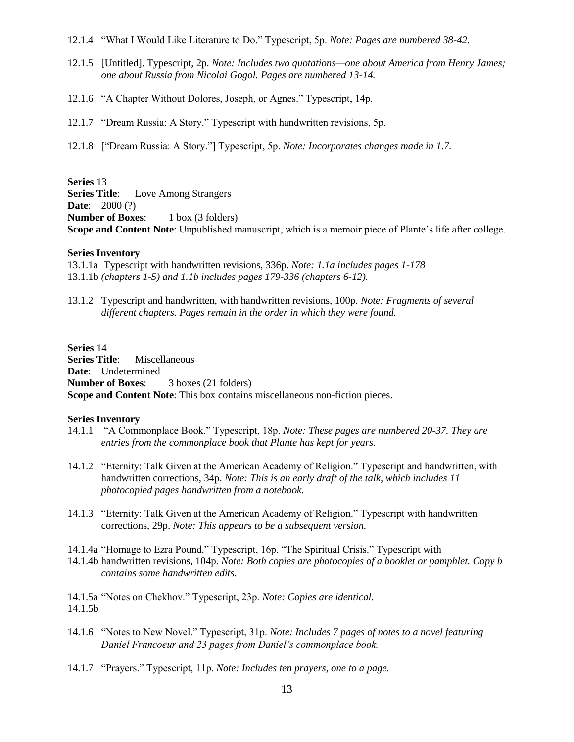12.1.4 "What I Would Like Literature to Do." Typescript, 5p. *Note: Pages are numbered 38-42.*

12.1.5 [Untitled]. Typescript, 2p. *Note: Includes two quotations—one about America from Henry James; one about Russia from Nicolai Gogol. Pages are numbered 13-14.*

12.1.6 "A Chapter Without Dolores, Joseph, or Agnes." Typescript, 14p.

12.1.7 "Dream Russia: A Story." Typescript with handwritten revisions, 5p.

12.1.8 ["Dream Russia: A Story."] Typescript, 5p. *Note: Incorporates changes made in 1.7.*

**Series** 13
**Series Title**: Love Among Strangers
**Date**: 2000 (?)
**Number of Boxes**: 1 box (3 folders)
**Scope and Content Note**: Unpublished manuscript, which is a memoir piece of Plante's life after college.

**Series Inventory**

13.1.1a Typescript with handwritten revisions, 336p. *Note: 1.1a includes pages 1-178*
13.1.1b *(chapters 1-5) and 1.1b includes pages 179-336 (chapters 6-12).*

13.1.2 Typescript and handwritten, with handwritten revisions, 100p. *Note: Fragments of several different chapters. Pages remain in the order in which they were found.*

**Series** 14
**Series Title**: Miscellaneous
**Date**: Undetermined
**Number of Boxes**: 3 boxes (21 folders)
**Scope and Content Note**: This box contains miscellaneous non-fiction pieces.

**Series Inventory**

14.1.1 "A Commonplace Book." Typescript, 18p. *Note: These pages are numbered 20-37. They are entries from the commonplace book that Plante has kept for years.*

14.1.2 "Eternity: Talk Given at the American Academy of Religion." Typescript and handwritten, with handwritten corrections, 34p. *Note: This is an early draft of the talk, which includes 11 photocopied pages handwritten from a notebook.*

14.1.3 "Eternity: Talk Given at the American Academy of Religion." Typescript with handwritten corrections, 29p. *Note: This appears to be a subsequent version.*

14.1.4a "Homage to Ezra Pound." Typescript, 16p. "The Spiritual Crisis." Typescript with
14.1.4b handwritten revisions, 104p. *Note: Both copies are photocopies of a booklet or pamphlet. Copy b contains some handwritten edits.*

14.1.5a "Notes on Chekhov." Typescript, 23p. *Note: Copies are identical.*
14.1.5b

14.1.6 "Notes to New Novel." Typescript, 31p. *Note: Includes 7 pages of notes to a novel featuring Daniel Francoeur and 23 pages from Daniel's commonplace book.*

14.1.7 "Prayers." Typescript, 11p. *Note: Includes ten prayers, one to a page.*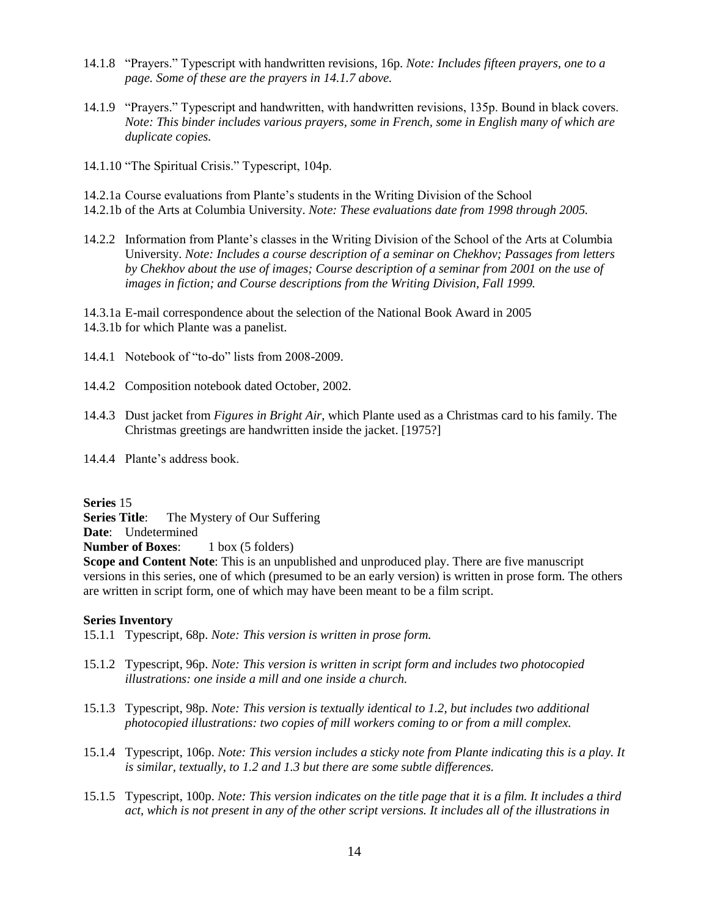14.1.8 "Prayers." Typescript with handwritten revisions, 16p. *Note: Includes fifteen prayers, one to a page. Some of these are the prayers in 14.1.7 above.*

14.1.9 "Prayers." Typescript and handwritten, with handwritten revisions, 135p. Bound in black covers. *Note: This binder includes various prayers, some in French, some in English many of which are duplicate copies.*

14.1.10 "The Spiritual Crisis." Typescript, 104p.

14.2.1a Course evaluations from Plante's students in the Writing Division of the School
14.2.1b of the Arts at Columbia University. *Note: These evaluations date from 1998 through 2005.*

14.2.2 Information from Plante's classes in the Writing Division of the School of the Arts at Columbia University. *Note: Includes a course description of a seminar on Chekhov; Passages from letters by Chekhov about the use of images; Course description of a seminar from 2001 on the use of images in fiction; and Course descriptions from the Writing Division, Fall 1999.*

14.3.1a E-mail correspondence about the selection of the National Book Award in 2005
14.3.1b for which Plante was a panelist.

14.4.1 Notebook of "to-do" lists from 2008-2009.

14.4.2 Composition notebook dated October, 2002.

14.4.3 Dust jacket from *Figures in Bright Air*, which Plante used as a Christmas card to his family. The Christmas greetings are handwritten inside the jacket. [1975?]

14.4.4 Plante's address book.

**Series** 15
**Series Title**: The Mystery of Our Suffering
**Date**: Undetermined
**Number of Boxes**: 1 box (5 folders)
**Scope and Content Note**: This is an unpublished and unproduced play. There are five manuscript versions in this series, one of which (presumed to be an early version) is written in prose form. The others are written in script form, one of which may have been meant to be a film script.

**Series Inventory**

15.1.1 Typescript, 68p. *Note: This version is written in prose form.*

15.1.2 Typescript, 96p. *Note: This version is written in script form and includes two photocopied illustrations: one inside a mill and one inside a church.*

15.1.3 Typescript, 98p. *Note: This version is textually identical to 1.2, but includes two additional photocopied illustrations: two copies of mill workers coming to or from a mill complex.*

15.1.4 Typescript, 106p. *Note: This version includes a sticky note from Plante indicating this is a play. It is similar, textually, to 1.2 and 1.3 but there are some subtle differences.*

15.1.5 Typescript, 100p. *Note: This version indicates on the title page that it is a film. It includes a third act, which is not present in any of the other script versions. It includes all of the illustrations in*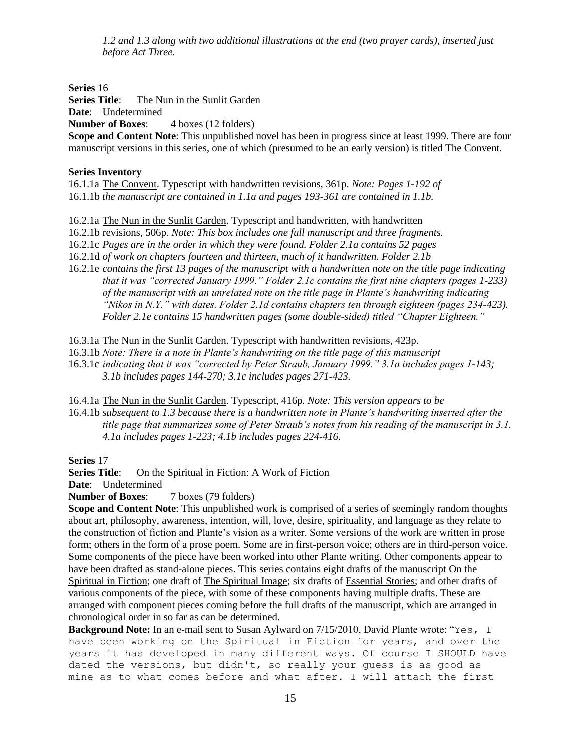*1.2 and 1.3 along with two additional illustrations at the end (two prayer cards), inserted just before Act Three.*

**Series** 16
**Series Title**: The Nun in the Sunlit Garden
**Date**: Undetermined
**Number of Boxes**: 4 boxes (12 folders)
**Scope and Content Note**: This unpublished novel has been in progress since at least 1999. There are four manuscript versions in this series, one of which (presumed to be an early version) is titled The Convent.

**Series Inventory**

16.1.1a The Convent. Typescript with handwritten revisions, 361p. *Note: Pages 1-192 of*
16.1.1b *the manuscript are contained in 1.1a and pages 193-361 are contained in 1.1b.*

16.2.1a The Nun in the Sunlit Garden. Typescript and handwritten, with handwritten
16.2.1b revisions, 506p. *Note: This box includes one full manuscript and three fragments.*
16.2.1c *Pages are in the order in which they were found. Folder 2.1a contains 52 pages*
16.2.1d *of work on chapters fourteen and thirteen, much of it handwritten. Folder 2.1b*
16.2.1e *contains the first 13 pages of the manuscript with a handwritten note on the title page indicating that it was "corrected January 1999." Folder 2.1c contains the first nine chapters (pages 1-233) of the manuscript with an unrelated note on the title page in Plante's handwriting indicating "Nikos in N.Y." with dates. Folder 2.1d contains chapters ten through eighteen (pages 234-423). Folder 2.1e contains 15 handwritten pages (some double-sided) titled "Chapter Eighteen."*

16.3.1a The Nun in the Sunlit Garden. Typescript with handwritten revisions, 423p.
16.3.1b *Note: There is a note in Plante's handwriting on the title page of this manuscript*
16.3.1c *indicating that it was "corrected by Peter Straub, January 1999." 3.1a includes pages 1-143; 3.1b includes pages 144-270; 3.1c includes pages 271-423.*

16.4.1a The Nun in the Sunlit Garden. Typescript, 416p. *Note: This version appears to be*
16.4.1b *subsequent to 1.3 because there is a handwritten note in Plante's handwriting inserted after the title page that summarizes some of Peter Straub's notes from his reading of the manuscript in 3.1. 4.1a includes pages 1-223; 4.1b includes pages 224-416.*

**Series** 17
**Series Title**: On the Spiritual in Fiction: A Work of Fiction
**Date**: Undetermined
**Number of Boxes**: 7 boxes (79 folders)
**Scope and Content Note**: This unpublished work is comprised of a series of seemingly random thoughts about art, philosophy, awareness, intention, will, love, desire, spirituality, and language as they relate to the construction of fiction and Plante's vision as a writer. Some versions of the work are written in prose form; others in the form of a prose poem. Some are in first-person voice; others are in third-person voice. Some components of the piece have been worked into other Plante writing. Other components appear to have been drafted as stand-alone pieces. This series contains eight drafts of the manuscript On the Spiritual in Fiction; one draft of The Spiritual Image; six drafts of Essential Stories; and other drafts of various components of the piece, with some of these components having multiple drafts. These are arranged with component pieces coming before the full drafts of the manuscript, which are arranged in chronological order in so far as can be determined.
**Background Note:** In an e-mail sent to Susan Aylward on 7/15/2010, David Plante wrote: "Yes, I have been working on the Spiritual in Fiction for years, and over the years it has developed in many different ways. Of course I SHOULD have dated the versions, but didn't, so really your guess is as good as mine as to what comes before and what after. I will attach the first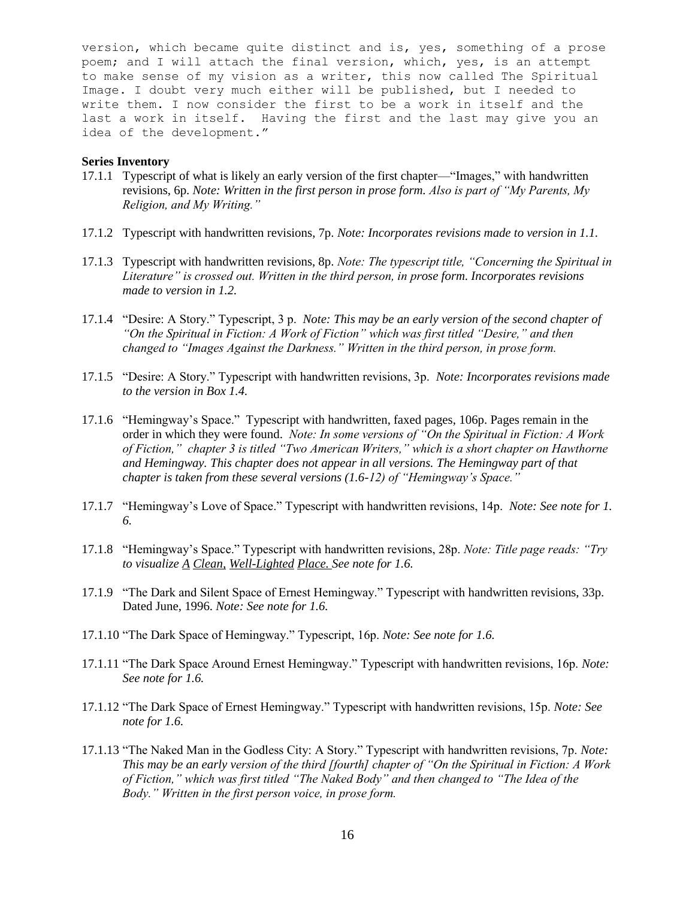version, which became quite distinct and is, yes, something of a prose poem; and I will attach the final version, which, yes, is an attempt to make sense of my vision as a writer, this now called The Spiritual Image. I doubt very much either will be published, but I needed to write them. I now consider the first to be a work in itself and the last a work in itself. Having the first and the last may give you an idea of the development."

**Series Inventory**

17.1.1 Typescript of what is likely an early version of the first chapter—"Images," with handwritten revisions, 6p. *Note: Written in the first person in prose form. Also is part of "My Parents, My Religion, and My Writing."*

17.1.2 Typescript with handwritten revisions, 7p. *Note: Incorporates revisions made to version in 1.1.*

17.1.3 Typescript with handwritten revisions, 8p. *Note: The typescript title, "Concerning the Spiritual in Literature" is crossed out. Written in the third person, in prose form. Incorporates revisions made to version in 1.2.*

17.1.4 "Desire: A Story." Typescript, 3 p. *Note: This may be an early version of the second chapter of "On the Spiritual in Fiction: A Work of Fiction" which was first titled "Desire," and then changed to "Images Against the Darkness." Written in the third person, in prose form.*

17.1.5 "Desire: A Story." Typescript with handwritten revisions, 3p. *Note: Incorporates revisions made to the version in Box 1.4.*

17.1.6 "Hemingway's Space." Typescript with handwritten, faxed pages, 106p. Pages remain in the order in which they were found. *Note: In some versions of "On the Spiritual in Fiction: A Work of Fiction," chapter 3 is titled "Two American Writers," which is a short chapter on Hawthorne and Hemingway. This chapter does not appear in all versions. The Hemingway part of that chapter is taken from these several versions (1.6-12) of "Hemingway's Space."*

17.1.7 "Hemingway's Love of Space." Typescript with handwritten revisions, 14p. *Note: See note for 1. 6.*

17.1.8 "Hemingway's Space." Typescript with handwritten revisions, 28p. *Note: Title page reads: "Try to visualize A Clean, Well-Lighted Place. See note for 1.6.*

17.1.9 "The Dark and Silent Space of Ernest Hemingway." Typescript with handwritten revisions, 33p. Dated June, 1996. *Note: See note for 1.6.*

17.1.10 "The Dark Space of Hemingway." Typescript, 16p. *Note: See note for 1.6.*

17.1.11 "The Dark Space Around Ernest Hemingway." Typescript with handwritten revisions, 16p. *Note: See note for 1.6.*

17.1.12 "The Dark Space of Ernest Hemingway." Typescript with handwritten revisions, 15p. *Note: See note for 1.6.*

17.1.13 "The Naked Man in the Godless City: A Story." Typescript with handwritten revisions, 7p. *Note: This may be an early version of the third [fourth] chapter of "On the Spiritual in Fiction: A Work of Fiction," which was first titled "The Naked Body" and then changed to "The Idea of the Body." Written in the first person voice, in prose form.*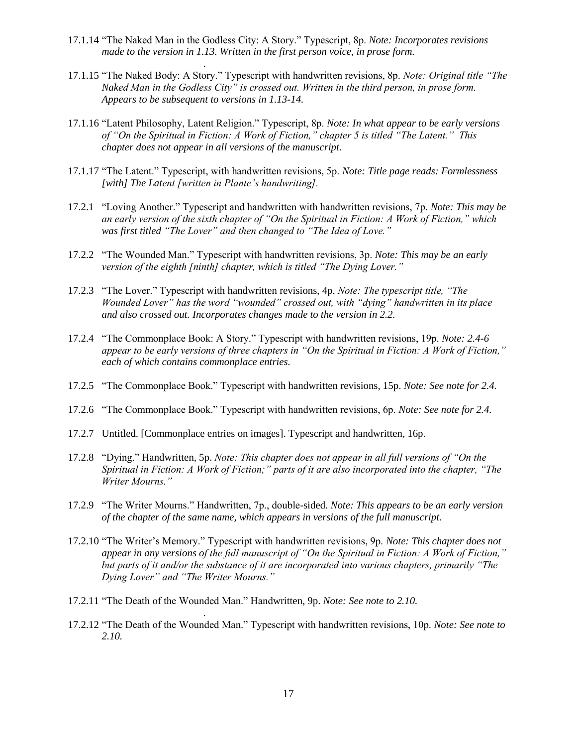17.1.14 "The Naked Man in the Godless City: A Story." Typescript, 8p. *Note: Incorporates revisions made to the version in 1.13. Written in the first person voice, in prose form.*

17.1.15 "The Naked Body: A Story." Typescript with handwritten revisions, 8p. *Note: Original title "The Naked Man in the Godless City" is crossed out. Written in the third person, in prose form. Appears to be subsequent to versions in 1.13-14.*

17.1.16 "Latent Philosophy, Latent Religion." Typescript, 8p. *Note: In what appear to be early versions of "On the Spiritual in Fiction: A Work of Fiction," chapter 5 is titled "The Latent." This chapter does not appear in all versions of the manuscript.*

17.1.17 "The Latent." Typescript, with handwritten revisions, 5p. *Note: Title page reads: ~~Formlessness~~ [with] The Latent [written in Plante's handwriting].*

17.2.1 "Loving Another." Typescript and handwritten with handwritten revisions, 7p. *Note: This may be an early version of the sixth chapter of "On the Spiritual in Fiction: A Work of Fiction," which was first titled "The Lover" and then changed to "The Idea of Love."*

17.2.2 "The Wounded Man." Typescript with handwritten revisions, 3p. *Note: This may be an early version of the eighth [ninth] chapter, which is titled "The Dying Lover."*

17.2.3 "The Lover." Typescript with handwritten revisions, 4p. *Note: The typescript title, "The Wounded Lover" has the word "wounded" crossed out, with "dying" handwritten in its place and also crossed out. Incorporates changes made to the version in 2.2.*

17.2.4 "The Commonplace Book: A Story." Typescript with handwritten revisions, 19p. *Note: 2.4-6 appear to be early versions of three chapters in "On the Spiritual in Fiction: A Work of Fiction," each of which contains commonplace entries.*

17.2.5 "The Commonplace Book." Typescript with handwritten revisions, 15p. *Note: See note for 2.4.*

17.2.6 "The Commonplace Book." Typescript with handwritten revisions, 6p. *Note: See note for 2.4.*

17.2.7 Untitled. [Commonplace entries on images]. Typescript and handwritten, 16p.

17.2.8 "Dying." Handwritten, 5p. *Note: This chapter does not appear in all full versions of "On the Spiritual in Fiction: A Work of Fiction;" parts of it are also incorporated into the chapter, "The Writer Mourns."*

17.2.9 "The Writer Mourns." Handwritten, 7p., double-sided. *Note: This appears to be an early version of the chapter of the same name, which appears in versions of the full manuscript.*

17.2.10 "The Writer's Memory." Typescript with handwritten revisions, 9p. *Note: This chapter does not appear in any versions of the full manuscript of "On the Spiritual in Fiction: A Work of Fiction," but parts of it and/or the substance of it are incorporated into various chapters, primarily "The Dying Lover" and "The Writer Mourns."*

17.2.11 "The Death of the Wounded Man." Handwritten, 9p. *Note: See note to 2.10.*

17.2.12 "The Death of the Wounded Man." Typescript with handwritten revisions, 10p. *Note: See note to 2.10.*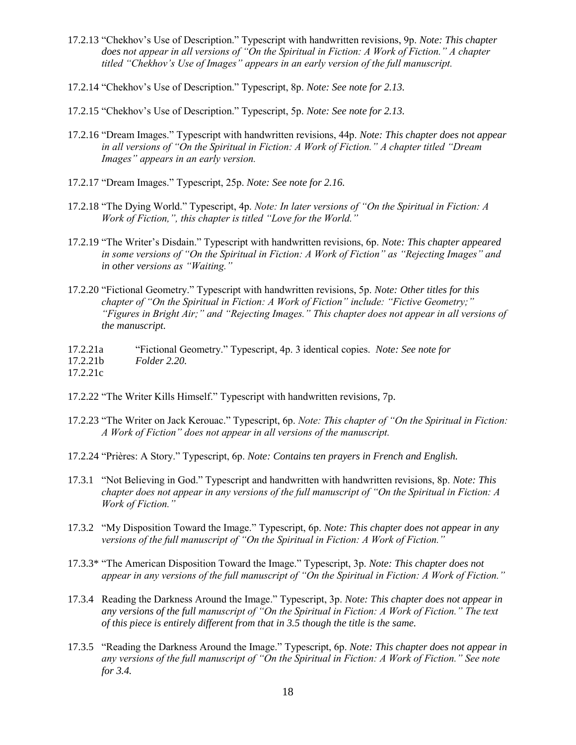17.2.13 "Chekhov's Use of Description." Typescript with handwritten revisions, 9p. *Note: This chapter does not appear in all versions of "On the Spiritual in Fiction: A Work of Fiction." A chapter titled "Chekhov's Use of Images" appears in an early version of the full manuscript.*

17.2.14 "Chekhov's Use of Description." Typescript, 8p. *Note: See note for 2.13.*

17.2.15 "Chekhov's Use of Description." Typescript, 5p. *Note: See note for 2.13.*

17.2.16 "Dream Images." Typescript with handwritten revisions, 44p. *Note: This chapter does not appear in all versions of "On the Spiritual in Fiction: A Work of Fiction." A chapter titled "Dream Images" appears in an early version.*

17.2.17 "Dream Images." Typescript, 25p. *Note: See note for 2.16.*

17.2.18 "The Dying World." Typescript, 4p. *Note: In later versions of "On the Spiritual in Fiction: A Work of Fiction,", this chapter is titled "Love for the World."*

17.2.19 "The Writer's Disdain." Typescript with handwritten revisions, 6p. *Note: This chapter appeared in some versions of "On the Spiritual in Fiction: A Work of Fiction" as "Rejecting Images" and in other versions as "Waiting."*

17.2.20 "Fictional Geometry." Typescript with handwritten revisions, 5p. *Note: Other titles for this chapter of "On the Spiritual in Fiction: A Work of Fiction" include: "Fictive Geometry;" "Figures in Bright Air;" and "Rejecting Images." This chapter does not appear in all versions of the manuscript.*

17.2.21a
17.2.21b
17.2.21c "Fictional Geometry." Typescript, 4p. 3 identical copies. *Note: See note for Folder 2.20.*

17.2.22 "The Writer Kills Himself." Typescript with handwritten revisions, 7p.

17.2.23 "The Writer on Jack Kerouac." Typescript, 6p. *Note: This chapter of "On the Spiritual in Fiction: A Work of Fiction" does not appear in all versions of the manuscript.*

17.2.24 "Prières: A Story." Typescript, 6p. *Note: Contains ten prayers in French and English.*

17.3.1 "Not Believing in God." Typescript and handwritten with handwritten revisions, 8p. *Note: This chapter does not appear in any versions of the full manuscript of "On the Spiritual in Fiction: A Work of Fiction."*

17.3.2 "My Disposition Toward the Image." Typescript, 6p. *Note: This chapter does not appear in any versions of the full manuscript of "On the Spiritual in Fiction: A Work of Fiction."*

17.3.3* "The American Disposition Toward the Image." Typescript, 3p. *Note: This chapter does not appear in any versions of the full manuscript of "On the Spiritual in Fiction: A Work of Fiction."*

17.3.4 Reading the Darkness Around the Image." Typescript, 3p. *Note: This chapter does not appear in any versions of the full manuscript of "On the Spiritual in Fiction: A Work of Fiction." The text of this piece is entirely different from that in 3.5 though the title is the same.*

17.3.5 "Reading the Darkness Around the Image." Typescript, 6p. *Note: This chapter does not appear in any versions of the full manuscript of "On the Spiritual in Fiction: A Work of Fiction." See note for 3.4.*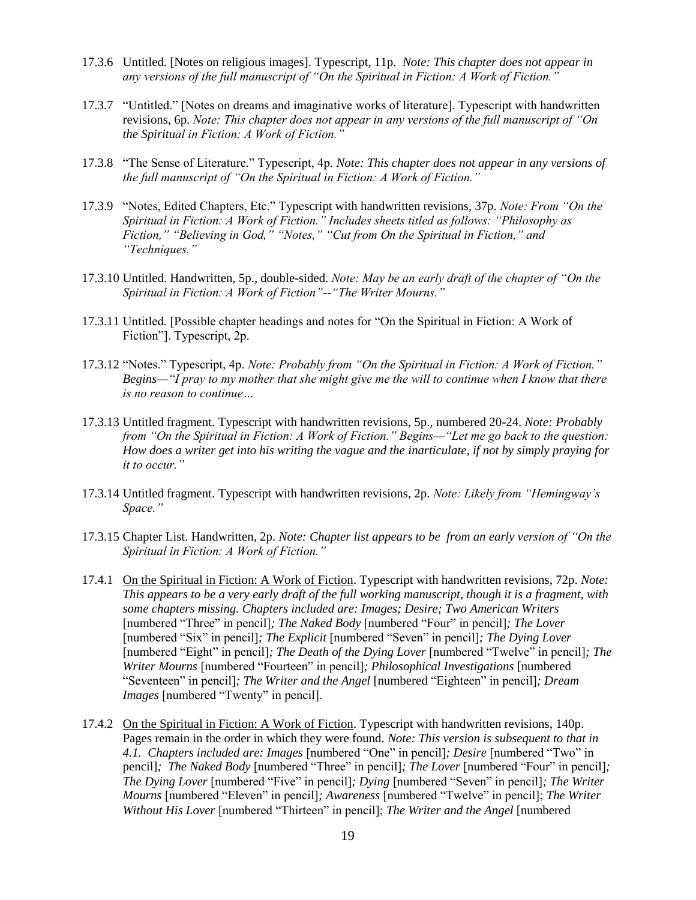17.3.6 Untitled. [Notes on religious images]. Typescript, 11p. *Note: This chapter does not appear in any versions of the full manuscript of "On the Spiritual in Fiction: A Work of Fiction."*

17.3.7 "Untitled." [Notes on dreams and imaginative works of literature]. Typescript with handwritten revisions, 6p. *Note: This chapter does not appear in any versions of the full manuscript of "On the Spiritual in Fiction: A Work of Fiction."*

17.3.8 "The Sense of Literature." Typescript, 4p. *Note: This chapter does not appear in any versions of the full manuscript of "On the Spiritual in Fiction: A Work of Fiction."*

17.3.9 "Notes, Edited Chapters, Etc." Typescript with handwritten revisions, 37p. *Note: From "On the Spiritual in Fiction: A Work of Fiction." Includes sheets titled as follows: "Philosophy as Fiction," "Believing in God," "Notes," "Cut from On the Spiritual in Fiction," and "Techniques."*

17.3.10 Untitled. Handwritten, 5p., double-sided. *Note: May be an early draft of the chapter of "On the Spiritual in Fiction: A Work of Fiction"--"The Writer Mourns."*

17.3.11 Untitled. [Possible chapter headings and notes for "On the Spiritual in Fiction: A Work of Fiction"]. Typescript, 2p.

17.3.12 "Notes." Typescript, 4p. *Note: Probably from "On the Spiritual in Fiction: A Work of Fiction." Begins—"I pray to my mother that she might give me the will to continue when I know that there is no reason to continue…*

17.3.13 Untitled fragment. Typescript with handwritten revisions, 5p., numbered 20-24. *Note: Probably from "On the Spiritual in Fiction: A Work of Fiction." Begins—"Let me go back to the question: How does a writer get into his writing the vague and the inarticulate, if not by simply praying for it to occur."*

17.3.14 Untitled fragment. Typescript with handwritten revisions, 2p. *Note: Likely from "Hemingway's Space."*

17.3.15 Chapter List. Handwritten, 2p. *Note: Chapter list appears to be from an early version of "On the Spiritual in Fiction: A Work of Fiction."*

17.4.1 <u>On the Spiritual in Fiction: A Work of Fiction</u>. Typescript with handwritten revisions, 72p. *Note: This appears to be a very early draft of the full working manuscript, though it is a fragment, with some chapters missing. Chapters included are: Images; Desire; Two American Writers* [numbered "Three" in pencil]*; The Naked Body* [numbered "Four" in pencil]*; The Lover* [numbered "Six" in pencil]*; The Explicit* [numbered "Seven" in pencil]*; The Dying Lover* [numbered "Eight" in pencil]*; The Death of the Dying Lover* [numbered "Twelve" in pencil]*; The Writer Mourns* [numbered "Fourteen" in pencil]*; Philosophical Investigations* [numbered "Seventeen" in pencil]*; The Writer and the Angel* [numbered "Eighteen" in pencil]*; Dream Images* [numbered "Twenty" in pencil].

17.4.2 <u>On the Spiritual in Fiction: A Work of Fiction</u>. Typescript with handwritten revisions, 140p. Pages remain in the order in which they were found. *Note: This version is subsequent to that in 4.1. Chapters included are: Images* [numbered "One" in pencil]*; Desire* [numbered "Two" in pencil]*; The Naked Body* [numbered "Three" in pencil]*; The Lover* [numbered "Four" in pencil]*; The Dying Lover* [numbered "Five" in pencil]*; Dying* [numbered "Seven" in pencil]*; The Writer Mourns* [numbered "Eleven" in pencil]*; Awareness* [numbered "Twelve" in pencil]; *The Writer Without His Lover* [numbered "Thirteen" in pencil]; *The Writer and the Angel* [numbered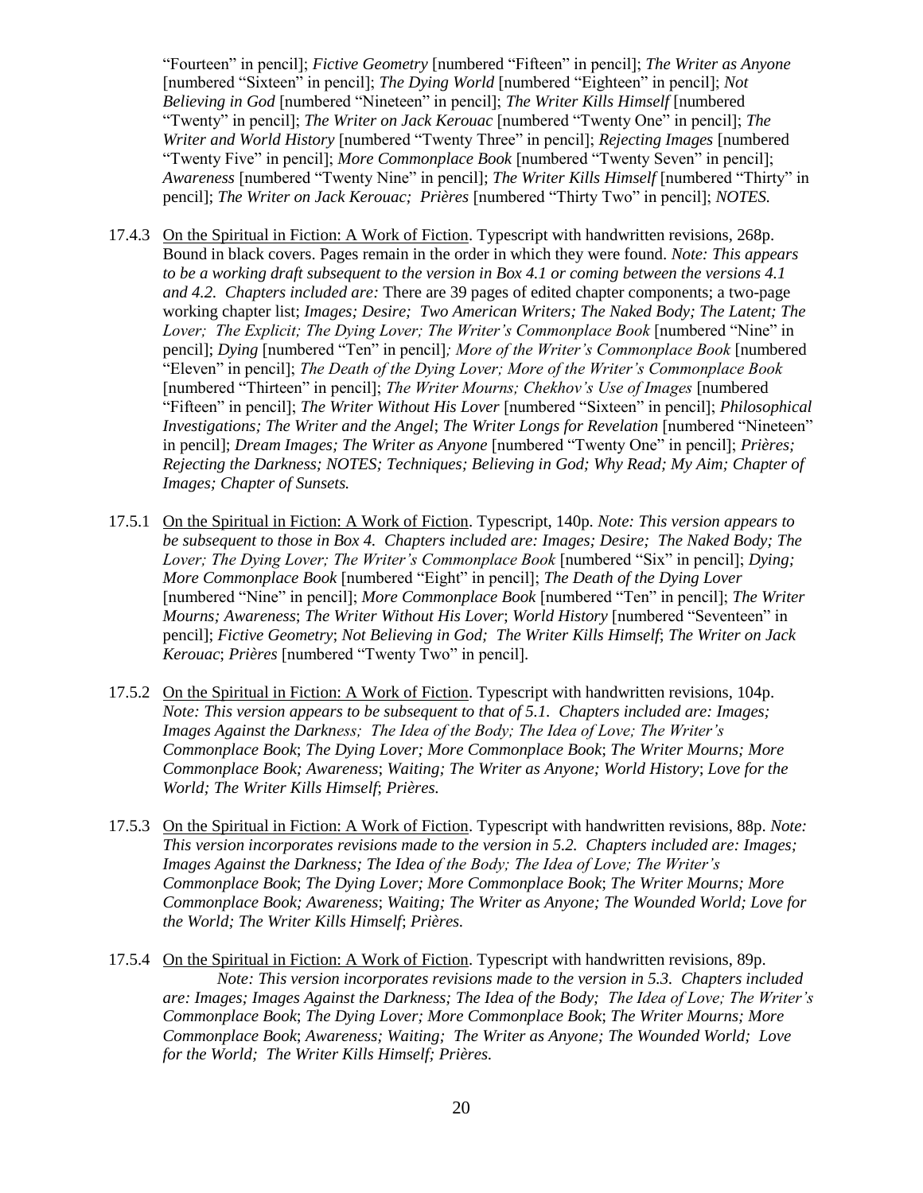"Fourteen" in pencil]; *Fictive Geometry* [numbered "Fifteen" in pencil]; *The Writer as Anyone* [numbered "Sixteen" in pencil]; *The Dying World* [numbered "Eighteen" in pencil]; *Not Believing in God* [numbered "Nineteen" in pencil]; *The Writer Kills Himself* [numbered "Twenty" in pencil]; *The Writer on Jack Kerouac* [numbered "Twenty One" in pencil]; *The Writer and World History* [numbered "Twenty Three" in pencil]; *Rejecting Images* [numbered "Twenty Five" in pencil]; *More Commonplace Book* [numbered "Twenty Seven" in pencil]; *Awareness* [numbered "Twenty Nine" in pencil]; *The Writer Kills Himself* [numbered "Thirty" in pencil]; *The Writer on Jack Kerouac; Prières* [numbered "Thirty Two" in pencil]; *NOTES.*

17.4.3 On the Spiritual in Fiction: A Work of Fiction. Typescript with handwritten revisions, 268p. Bound in black covers. Pages remain in the order in which they were found. *Note: This appears to be a working draft subsequent to the version in Box 4.1 or coming between the versions 4.1 and 4.2. Chapters included are:* There are 39 pages of edited chapter components; a two-page working chapter list; *Images; Desire; Two American Writers; The Naked Body; The Latent; The Lover; The Explicit; The Dying Lover; The Writer's Commonplace Book* [numbered "Nine" in pencil]; *Dying* [numbered "Ten" in pencil]*; More of the Writer's Commonplace Book* [numbered "Eleven" in pencil]; *The Death of the Dying Lover; More of the Writer's Commonplace Book* [numbered "Thirteen" in pencil]; *The Writer Mourns; Chekhov's Use of Images* [numbered "Fifteen" in pencil]; *The Writer Without His Lover* [numbered "Sixteen" in pencil]; *Philosophical Investigations; The Writer and the Angel*; *The Writer Longs for Revelation* [numbered "Nineteen" in pencil]; *Dream Images; The Writer as Anyone* [numbered "Twenty One" in pencil]; *Prières; Rejecting the Darkness; NOTES; Techniques; Believing in God; Why Read; My Aim; Chapter of Images; Chapter of Sunsets.*

17.5.1 On the Spiritual in Fiction: A Work of Fiction. Typescript, 140p. *Note: This version appears to be subsequent to those in Box 4. Chapters included are: Images; Desire; The Naked Body; The Lover; The Dying Lover; The Writer's Commonplace Book* [numbered "Six" in pencil]; *Dying; More Commonplace Book* [numbered "Eight" in pencil]; *The Death of the Dying Lover* [numbered "Nine" in pencil]; *More Commonplace Book* [numbered "Ten" in pencil]; *The Writer Mourns; Awareness*; *The Writer Without His Lover*; *World History* [numbered "Seventeen" in pencil]; *Fictive Geometry*; *Not Believing in God; The Writer Kills Himself*; *The Writer on Jack Kerouac*; *Prières* [numbered "Twenty Two" in pencil].

17.5.2 On the Spiritual in Fiction: A Work of Fiction. Typescript with handwritten revisions, 104p. *Note: This version appears to be subsequent to that of 5.1. Chapters included are: Images; Images Against the Darkness; The Idea of the Body; The Idea of Love; The Writer's Commonplace Book*; *The Dying Lover; More Commonplace Book*; *The Writer Mourns; More Commonplace Book; Awareness*; *Waiting; The Writer as Anyone; World History*; *Love for the World; The Writer Kills Himself*; *Prières.*

17.5.3 On the Spiritual in Fiction: A Work of Fiction. Typescript with handwritten revisions, 88p. *Note: This version incorporates revisions made to the version in 5.2. Chapters included are: Images; Images Against the Darkness; The Idea of the Body; The Idea of Love; The Writer's Commonplace Book*; *The Dying Lover; More Commonplace Book*; *The Writer Mourns; More Commonplace Book; Awareness*; *Waiting; The Writer as Anyone; The Wounded World; Love for the World; The Writer Kills Himself*; *Prières.*

17.5.4 On the Spiritual in Fiction: A Work of Fiction. Typescript with handwritten revisions, 89p. *Note: This version incorporates revisions made to the version in 5.3. Chapters included are: Images; Images Against the Darkness; The Idea of the Body; The Idea of Love; The Writer's Commonplace Book*; *The Dying Lover; More Commonplace Book*; *The Writer Mourns; More Commonplace Book*; *Awareness; Waiting; The Writer as Anyone; The Wounded World; Love for the World; The Writer Kills Himself; Prières.*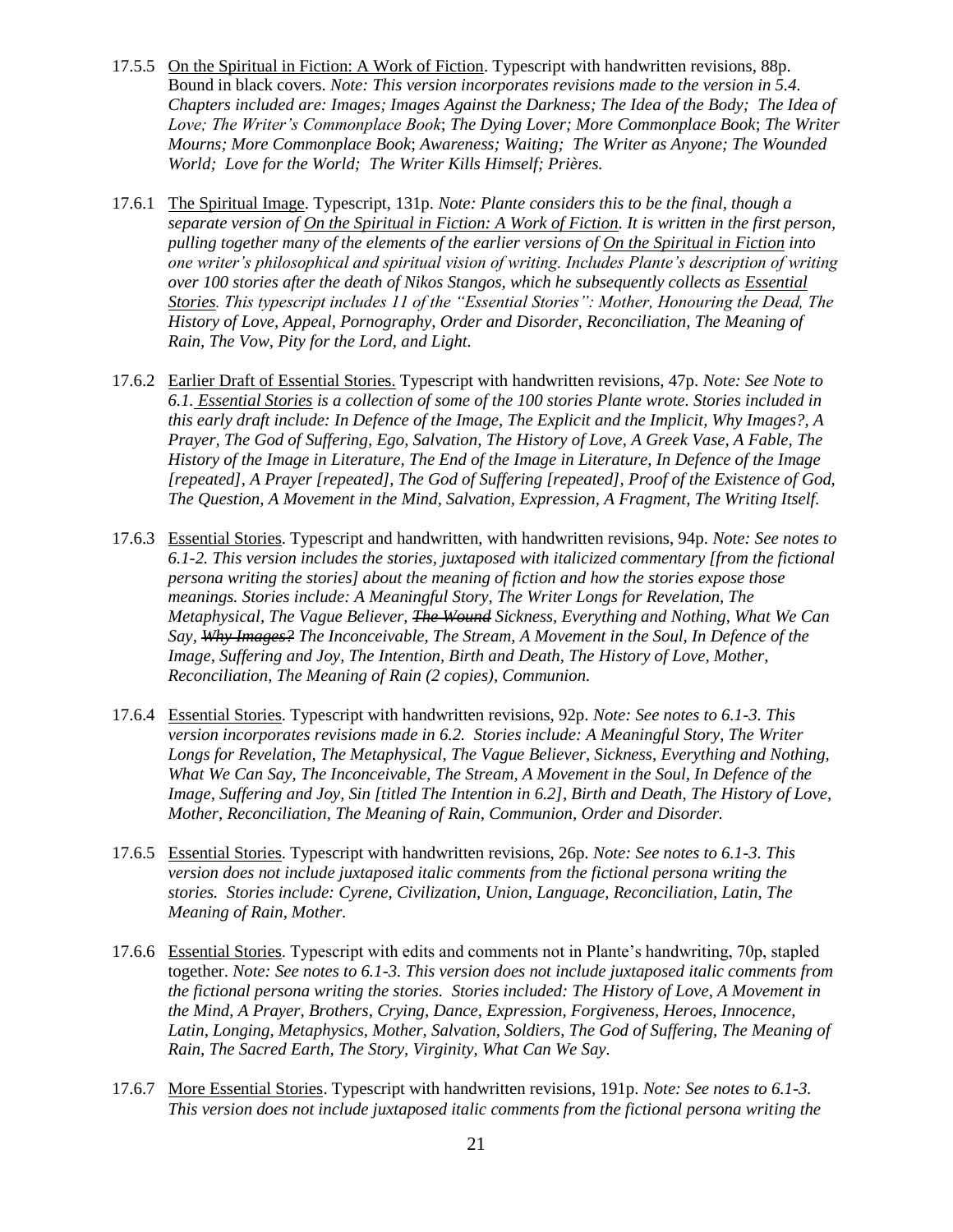17.5.5 <u>On the Spiritual in Fiction: A Work of Fiction</u>. Typescript with handwritten revisions, 88p. Bound in black covers. *Note: This version incorporates revisions made to the version in 5.4. Chapters included are: Images; Images Against the Darkness; The Idea of the Body; The Idea of Love; The Writer's Commonplace Book*; *The Dying Lover; More Commonplace Book*; *The Writer Mourns; More Commonplace Book*; *Awareness; Waiting; The Writer as Anyone; The Wounded World; Love for the World; The Writer Kills Himself; Prières.*

17.6.1 <u>The Spiritual Image</u>. Typescript, 131p. *Note: Plante considers this to be the final, though a separate version of <u>On the Spiritual in Fiction: A Work of Fiction</u>. It is written in the first person, pulling together many of the elements of the earlier versions of <u>On the Spiritual in Fiction</u> into one writer's philosophical and spiritual vision of writing. Includes Plante's description of writing over 100 stories after the death of Nikos Stangos, which he subsequently collects as <u>Essential Stories</u>. This typescript includes 11 of the "Essential Stories": Mother, Honouring the Dead, The History of Love, Appeal, Pornography, Order and Disorder, Reconciliation, The Meaning of Rain, The Vow, Pity for the Lord, and Light.*

17.6.2 <u>Earlier Draft of Essential Stories.</u> Typescript with handwritten revisions, 47p. *Note: See Note to 6.1. <u>Essential Stories</u> is a collection of some of the 100 stories Plante wrote. Stories included in this early draft include: In Defence of the Image, The Explicit and the Implicit, Why Images?, A Prayer, The God of Suffering, Ego, Salvation, The History of Love, A Greek Vase, A Fable, The History of the Image in Literature, The End of the Image in Literature, In Defence of the Image [repeated], A Prayer [repeated], The God of Suffering [repeated], Proof of the Existence of God, The Question, A Movement in the Mind, Salvation, Expression, A Fragment, The Writing Itself.*

17.6.3 <u>Essential Stories</u>. Typescript and handwritten, with handwritten revisions, 94p. *Note: See notes to 6.1-2. This version includes the stories, juxtaposed with italicized commentary [from the fictional persona writing the stories] about the meaning of fiction and how the stories expose those meanings. Stories include: A Meaningful Story, The Writer Longs for Revelation, The Metaphysical, The Vague Believer, ~~The Wound~~ Sickness, Everything and Nothing, What We Can Say, ~~Why Images?~~ The Inconceivable, The Stream, A Movement in the Soul, In Defence of the Image, Suffering and Joy, The Intention, Birth and Death, The History of Love, Mother, Reconciliation, The Meaning of Rain (2 copies), Communion.*

17.6.4 <u>Essential Stories</u>. Typescript with handwritten revisions, 92p. *Note: See notes to 6.1-3. This version incorporates revisions made in 6.2. Stories include: A Meaningful Story, The Writer Longs for Revelation, The Metaphysical, The Vague Believer, Sickness, Everything and Nothing, What We Can Say, The Inconceivable, The Stream, A Movement in the Soul, In Defence of the Image, Suffering and Joy, Sin [titled The Intention in 6.2], Birth and Death, The History of Love, Mother, Reconciliation, The Meaning of Rain, Communion, Order and Disorder.*

17.6.5 <u>Essential Stories</u>. Typescript with handwritten revisions, 26p. *Note: See notes to 6.1-3. This version does not include juxtaposed italic comments from the fictional persona writing the stories. Stories include: Cyrene, Civilization, Union, Language, Reconciliation, Latin, The Meaning of Rain, Mother.*

17.6.6 <u>Essential Stories</u>. Typescript with edits and comments not in Plante's handwriting, 70p, stapled together. *Note: See notes to 6.1-3. This version does not include juxtaposed italic comments from the fictional persona writing the stories. Stories included: The History of Love, A Movement in the Mind, A Prayer, Brothers, Crying, Dance, Expression, Forgiveness, Heroes, Innocence, Latin, Longing, Metaphysics, Mother, Salvation, Soldiers, The God of Suffering, The Meaning of Rain, The Sacred Earth, The Story, Virginity, What Can We Say.*

17.6.7 <u>More Essential Stories</u>. Typescript with handwritten revisions, 191p. *Note: See notes to 6.1-3. This version does not include juxtaposed italic comments from the fictional persona writing the*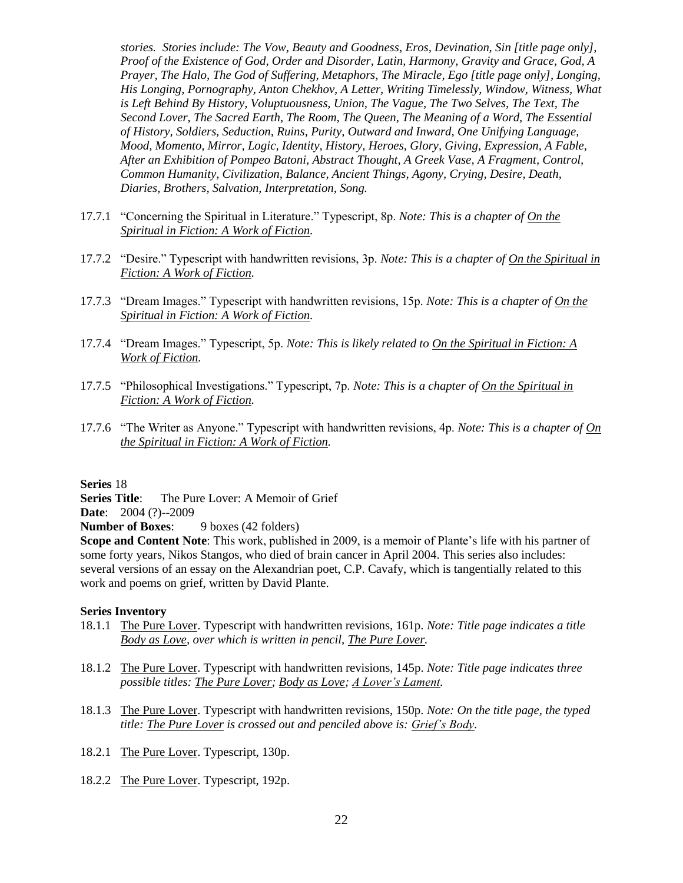*stories. Stories include: The Vow, Beauty and Goodness, Eros, Devination, Sin [title page only], Proof of the Existence of God, Order and Disorder, Latin, Harmony, Gravity and Grace, God, A Prayer, The Halo, The God of Suffering, Metaphors, The Miracle, Ego [title page only], Longing, His Longing, Pornography, Anton Chekhov, A Letter, Writing Timelessly, Window, Witness, What is Left Behind By History, Voluptuousness, Union, The Vague, The Two Selves, The Text, The Second Lover, The Sacred Earth, The Room, The Queen, The Meaning of a Word, The Essential of History, Soldiers, Seduction, Ruins, Purity, Outward and Inward, One Unifying Language, Mood, Momento, Mirror, Logic, Identity, History, Heroes, Glory, Giving, Expression, A Fable, After an Exhibition of Pompeo Batoni, Abstract Thought, A Greek Vase, A Fragment, Control, Common Humanity, Civilization, Balance, Ancient Things, Agony, Crying, Desire, Death, Diaries, Brothers, Salvation, Interpretation, Song.*

17.7.1 "Concerning the Spiritual in Literature." Typescript, 8p. *Note: This is a chapter of On the Spiritual in Fiction: A Work of Fiction.*

17.7.2 "Desire." Typescript with handwritten revisions, 3p. *Note: This is a chapter of On the Spiritual in Fiction: A Work of Fiction.*

17.7.3 "Dream Images." Typescript with handwritten revisions, 15p. *Note: This is a chapter of On the Spiritual in Fiction: A Work of Fiction.*

17.7.4 "Dream Images." Typescript, 5p. *Note: This is likely related to On the Spiritual in Fiction: A Work of Fiction.*

17.7.5 "Philosophical Investigations." Typescript, 7p. *Note: This is a chapter of On the Spiritual in Fiction: A Work of Fiction.*

17.7.6 "The Writer as Anyone." Typescript with handwritten revisions, 4p. *Note: This is a chapter of On the Spiritual in Fiction: A Work of Fiction.*

**Series** 18
**Series Title**: The Pure Lover: A Memoir of Grief
**Date**: 2004 (?)--2009
**Number of Boxes**: 9 boxes (42 folders)
**Scope and Content Note**: This work, published in 2009, is a memoir of Plante's life with his partner of some forty years, Nikos Stangos, who died of brain cancer in April 2004. This series also includes: several versions of an essay on the Alexandrian poet, C.P. Cavafy, which is tangentially related to this work and poems on grief, written by David Plante.

**Series Inventory**

18.1.1 The Pure Lover. Typescript with handwritten revisions, 161p. *Note: Title page indicates a title Body as Love, over which is written in pencil, The Pure Lover.*

18.1.2 The Pure Lover. Typescript with handwritten revisions, 145p. *Note: Title page indicates three possible titles: The Pure Lover; Body as Love; A Lover's Lament.*

18.1.3 The Pure Lover. Typescript with handwritten revisions, 150p. *Note: On the title page, the typed title: The Pure Lover is crossed out and penciled above is: Grief's Body.*

18.2.1 The Pure Lover. Typescript, 130p.

18.2.2 The Pure Lover. Typescript, 192p.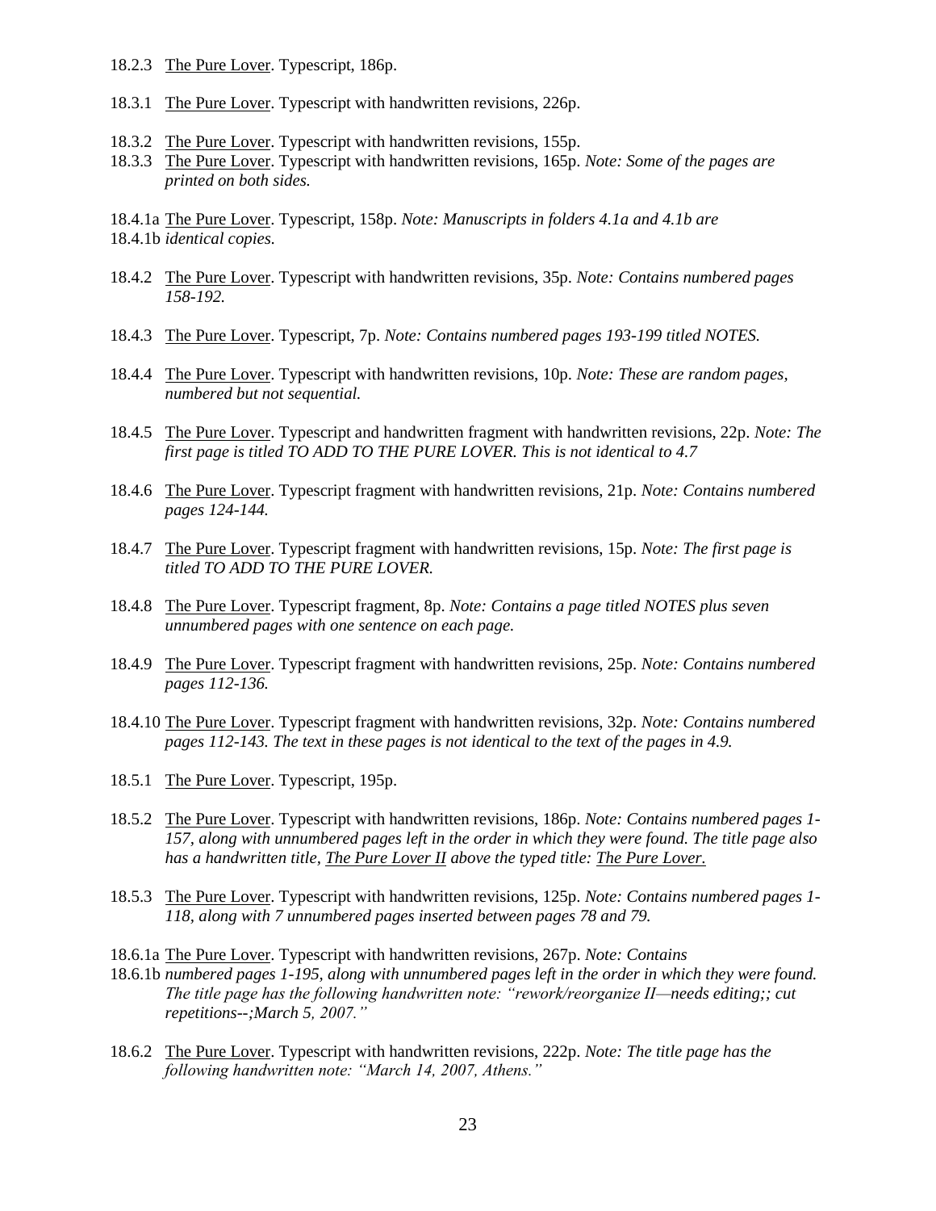18.2.3 The Pure Lover. Typescript, 186p.

18.3.1 The Pure Lover. Typescript with handwritten revisions, 226p.

18.3.2 The Pure Lover. Typescript with handwritten revisions, 155p.
18.3.3 The Pure Lover. Typescript with handwritten revisions, 165p. *Note: Some of the pages are printed on both sides.*

18.4.1a The Pure Lover. Typescript, 158p. *Note: Manuscripts in folders 4.1a and 4.1b are*
18.4.1b *identical copies.*

18.4.2 The Pure Lover. Typescript with handwritten revisions, 35p. *Note: Contains numbered pages 158-192.*

18.4.3 The Pure Lover. Typescript, 7p. *Note: Contains numbered pages 193-199 titled NOTES.*

18.4.4 The Pure Lover. Typescript with handwritten revisions, 10p. *Note: These are random pages, numbered but not sequential.*

18.4.5 The Pure Lover. Typescript and handwritten fragment with handwritten revisions, 22p. *Note: The first page is titled TO ADD TO THE PURE LOVER. This is not identical to 4.7*

18.4.6 The Pure Lover. Typescript fragment with handwritten revisions, 21p. *Note: Contains numbered pages 124-144.*

18.4.7 The Pure Lover. Typescript fragment with handwritten revisions, 15p. *Note: The first page is titled TO ADD TO THE PURE LOVER.*

18.4.8 The Pure Lover. Typescript fragment, 8p. *Note: Contains a page titled NOTES plus seven unnumbered pages with one sentence on each page.*

18.4.9 The Pure Lover. Typescript fragment with handwritten revisions, 25p. *Note: Contains numbered pages 112-136.*

18.4.10 The Pure Lover. Typescript fragment with handwritten revisions, 32p. *Note: Contains numbered pages 112-143. The text in these pages is not identical to the text of the pages in 4.9.*

18.5.1 The Pure Lover. Typescript, 195p.

18.5.2 The Pure Lover. Typescript with handwritten revisions, 186p. *Note: Contains numbered pages 1-157, along with unnumbered pages left in the order in which they were found. The title page also has a handwritten title, The Pure Lover II above the typed title: The Pure Lover.*

18.5.3 The Pure Lover. Typescript with handwritten revisions, 125p. *Note: Contains numbered pages 1-118, along with 7 unnumbered pages inserted between pages 78 and 79.*

18.6.1a The Pure Lover. Typescript with handwritten revisions, 267p. *Note: Contains*
18.6.1b *numbered pages 1-195, along with unnumbered pages left in the order in which they were found. The title page has the following handwritten note: "rework/reorganize II—needs editing;; cut repetitions--;March 5, 2007."*

18.6.2 The Pure Lover. Typescript with handwritten revisions, 222p. *Note: The title page has the following handwritten note: "March 14, 2007, Athens."*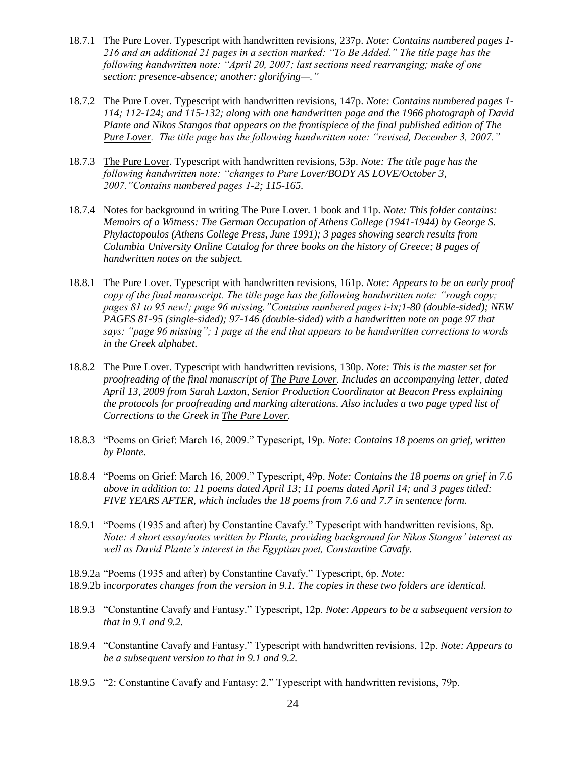18.7.1 The Pure Lover. Typescript with handwritten revisions, 237p. *Note: Contains numbered pages 1-216 and an additional 21 pages in a section marked: "To Be Added." The title page has the following handwritten note: "April 20, 2007; last sections need rearranging; make of one section: presence-absence; another: glorifying—."*

18.7.2 The Pure Lover. Typescript with handwritten revisions, 147p. *Note: Contains numbered pages 1-114; 112-124; and 115-132; along with one handwritten page and the 1966 photograph of David Plante and Nikos Stangos that appears on the frontispiece of the final published edition of The Pure Lover. The title page has the following handwritten note: "revised, December 3, 2007."*

18.7.3 The Pure Lover. Typescript with handwritten revisions, 53p. *Note: The title page has the following handwritten note: "changes to Pure Lover/BODY AS LOVE/October 3, 2007."Contains numbered pages 1-2; 115-165.*

18.7.4 Notes for background in writing The Pure Lover. 1 book and 11p. *Note: This folder contains: Memoirs of a Witness: The German Occupation of Athens College (1941-1944) by George S. Phylactopoulos (Athens College Press, June 1991); 3 pages showing search results from Columbia University Online Catalog for three books on the history of Greece; 8 pages of handwritten notes on the subject.*

18.8.1 The Pure Lover. Typescript with handwritten revisions, 161p. *Note: Appears to be an early proof copy of the final manuscript. The title page has the following handwritten note: "rough copy; pages 81 to 95 new!; page 96 missing."Contains numbered pages i-ix;1-80 (double-sided); NEW PAGES 81-95 (single-sided); 97-146 (double-sided) with a handwritten note on page 97 that says: "page 96 missing"; 1 page at the end that appears to be handwritten corrections to words in the Greek alphabet.*

18.8.2 The Pure Lover. Typescript with handwritten revisions, 130p. *Note: This is the master set for proofreading of the final manuscript of The Pure Lover. Includes an accompanying letter, dated April 13, 2009 from Sarah Laxton, Senior Production Coordinator at Beacon Press explaining the protocols for proofreading and marking alterations. Also includes a two page typed list of Corrections to the Greek in The Pure Lover.*

18.8.3 "Poems on Grief: March 16, 2009." Typescript, 19p. *Note: Contains 18 poems on grief, written by Plante.*

18.8.4 "Poems on Grief: March 16, 2009." Typescript, 49p. *Note: Contains the 18 poems on grief in 7.6 above in addition to: 11 poems dated April 13; 11 poems dated April 14; and 3 pages titled: FIVE YEARS AFTER, which includes the 18 poems from 7.6 and 7.7 in sentence form.*

18.9.1 "Poems (1935 and after) by Constantine Cavafy." Typescript with handwritten revisions, 8p. *Note: A short essay/notes written by Plante, providing background for Nikos Stangos' interest as well as David Plante's interest in the Egyptian poet, Constantine Cavafy.*

18.9.2a "Poems (1935 and after) by Constantine Cavafy." Typescript, 6p. *Note:*
18.9.2b *incorporates changes from the version in 9.1. The copies in these two folders are identical.*

18.9.3 "Constantine Cavafy and Fantasy." Typescript, 12p. *Note: Appears to be a subsequent version to that in 9.1 and 9.2.*

18.9.4 "Constantine Cavafy and Fantasy." Typescript with handwritten revisions, 12p. *Note: Appears to be a subsequent version to that in 9.1 and 9.2.*

18.9.5 "2: Constantine Cavafy and Fantasy: 2." Typescript with handwritten revisions, 79p.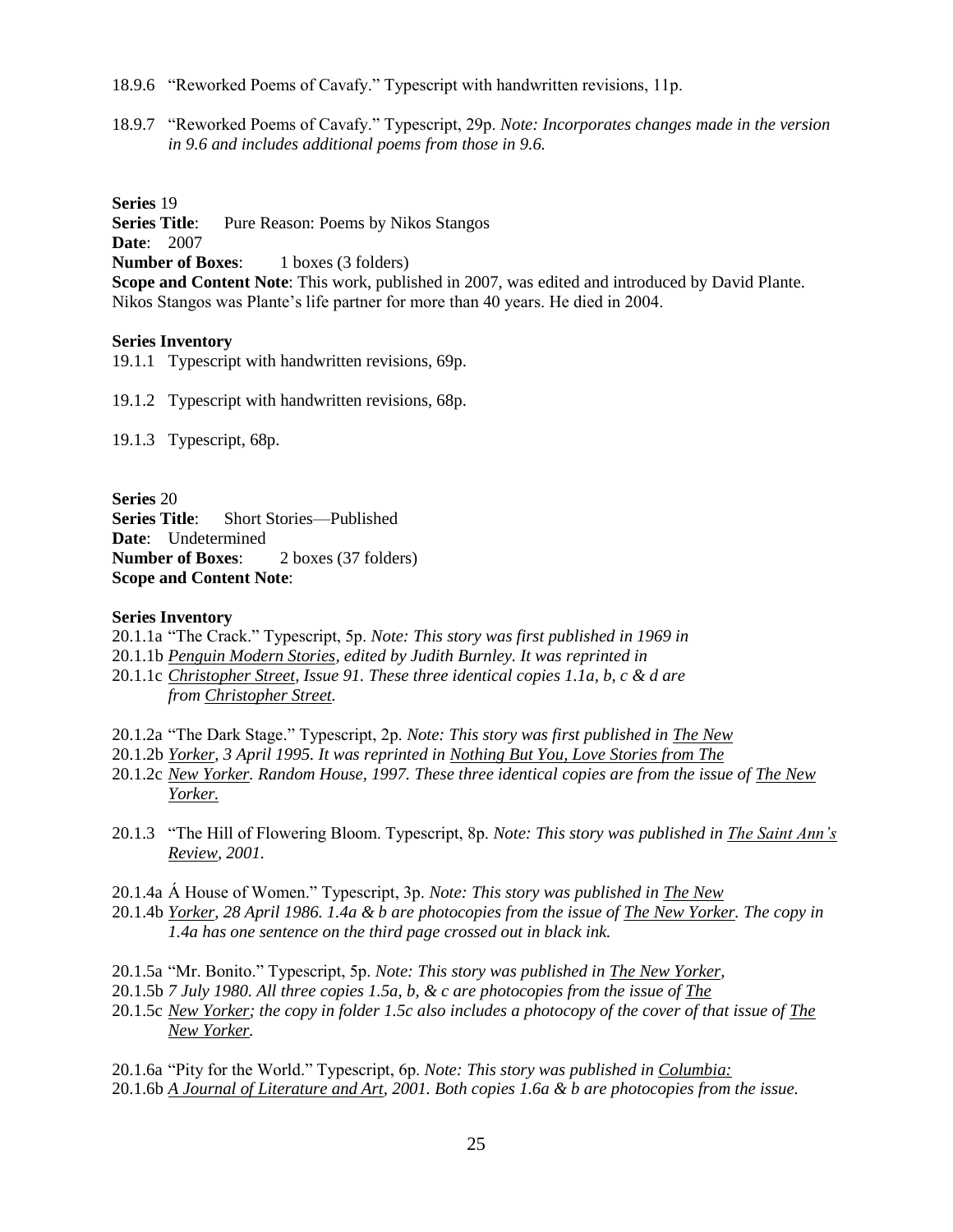18.9.6 "Reworked Poems of Cavafy." Typescript with handwritten revisions, 11p.

18.9.7 "Reworked Poems of Cavafy." Typescript, 29p. *Note: Incorporates changes made in the version in 9.6 and includes additional poems from those in 9.6.*

**Series** 19
**Series Title**: Pure Reason: Poems by Nikos Stangos
**Date**: 2007
**Number of Boxes**: 1 boxes (3 folders)
**Scope and Content Note**: This work, published in 2007, was edited and introduced by David Plante. Nikos Stangos was Plante's life partner for more than 40 years. He died in 2004.

**Series Inventory**

19.1.1 Typescript with handwritten revisions, 69p.

19.1.2 Typescript with handwritten revisions, 68p.

19.1.3 Typescript, 68p.

**Series** 20
**Series Title**: Short Stories—Published
**Date**: Undetermined
**Number of Boxes**: 2 boxes (37 folders)
**Scope and Content Note**:

**Series Inventory**

20.1.1a "The Crack." Typescript, 5p. *Note: This story was first published in 1969 in*
20.1.1b *Penguin Modern Stories, edited by Judith Burnley. It was reprinted in*
20.1.1c *Christopher Street, Issue 91. These three identical copies 1.1a, b, c & d are from Christopher Street.*

20.1.2a "The Dark Stage." Typescript, 2p. *Note: This story was first published in The New*
20.1.2b *Yorker, 3 April 1995. It was reprinted in Nothing But You, Love Stories from The*
20.1.2c *New Yorker. Random House, 1997. These three identical copies are from the issue of The New Yorker.*

20.1.3 "The Hill of Flowering Bloom. Typescript, 8p. *Note: This story was published in The Saint Ann's Review, 2001.*

20.1.4a Á House of Women." Typescript, 3p. *Note: This story was published in The New*
20.1.4b *Yorker, 28 April 1986. 1.4a & b are photocopies from the issue of The New Yorker. The copy in 1.4a has one sentence on the third page crossed out in black ink.*

20.1.5a "Mr. Bonito." Typescript, 5p. *Note: This story was published in The New Yorker,*
20.1.5b *7 July 1980. All three copies 1.5a, b, & c are photocopies from the issue of The*
20.1.5c *New Yorker; the copy in folder 1.5c also includes a photocopy of the cover of that issue of The New Yorker.*

20.1.6a "Pity for the World." Typescript, 6p. *Note: This story was published in Columbia:*
20.1.6b *A Journal of Literature and Art, 2001. Both copies 1.6a & b are photocopies from the issue.*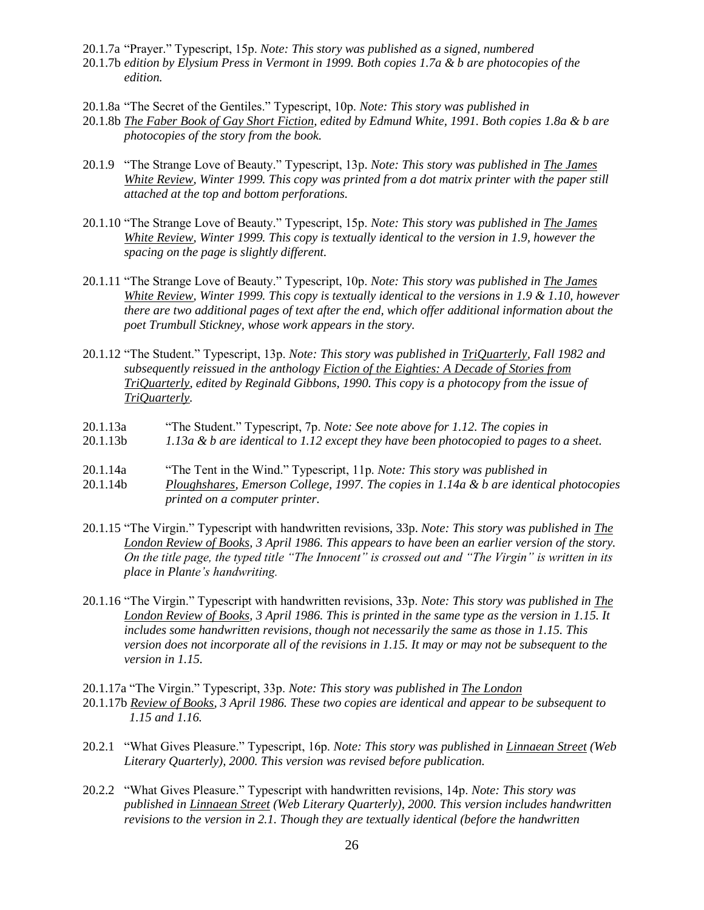20.1.7a "Prayer." Typescript, 15p. *Note: This story was published as a signed, numbered*
20.1.7b *edition by Elysium Press in Vermont in 1999. Both copies 1.7a & b are photocopies of the edition.*

20.1.8a "The Secret of the Gentiles." Typescript, 10p. *Note: This story was published in*
20.1.8b *The Faber Book of Gay Short Fiction, edited by Edmund White, 1991. Both copies 1.8a & b are photocopies of the story from the book.*

20.1.9 "The Strange Love of Beauty." Typescript, 13p. *Note: This story was published in The James White Review, Winter 1999. This copy was printed from a dot matrix printer with the paper still attached at the top and bottom perforations.*

20.1.10 "The Strange Love of Beauty." Typescript, 15p. *Note: This story was published in The James White Review, Winter 1999. This copy is textually identical to the version in 1.9, however the spacing on the page is slightly different.*

20.1.11 "The Strange Love of Beauty." Typescript, 10p. *Note: This story was published in The James White Review, Winter 1999. This copy is textually identical to the versions in 1.9 & 1.10, however there are two additional pages of text after the end, which offer additional information about the poet Trumbull Stickney, whose work appears in the story.*

20.1.12 "The Student." Typescript, 13p. *Note: This story was published in TriQuarterly, Fall 1982 and subsequently reissued in the anthology Fiction of the Eighties: A Decade of Stories from TriQuarterly, edited by Reginald Gibbons, 1990. This copy is a photocopy from the issue of TriQuarterly.*

20.1.13a "The Student." Typescript, 7p. *Note: See note above for 1.12. The copies in*
20.1.13b *1.13a & b are identical to 1.12 except they have been photocopied to pages to a sheet.*

20.1.14a "The Tent in the Wind." Typescript, 11p. *Note: This story was published in*
20.1.14b *Ploughshares, Emerson College, 1997. The copies in 1.14a & b are identical photocopies printed on a computer printer.*

20.1.15 "The Virgin." Typescript with handwritten revisions, 33p. *Note: This story was published in The London Review of Books, 3 April 1986. This appears to have been an earlier version of the story. On the title page, the typed title "The Innocent" is crossed out and "The Virgin" is written in its place in Plante's handwriting.*

20.1.16 "The Virgin." Typescript with handwritten revisions, 33p. *Note: This story was published in The London Review of Books, 3 April 1986. This is printed in the same type as the version in 1.15. It includes some handwritten revisions, though not necessarily the same as those in 1.15. This version does not incorporate all of the revisions in 1.15. It may or may not be subsequent to the version in 1.15.*

20.1.17a "The Virgin." Typescript, 33p. *Note: This story was published in The London*
20.1.17b *Review of Books, 3 April 1986. These two copies are identical and appear to be subsequent to 1.15 and 1.16.*

20.2.1 "What Gives Pleasure." Typescript, 16p. *Note: This story was published in Linnaean Street (Web Literary Quarterly), 2000. This version was revised before publication.*

20.2.2 "What Gives Pleasure." Typescript with handwritten revisions, 14p. *Note: This story was published in Linnaean Street (Web Literary Quarterly), 2000. This version includes handwritten revisions to the version in 2.1. Though they are textually identical (before the handwritten*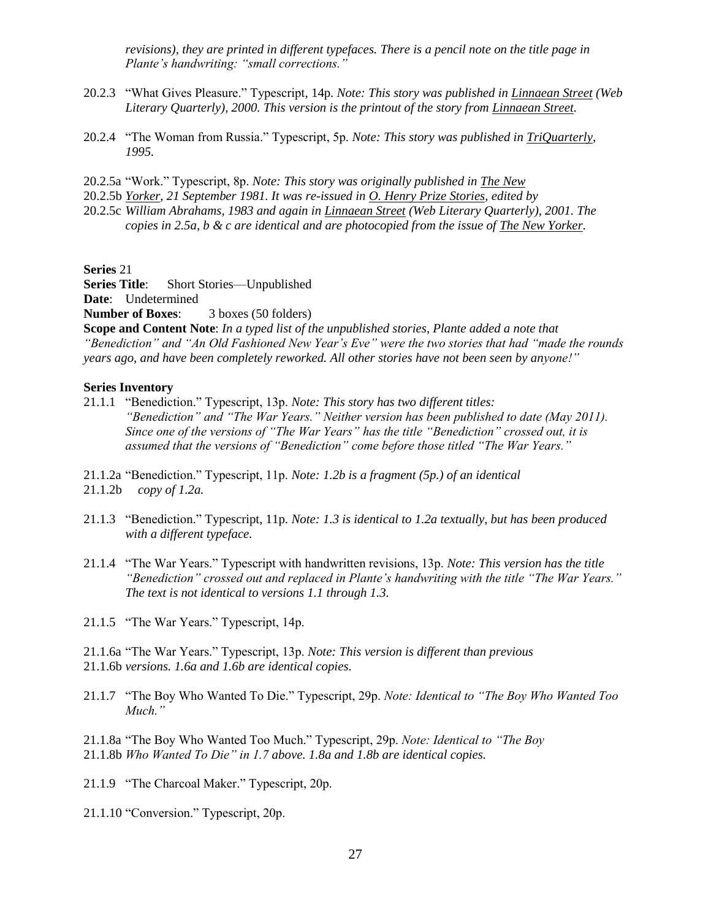*revisions), they are printed in different typefaces. There is a pencil note on the title page in Plante's handwriting: "small corrections."*

20.2.3 "What Gives Pleasure." Typescript, 14p. *Note: This story was published in Linnaean Street (Web Literary Quarterly), 2000. This version is the printout of the story from Linnaean Street.*

20.2.4 "The Woman from Russia." Typescript, 5p. *Note: This story was published in TriQuarterly, 1995.*

20.2.5a "Work." Typescript, 8p. *Note: This story was originally published in The New*
20.2.5b *Yorker, 21 September 1981. It was re-issued in O. Henry Prize Stories, edited by*
20.2.5c *William Abrahams, 1983 and again in Linnaean Street (Web Literary Quarterly), 2001. The copies in 2.5a, b & c are identical and are photocopied from the issue of The New Yorker.*

**Series** 21
**Series Title**: Short Stories—Unpublished
**Date**: Undetermined
**Number of Boxes**: 3 boxes (50 folders)
**Scope and Content Note**: *In a typed list of the unpublished stories, Plante added a note that "Benediction" and "An Old Fashioned New Year's Eve" were the two stories that had "made the rounds years ago, and have been completely reworked. All other stories have not been seen by anyone!"*

**Series Inventory**

21.1.1 "Benediction." Typescript, 13p. *Note: This story has two different titles: "Benediction" and "The War Years." Neither version has been published to date (May 2011). Since one of the versions of "The War Years" has the title "Benediction" crossed out, it is assumed that the versions of "Benediction" come before those titled "The War Years."*

21.1.2a "Benediction." Typescript, 11p. *Note: 1.2b is a fragment (5p.) of an identical*
21.1.2b *copy of 1.2a.*

21.1.3 "Benediction." Typescript, 11p. *Note: 1.3 is identical to 1.2a textually, but has been produced with a different typeface.*

21.1.4 "The War Years." Typescript with handwritten revisions, 13p. *Note: This version has the title "Benediction" crossed out and replaced in Plante's handwriting with the title "The War Years." The text is not identical to versions 1.1 through 1.3.*

21.1.5 "The War Years." Typescript, 14p.

21.1.6a "The War Years." Typescript, 13p. *Note: This version is different than previous*
21.1.6b *versions. 1.6a and 1.6b are identical copies.*

21.1.7 "The Boy Who Wanted To Die." Typescript, 29p. *Note: Identical to "The Boy Who Wanted Too Much."*

21.1.8a "The Boy Who Wanted Too Much." Typescript, 29p. *Note: Identical to "The Boy*
21.1.8b *Who Wanted To Die" in 1.7 above. 1.8a and 1.8b are identical copies.*

21.1.9 "The Charcoal Maker." Typescript, 20p.

21.1.10 "Conversion." Typescript, 20p.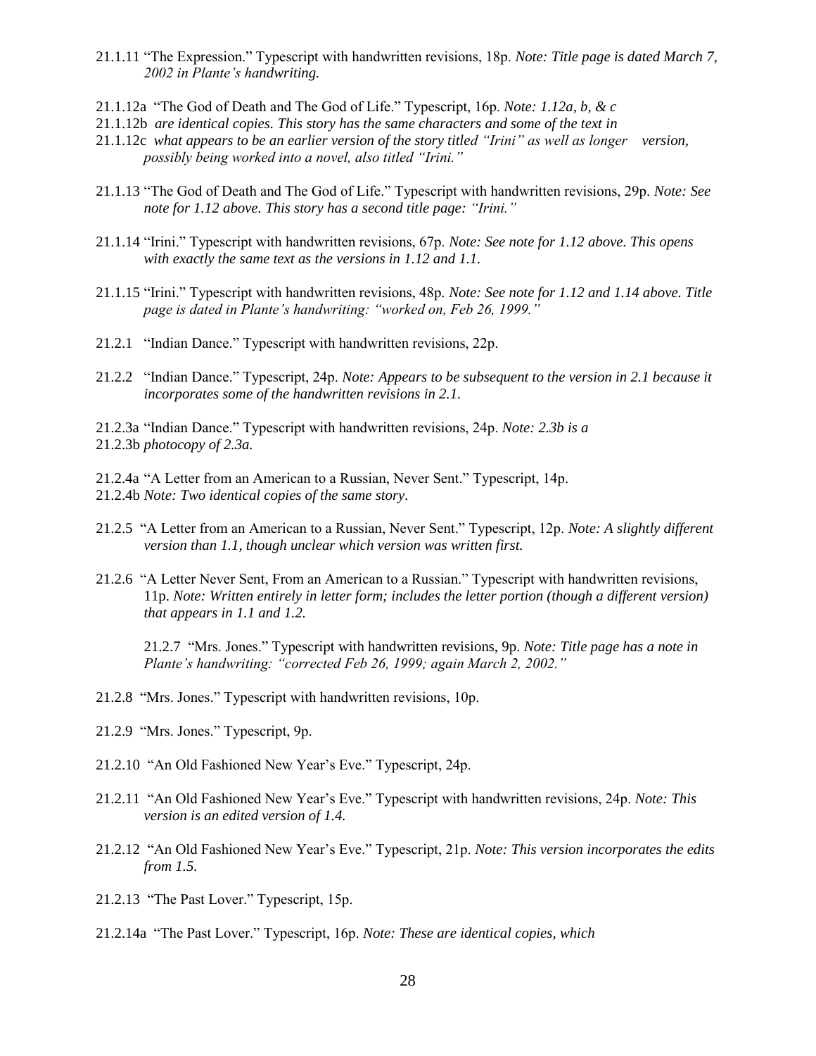21.1.11 "The Expression." Typescript with handwritten revisions, 18p. *Note: Title page is dated March 7, 2002 in Plante's handwriting.*

21.1.12a "The God of Death and The God of Life." Typescript, 16p. *Note: 1.12a, b, & c*
21.1.12b *are identical copies. This story has the same characters and some of the text in*
21.1.12c *what appears to be an earlier version of the story titled "Irini" as well as longer version, possibly being worked into a novel, also titled "Irini."*

21.1.13 "The God of Death and The God of Life." Typescript with handwritten revisions, 29p. *Note: See note for 1.12 above. This story has a second title page: "Irini."*

21.1.14 "Irini." Typescript with handwritten revisions, 67p. *Note: See note for 1.12 above. This opens with exactly the same text as the versions in 1.12 and 1.1.*

21.1.15 "Irini." Typescript with handwritten revisions, 48p. *Note: See note for 1.12 and 1.14 above. Title page is dated in Plante's handwriting: "worked on, Feb 26, 1999."*

21.2.1 "Indian Dance." Typescript with handwritten revisions, 22p.

21.2.2 "Indian Dance." Typescript, 24p. *Note: Appears to be subsequent to the version in 2.1 because it incorporates some of the handwritten revisions in 2.1.*

21.2.3a "Indian Dance." Typescript with handwritten revisions, 24p. *Note: 2.3b is a*
21.2.3b *photocopy of 2.3a.*

21.2.4a "A Letter from an American to a Russian, Never Sent." Typescript, 14p.
21.2.4b *Note: Two identical copies of the same story.*

21.2.5 "A Letter from an American to a Russian, Never Sent." Typescript, 12p. *Note: A slightly different version than 1.1, though unclear which version was written first.*

21.2.6 "A Letter Never Sent, From an American to a Russian." Typescript with handwritten revisions, 11p. *Note: Written entirely in letter form; includes the letter portion (though a different version) that appears in 1.1 and 1.2.*

21.2.7 "Mrs. Jones." Typescript with handwritten revisions, 9p. *Note: Title page has a note in Plante's handwriting: "corrected Feb 26, 1999; again March 2, 2002."*

21.2.8 "Mrs. Jones." Typescript with handwritten revisions, 10p.

21.2.9 "Mrs. Jones." Typescript, 9p.

21.2.10 "An Old Fashioned New Year's Eve." Typescript, 24p.

21.2.11 "An Old Fashioned New Year's Eve." Typescript with handwritten revisions, 24p. *Note: This version is an edited version of 1.4.*

21.2.12 "An Old Fashioned New Year's Eve." Typescript, 21p. *Note: This version incorporates the edits from 1.5.*

21.2.13 "The Past Lover." Typescript, 15p.

21.2.14a "The Past Lover." Typescript, 16p. *Note: These are identical copies, which*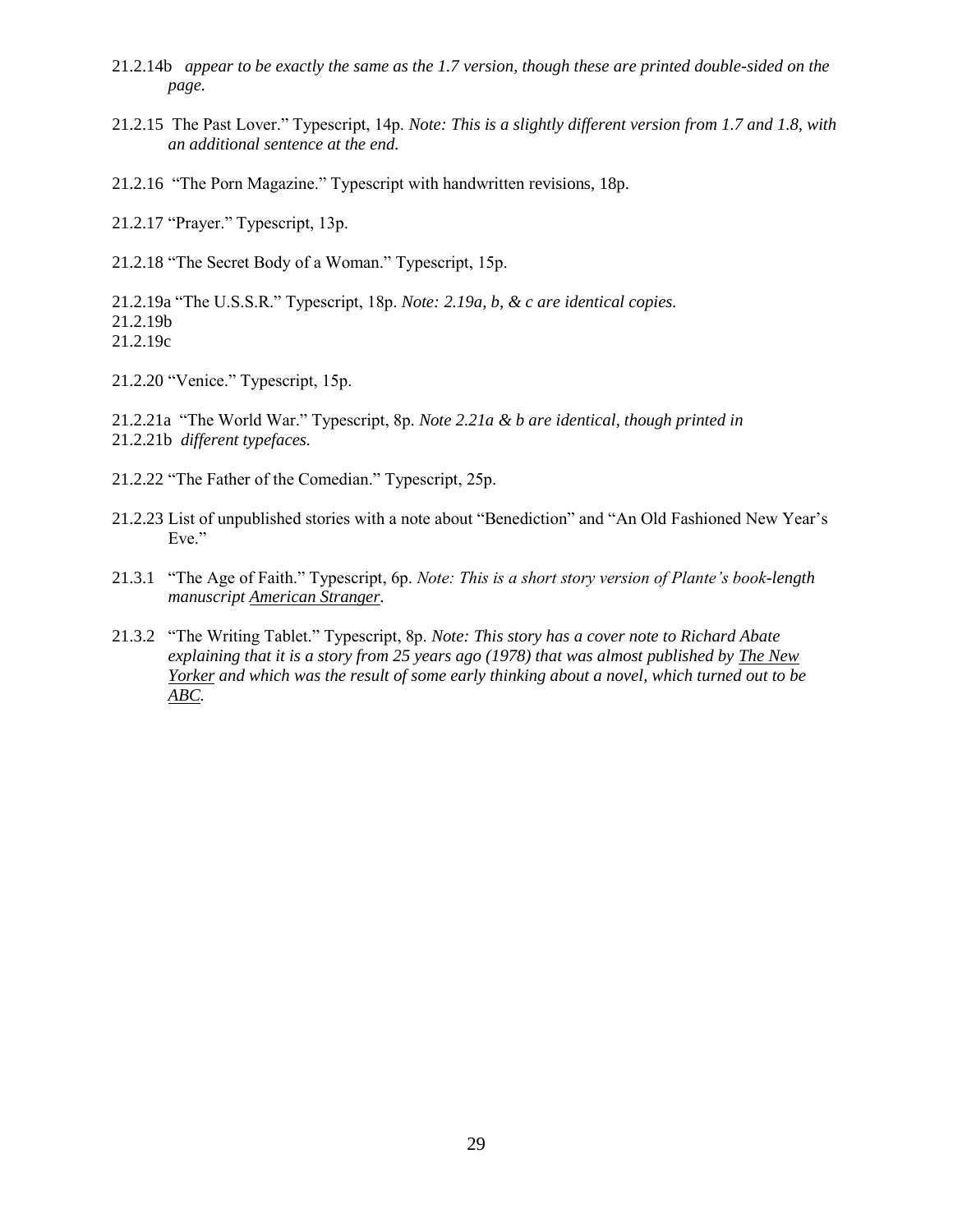21.2.14b *appear to be exactly the same as the 1.7 version, though these are printed double-sided on the page.*

21.2.15 The Past Lover." Typescript, 14p. *Note: This is a slightly different version from 1.7 and 1.8, with an additional sentence at the end.*

21.2.16 "The Porn Magazine." Typescript with handwritten revisions, 18p.

21.2.17 "Prayer." Typescript, 13p.

21.2.18 "The Secret Body of a Woman." Typescript, 15p.

21.2.19a "The U.S.S.R." Typescript, 18p. *Note: 2.19a, b, & c are identical copies.*
21.2.19b
21.2.19c

21.2.20 "Venice." Typescript, 15p.

21.2.21a "The World War." Typescript, 8p. *Note 2.21a & b are identical, though printed in*
21.2.21b *different typefaces.*

21.2.22 "The Father of the Comedian." Typescript, 25p.

21.2.23 List of unpublished stories with a note about "Benediction" and "An Old Fashioned New Year's Eve."

21.3.1 "The Age of Faith." Typescript, 6p. *Note: This is a short story version of Plante's book-length manuscript American Stranger.*

21.3.2 "The Writing Tablet." Typescript, 8p. *Note: This story has a cover note to Richard Abate explaining that it is a story from 25 years ago (1978) that was almost published by The New Yorker and which was the result of some early thinking about a novel, which turned out to be ABC.*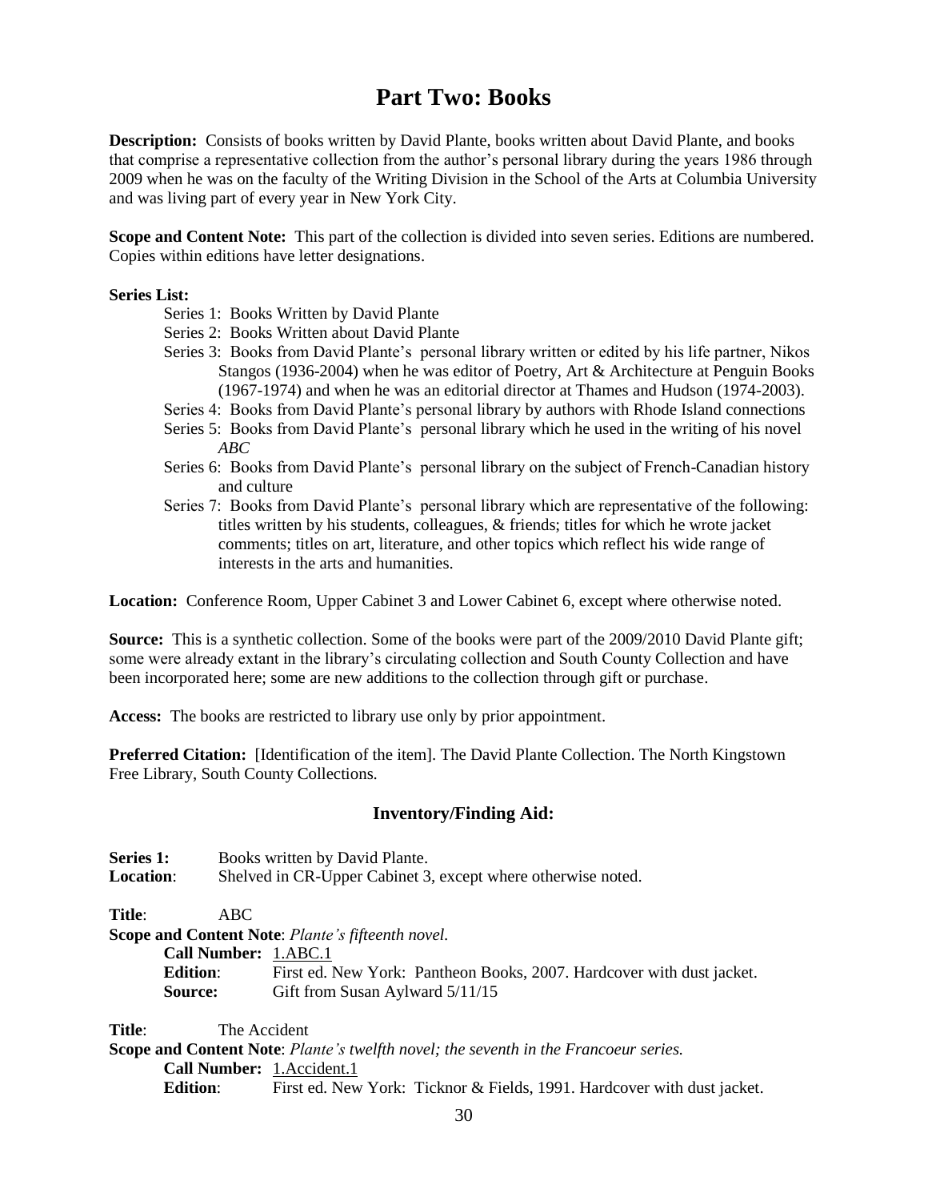# Part Two: Books

**Description:** Consists of books written by David Plante, books written about David Plante, and books that comprise a representative collection from the author's personal library during the years 1986 through 2009 when he was on the faculty of the Writing Division in the School of the Arts at Columbia University and was living part of every year in New York City.

**Scope and Content Note:** This part of the collection is divided into seven series. Editions are numbered. Copies within editions have letter designations.

**Series List:**

- Series 1: Books Written by David Plante
- Series 2: Books Written about David Plante
- Series 3: Books from David Plante's personal library written or edited by his life partner, Nikos Stangos (1936-2004) when he was editor of Poetry, Art & Architecture at Penguin Books (1967-1974) and when he was an editorial director at Thames and Hudson (1974-2003).
- Series 4: Books from David Plante's personal library by authors with Rhode Island connections
- Series 5: Books from David Plante's personal library which he used in the writing of his novel *ABC*
- Series 6: Books from David Plante's personal library on the subject of French-Canadian history and culture
- Series 7: Books from David Plante's personal library which are representative of the following: titles written by his students, colleagues, & friends; titles for which he wrote jacket comments; titles on art, literature, and other topics which reflect his wide range of interests in the arts and humanities.

**Location:** Conference Room, Upper Cabinet 3 and Lower Cabinet 6, except where otherwise noted.

**Source:** This is a synthetic collection. Some of the books were part of the 2009/2010 David Plante gift; some were already extant in the library's circulating collection and South County Collection and have been incorporated here; some are new additions to the collection through gift or purchase.

**Access:** The books are restricted to library use only by prior appointment.

**Preferred Citation:** [Identification of the item]. The David Plante Collection. The North Kingstown Free Library, South County Collections.

### Inventory/Finding Aid:

**Series 1:** Books written by David Plante.
**Location**: Shelved in CR-Upper Cabinet 3, except where otherwise noted.

**Title**: ABC
**Scope and Content Note**: *Plante's fifteenth novel.*
**Call Number:** 1.ABC.1
**Edition**: First ed. New York: Pantheon Books, 2007. Hardcover with dust jacket.
**Source:** Gift from Susan Aylward 5/11/15

**Title**: The Accident
**Scope and Content Note**: *Plante's twelfth novel; the seventh in the Francoeur series.*
**Call Number:** 1.Accident.1
**Edition**: First ed. New York: Ticknor & Fields, 1991. Hardcover with dust jacket.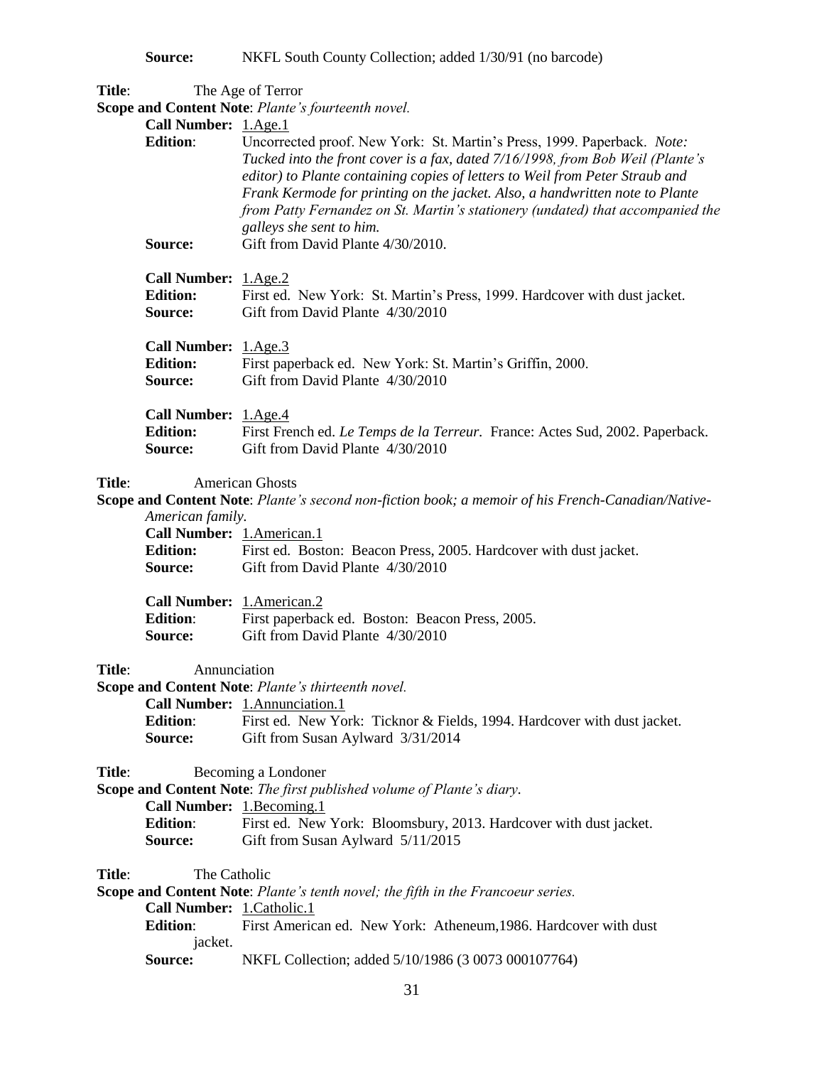**Source:** NKFL South County Collection; added 1/30/91 (no barcode)

**Title**: The Age of Terror

**Scope and Content Note**: *Plante's fourteenth novel.*

**Call Number:** 1.Age.1

**Edition**: Uncorrected proof. New York: St. Martin's Press, 1999. Paperback. *Note: Tucked into the front cover is a fax, dated 7/16/1998, from Bob Weil (Plante's editor) to Plante containing copies of letters to Weil from Peter Straub and Frank Kermode for printing on the jacket. Also, a handwritten note to Plante from Patty Fernandez on St. Martin's stationery (undated) that accompanied the galleys she sent to him.*

**Source:** Gift from David Plante 4/30/2010.

**Call Number:** 1.Age.2

**Edition:** First ed. New York: St. Martin's Press, 1999. Hardcover with dust jacket.

**Source:** Gift from David Plante 4/30/2010

**Call Number:** 1.Age.3

**Edition:** First paperback ed. New York: St. Martin's Griffin, 2000.

**Source:** Gift from David Plante 4/30/2010

**Call Number:** 1.Age.4

**Edition:** First French ed. *Le Temps de la Terreur*. France: Actes Sud, 2002. Paperback.

**Source:** Gift from David Plante 4/30/2010

**Title**: American Ghosts

**Scope and Content Note**: *Plante's second non-fiction book; a memoir of his French-Canadian/Native-American family.*

**Call Number:** 1.American.1

**Edition:** First ed. Boston: Beacon Press, 2005. Hardcover with dust jacket.

**Source:** Gift from David Plante 4/30/2010

**Call Number:** 1.American.2

**Edition**: First paperback ed. Boston: Beacon Press, 2005.

**Source:** Gift from David Plante 4/30/2010

**Title**: Annunciation

**Scope and Content Note**: *Plante's thirteenth novel.*

**Call Number:** 1.Annunciation.1

**Edition**: First ed. New York: Ticknor & Fields, 1994. Hardcover with dust jacket.

**Source:** Gift from Susan Aylward 3/31/2014

**Title**: Becoming a Londoner

**Scope and Content Note**: *The first published volume of Plante's diary*.

**Call Number:** 1.Becoming.1

**Edition**: First ed. New York: Bloomsbury, 2013. Hardcover with dust jacket.

**Source:** Gift from Susan Aylward 5/11/2015

**Title**: The Catholic

**Scope and Content Note**: *Plante's tenth novel; the fifth in the Francoeur series.*

**Call Number:** 1.Catholic.1

**Edition**: First American ed. New York: Atheneum,1986. Hardcover with dust jacket.

**Source:** NKFL Collection; added 5/10/1986 (3 0073 000107764)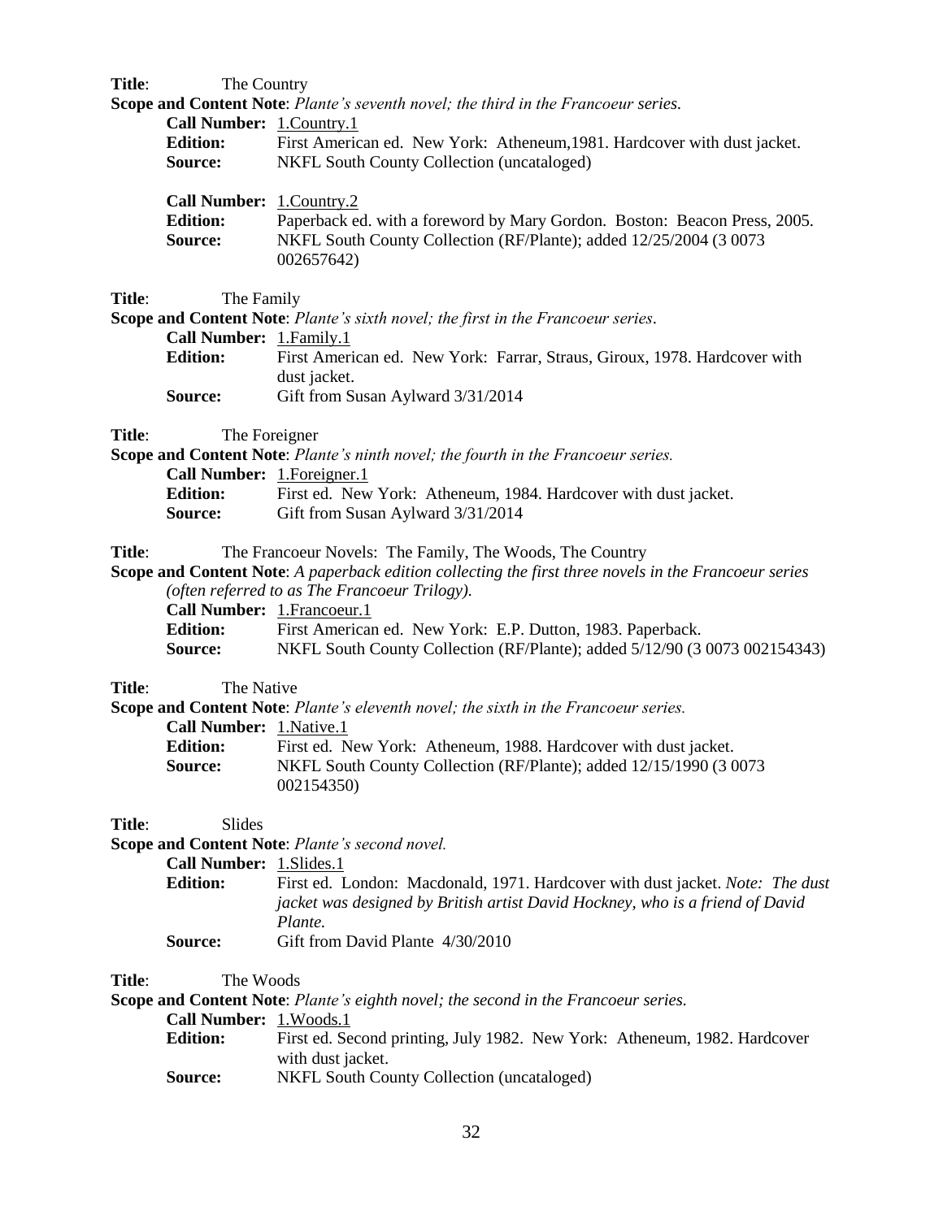**Title**: The Country

**Scope and Content Note**: *Plante's seventh novel; the third in the Francoeur series.*

**Call Number:** 1.Country.1
**Edition:** First American ed. New York: Atheneum,1981. Hardcover with dust jacket.
**Source:** NKFL South County Collection (uncataloged)

**Call Number:** 1.Country.2
**Edition:** Paperback ed. with a foreword by Mary Gordon. Boston: Beacon Press, 2005.
**Source:** NKFL South County Collection (RF/Plante); added 12/25/2004 (3 0073 002657642)

**Title**: The Family

**Scope and Content Note**: *Plante's sixth novel; the first in the Francoeur series*.

**Call Number:** 1.Family.1
**Edition:** First American ed. New York: Farrar, Straus, Giroux, 1978. Hardcover with dust jacket.
**Source:** Gift from Susan Aylward 3/31/2014

**Title**: The Foreigner

**Scope and Content Note**: *Plante's ninth novel; the fourth in the Francoeur series.*

**Call Number:** 1.Foreigner.1
**Edition:** First ed. New York: Atheneum, 1984. Hardcover with dust jacket.
**Source:** Gift from Susan Aylward 3/31/2014

**Title**: The Francoeur Novels: The Family, The Woods, The Country

**Scope and Content Note**: *A paperback edition collecting the first three novels in the Francoeur series (often referred to as The Francoeur Trilogy).*

**Call Number:** 1.Francoeur.1
**Edition:** First American ed. New York: E.P. Dutton, 1983. Paperback.
**Source:** NKFL South County Collection (RF/Plante); added 5/12/90 (3 0073 002154343)

**Title**: The Native

**Scope and Content Note**: *Plante's eleventh novel; the sixth in the Francoeur series.*

**Call Number:** 1.Native.1
**Edition:** First ed. New York: Atheneum, 1988. Hardcover with dust jacket.
**Source:** NKFL South County Collection (RF/Plante); added 12/15/1990 (3 0073 002154350)

**Title**: Slides

**Scope and Content Note**: *Plante's second novel.*

**Call Number:** 1.Slides.1
**Edition:** First ed. London: Macdonald, 1971. Hardcover with dust jacket. *Note: The dust jacket was designed by British artist David Hockney, who is a friend of David Plante.*
**Source:** Gift from David Plante 4/30/2010

**Title**: The Woods

**Scope and Content Note**: *Plante's eighth novel; the second in the Francoeur series.*

**Call Number:** 1.Woods.1
**Edition:** First ed. Second printing, July 1982. New York: Atheneum, 1982. Hardcover with dust jacket.
**Source:** NKFL South County Collection (uncataloged)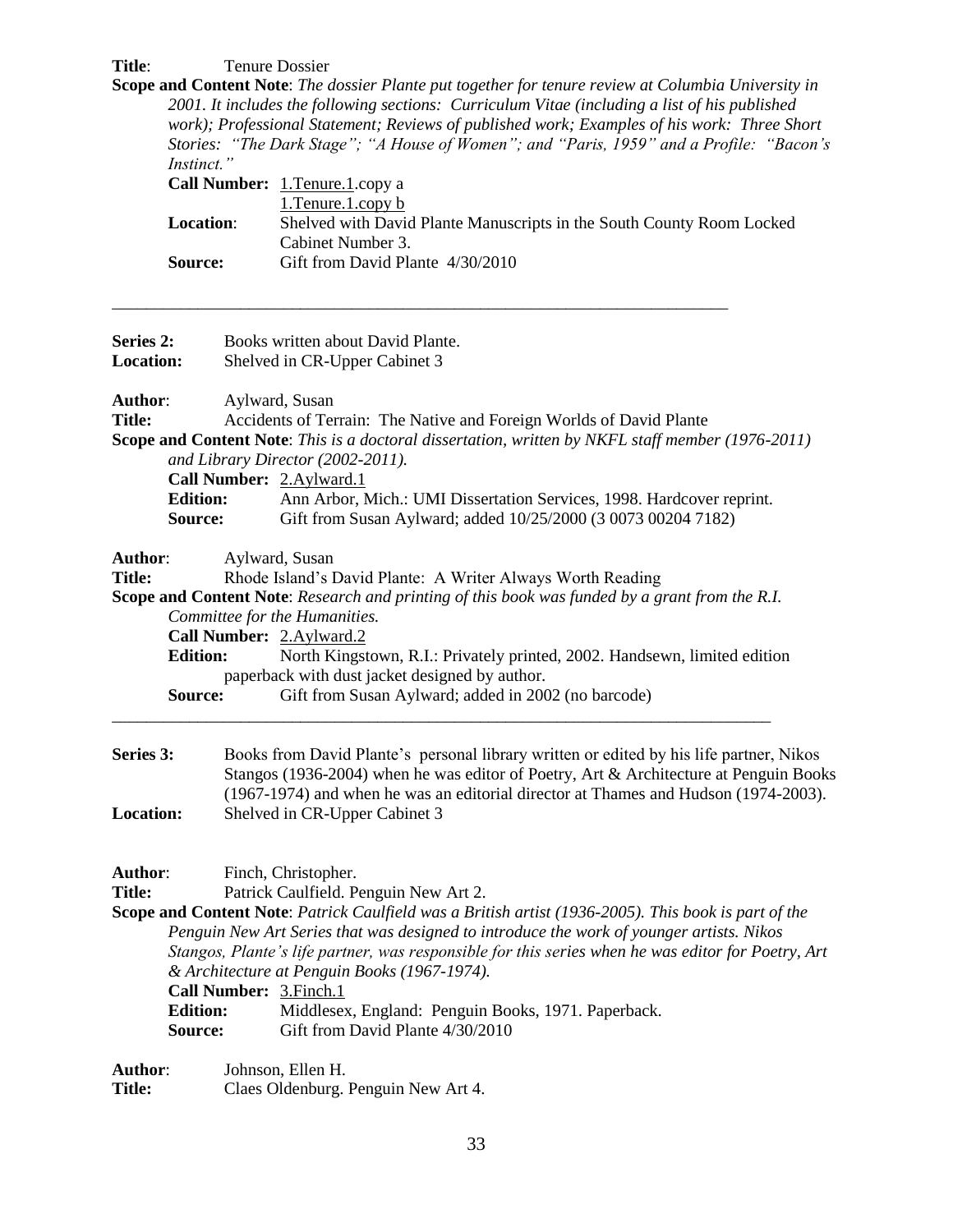**Title**: Tenure Dossier

**Scope and Content Note**: *The dossier Plante put together for tenure review at Columbia University in 2001. It includes the following sections: Curriculum Vitae (including a list of his published work); Professional Statement; Reviews of published work; Examples of his work: Three Short Stories: "The Dark Stage"; "A House of Women"; and "Paris, 1959" and a Profile: "Bacon's Instinct."*

**Call Number:** 1.Tenure.1.copy a
1.Tenure.1.copy b

**Location**: Shelved with David Plante Manuscripts in the South County Room Locked Cabinet Number 3.

**Source:** Gift from David Plante 4/30/2010

---

**Series 2:** Books written about David Plante.

**Location:** Shelved in CR-Upper Cabinet 3

**Author**: Aylward, Susan

**Title:** Accidents of Terrain: The Native and Foreign Worlds of David Plante

**Scope and Content Note**: *This is a doctoral dissertation, written by NKFL staff member (1976-2011) and Library Director (2002-2011).*

**Call Number:** 2.Aylward.1

**Edition:** Ann Arbor, Mich.: UMI Dissertation Services, 1998. Hardcover reprint.

**Source:** Gift from Susan Aylward; added 10/25/2000 (3 0073 00204 7182)

**Author**: Aylward, Susan

**Title:** Rhode Island's David Plante: A Writer Always Worth Reading

**Scope and Content Note**: *Research and printing of this book was funded by a grant from the R.I. Committee for the Humanities.*

**Call Number:** 2.Aylward.2

**Edition:** North Kingstown, R.I.: Privately printed, 2002. Handsewn, limited edition paperback with dust jacket designed by author.

**Source:** Gift from Susan Aylward; added in 2002 (no barcode)

---

**Series 3:** Books from David Plante's personal library written or edited by his life partner, Nikos Stangos (1936-2004) when he was editor of Poetry, Art & Architecture at Penguin Books (1967-1974) and when he was an editorial director at Thames and Hudson (1974-2003).

**Location:** Shelved in CR-Upper Cabinet 3

**Author**: Finch, Christopher.

**Title:** Patrick Caulfield. Penguin New Art 2.

**Scope and Content Note**: *Patrick Caulfield was a British artist (1936-2005). This book is part of the Penguin New Art Series that was designed to introduce the work of younger artists. Nikos Stangos, Plante's life partner, was responsible for this series when he was editor for Poetry, Art & Architecture at Penguin Books (1967-1974).*

**Call Number:** 3.Finch.1

**Edition:** Middlesex, England: Penguin Books, 1971. Paperback.

**Source:** Gift from David Plante 4/30/2010

**Author**: Johnson, Ellen H.

**Title:** Claes Oldenburg. Penguin New Art 4.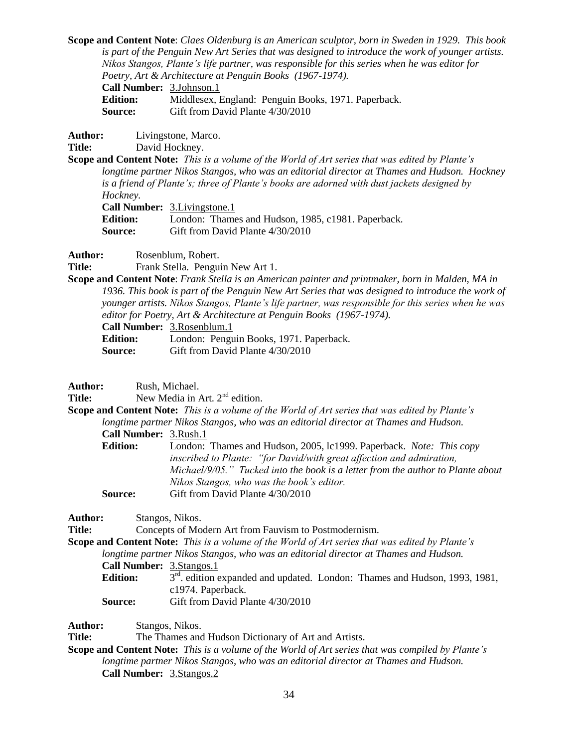**Scope and Content Note**: *Claes Oldenburg is an American sculptor, born in Sweden in 1929. This book is part of the Penguin New Art Series that was designed to introduce the work of younger artists. Nikos Stangos, Plante's life partner, was responsible for this series when he was editor for Poetry, Art & Architecture at Penguin Books (1967-1974).*

**Call Number:** 3.Johnson.1
**Edition:** Middlesex, England: Penguin Books, 1971. Paperback.
**Source:** Gift from David Plante 4/30/2010

**Author:** Livingstone, Marco.
**Title:** David Hockney.
**Scope and Content Note:** *This is a volume of the World of Art series that was edited by Plante's longtime partner Nikos Stangos, who was an editorial director at Thames and Hudson. Hockney is a friend of Plante's; three of Plante's books are adorned with dust jackets designed by Hockney.*

**Call Number:** 3.Livingstone.1
**Edition:** London: Thames and Hudson, 1985, c1981. Paperback.
**Source:** Gift from David Plante 4/30/2010

**Author:** Rosenblum, Robert.
**Title:** Frank Stella. Penguin New Art 1.
**Scope and Content Note**: *Frank Stella is an American painter and printmaker, born in Malden, MA in 1936. This book is part of the Penguin New Art Series that was designed to introduce the work of younger artists. Nikos Stangos, Plante's life partner, was responsible for this series when he was editor for Poetry, Art & Architecture at Penguin Books (1967-1974).*

**Call Number:** 3.Rosenblum.1
**Edition:** London: Penguin Books, 1971. Paperback.
**Source:** Gift from David Plante 4/30/2010

**Author:** Rush, Michael.
**Title:** New Media in Art. 2nd edition.
**Scope and Content Note:** *This is a volume of the World of Art series that was edited by Plante's longtime partner Nikos Stangos, who was an editorial director at Thames and Hudson.*

**Call Number:** 3.Rush.1
**Edition:** London: Thames and Hudson, 2005, lc1999. Paperback. *Note: This copy inscribed to Plante: "for David/with great affection and admiration, Michael/9/05." Tucked into the book is a letter from the author to Plante about Nikos Stangos, who was the book's editor.*
**Source:** Gift from David Plante 4/30/2010

**Author:** Stangos, Nikos.
**Title:** Concepts of Modern Art from Fauvism to Postmodernism.
**Scope and Content Note:** *This is a volume of the World of Art series that was edited by Plante's longtime partner Nikos Stangos, who was an editorial director at Thames and Hudson.*

**Call Number:** 3.Stangos.1
**Edition:** 3rd. edition expanded and updated. London: Thames and Hudson, 1993, 1981, c1974. Paperback.
**Source:** Gift from David Plante 4/30/2010

**Author:** Stangos, Nikos.
**Title:** The Thames and Hudson Dictionary of Art and Artists.
**Scope and Content Note:** *This is a volume of the World of Art series that was compiled by Plante's longtime partner Nikos Stangos, who was an editorial director at Thames and Hudson.*

**Call Number:** 3.Stangos.2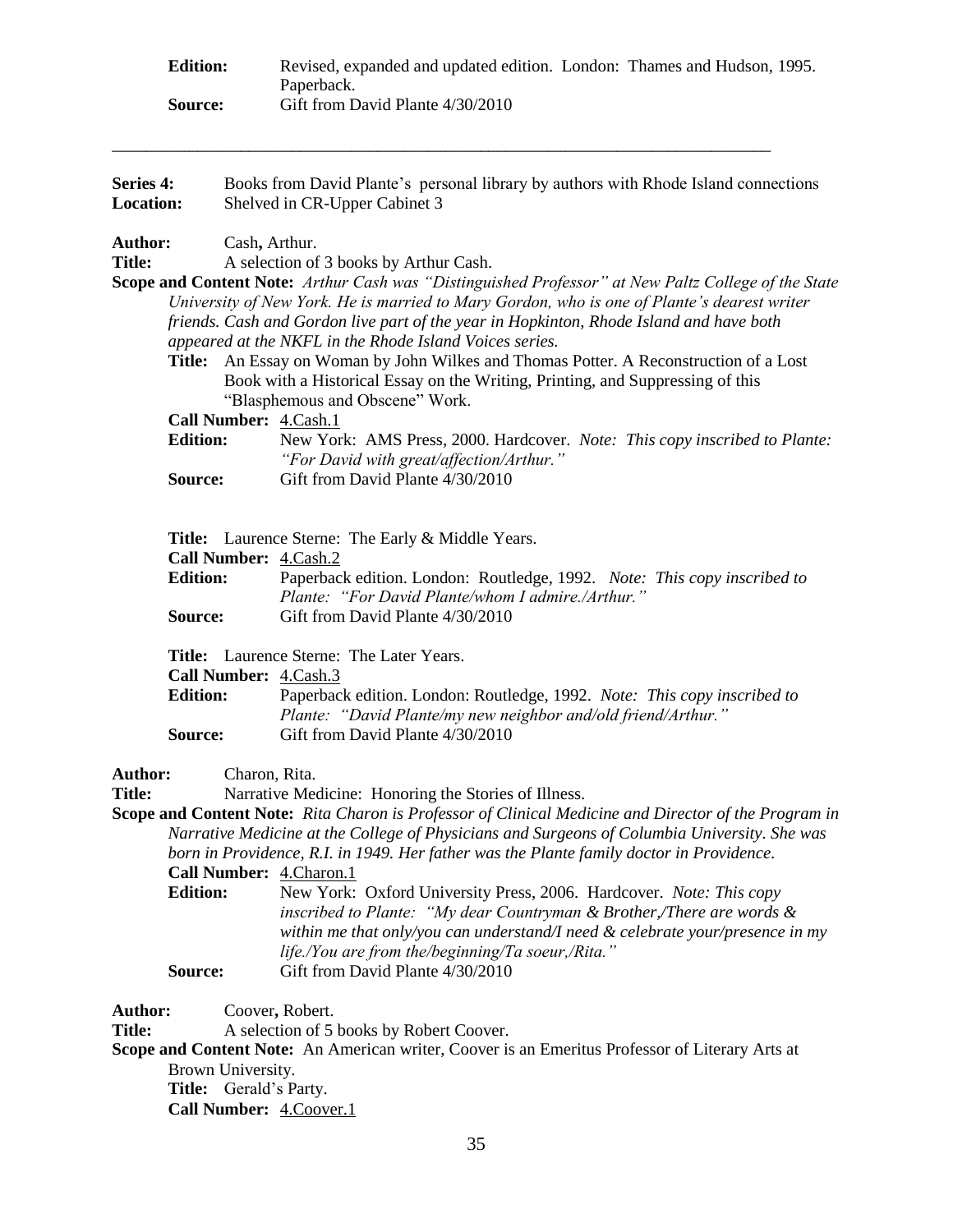**Edition:** Revised, expanded and updated edition. London: Thames and Hudson, 1995. Paperback.
**Source:** Gift from David Plante 4/30/2010

---

**Series 4:** Books from David Plante's personal library by authors with Rhode Island connections
**Location:** Shelved in CR-Upper Cabinet 3

**Author:** Cash**,** Arthur.
**Title:** A selection of 3 books by Arthur Cash.
**Scope and Content Note:** *Arthur Cash was "Distinguished Professor" at New Paltz College of the State University of New York. He is married to Mary Gordon, who is one of Plante's dearest writer friends. Cash and Gordon live part of the year in Hopkinton, Rhode Island and have both appeared at the NKFL in the Rhode Island Voices series.*

**Title:** An Essay on Woman by John Wilkes and Thomas Potter. A Reconstruction of a Lost Book with a Historical Essay on the Writing, Printing, and Suppressing of this "Blasphemous and Obscene" Work.
**Call Number:** 4.Cash.1
**Edition:** New York: AMS Press, 2000. Hardcover. *Note: This copy inscribed to Plante: "For David with great/affection/Arthur."*
**Source:** Gift from David Plante 4/30/2010

**Title:** Laurence Sterne: The Early & Middle Years.
**Call Number:** 4.Cash.2
**Edition:** Paperback edition. London: Routledge, 1992. *Note: This copy inscribed to Plante: "For David Plante/whom I admire./Arthur."*
**Source:** Gift from David Plante 4/30/2010

**Title:** Laurence Sterne: The Later Years.
**Call Number:** 4.Cash.3
**Edition:** Paperback edition. London: Routledge, 1992. *Note: This copy inscribed to Plante: "David Plante/my new neighbor and/old friend/Arthur."*
**Source:** Gift from David Plante 4/30/2010

**Author:** Charon, Rita.
**Title:** Narrative Medicine: Honoring the Stories of Illness.
**Scope and Content Note:** *Rita Charon is Professor of Clinical Medicine and Director of the Program in Narrative Medicine at the College of Physicians and Surgeons of Columbia University. She was born in Providence, R.I. in 1949. Her father was the Plante family doctor in Providence.*
**Call Number:** 4.Charon.1
**Edition:** New York: Oxford University Press, 2006. Hardcover. *Note: This copy inscribed to Plante: "My dear Countryman & Brother,/There are words & within me that only/you can understand/I need & celebrate your/presence in my life./You are from the/beginning/Ta soeur,/Rita."*
**Source:** Gift from David Plante 4/30/2010

**Author:** Coover**,** Robert.
**Title:** A selection of 5 books by Robert Coover.
**Scope and Content Note:** An American writer, Coover is an Emeritus Professor of Literary Arts at Brown University.
**Title:** Gerald's Party.
**Call Number:** 4.Coover.1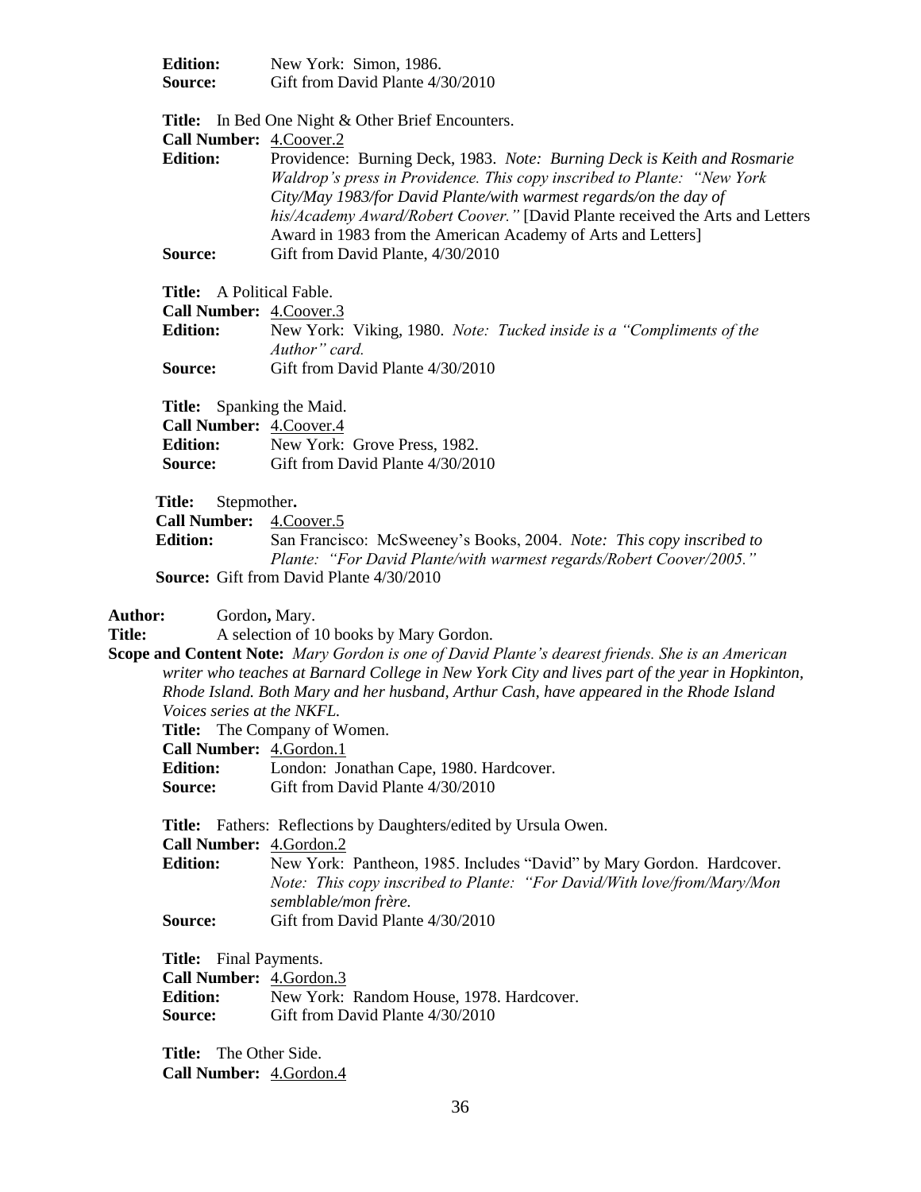**Edition:** New York: Simon, 1986.
**Source:** Gift from David Plante 4/30/2010

**Title:** In Bed One Night & Other Brief Encounters.
**Call Number:** 4.Coover.2
**Edition:** Providence: Burning Deck, 1983. *Note: Burning Deck is Keith and Rosmarie Waldrop's press in Providence. This copy inscribed to Plante: "New York City/May 1983/for David Plante/with warmest regards/on the day of his/Academy Award/Robert Coover."* [David Plante received the Arts and Letters Award in 1983 from the American Academy of Arts and Letters]
**Source:** Gift from David Plante, 4/30/2010

**Title:** A Political Fable.
**Call Number:** 4.Coover.3
**Edition:** New York: Viking, 1980. *Note: Tucked inside is a "Compliments of the Author" card.*
**Source:** Gift from David Plante 4/30/2010

**Title:** Spanking the Maid.
**Call Number:** 4.Coover.4
**Edition:** New York: Grove Press, 1982.
**Source:** Gift from David Plante 4/30/2010

**Title:** Stepmother**.**
**Call Number:** 4.Coover.5
**Edition:** San Francisco: McSweeney's Books, 2004. *Note: This copy inscribed to Plante: "For David Plante/with warmest regards/Robert Coover/2005."*
**Source:** Gift from David Plante 4/30/2010

**Author:** Gordon**,** Mary.
**Title:** A selection of 10 books by Mary Gordon.
**Scope and Content Note:** *Mary Gordon is one of David Plante's dearest friends. She is an American writer who teaches at Barnard College in New York City and lives part of the year in Hopkinton, Rhode Island. Both Mary and her husband, Arthur Cash, have appeared in the Rhode Island Voices series at the NKFL.*

**Title:** The Company of Women.
**Call Number:** 4.Gordon.1
**Edition:** London: Jonathan Cape, 1980. Hardcover.
**Source:** Gift from David Plante 4/30/2010

**Title:** Fathers: Reflections by Daughters/edited by Ursula Owen.
**Call Number:** 4.Gordon.2
**Edition:** New York: Pantheon, 1985. Includes "David" by Mary Gordon. Hardcover. *Note: This copy inscribed to Plante: "For David/With love/from/Mary/Mon semblable/mon frère.*
**Source:** Gift from David Plante 4/30/2010

**Title:** Final Payments.
**Call Number:** 4.Gordon.3
**Edition:** New York: Random House, 1978. Hardcover.
**Source:** Gift from David Plante 4/30/2010

**Title:** The Other Side.
**Call Number:** 4.Gordon.4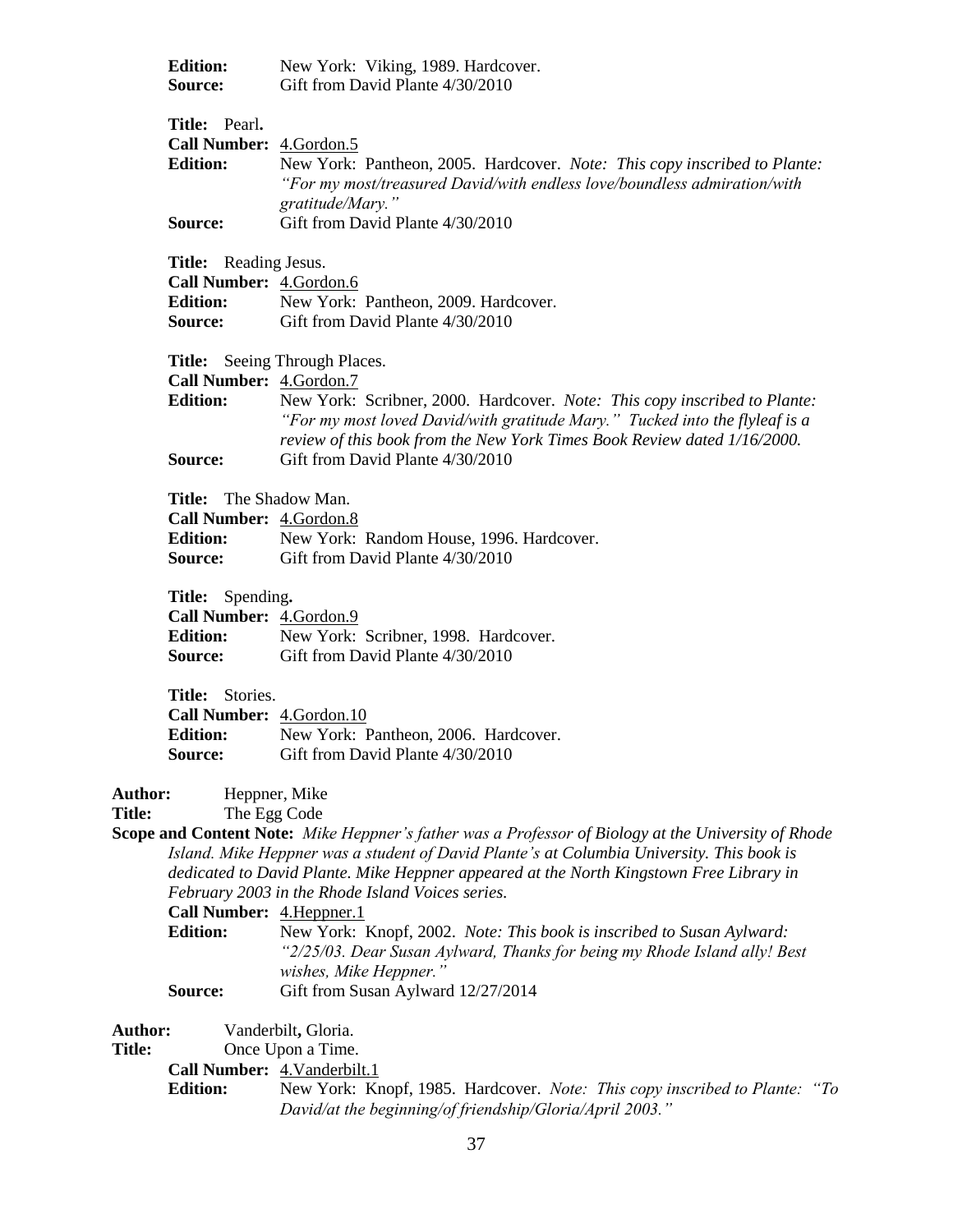**Edition:** New York: Viking, 1989. Hardcover.
**Source:** Gift from David Plante 4/30/2010

**Title:** Pearl**.**
**Call Number:** 4.Gordon.5
**Edition:** New York: Pantheon, 2005. Hardcover. *Note: This copy inscribed to Plante: "For my most/treasured David/with endless love/boundless admiration/with gratitude/Mary."*
**Source:** Gift from David Plante 4/30/2010

**Title:** Reading Jesus.
**Call Number:** 4.Gordon.6
**Edition:** New York: Pantheon, 2009. Hardcover.
**Source:** Gift from David Plante 4/30/2010

**Title:** Seeing Through Places.
**Call Number:** 4.Gordon.7
**Edition:** New York: Scribner, 2000. Hardcover. *Note: This copy inscribed to Plante: "For my most loved David/with gratitude Mary." Tucked into the flyleaf is a review of this book from the New York Times Book Review dated 1/16/2000.*
**Source:** Gift from David Plante 4/30/2010

**Title:** The Shadow Man.
**Call Number:** 4.Gordon.8
**Edition:** New York: Random House, 1996. Hardcover.
**Source:** Gift from David Plante 4/30/2010

**Title:** Spending**.**
**Call Number:** 4.Gordon.9
**Edition:** New York: Scribner, 1998. Hardcover.
**Source:** Gift from David Plante 4/30/2010

**Title:** Stories.
**Call Number:** 4.Gordon.10
**Edition:** New York: Pantheon, 2006. Hardcover.
**Source:** Gift from David Plante 4/30/2010

**Author:** Heppner, Mike
**Title:** The Egg Code
**Scope and Content Note:** *Mike Heppner's father was a Professor of Biology at the University of Rhode Island. Mike Heppner was a student of David Plante's at Columbia University. This book is dedicated to David Plante. Mike Heppner appeared at the North Kingstown Free Library in February 2003 in the Rhode Island Voices series.*
**Call Number:** 4.Heppner.1
**Edition:** New York: Knopf, 2002. *Note: This book is inscribed to Susan Aylward: "2/25/03. Dear Susan Aylward, Thanks for being my Rhode Island ally! Best wishes, Mike Heppner."*
**Source:** Gift from Susan Aylward 12/27/2014

**Author:** Vanderbilt**,** Gloria.
**Title:** Once Upon a Time.
**Call Number:** 4.Vanderbilt.1
**Edition:** New York: Knopf, 1985. Hardcover. *Note: This copy inscribed to Plante: "To David/at the beginning/of friendship/Gloria/April 2003."*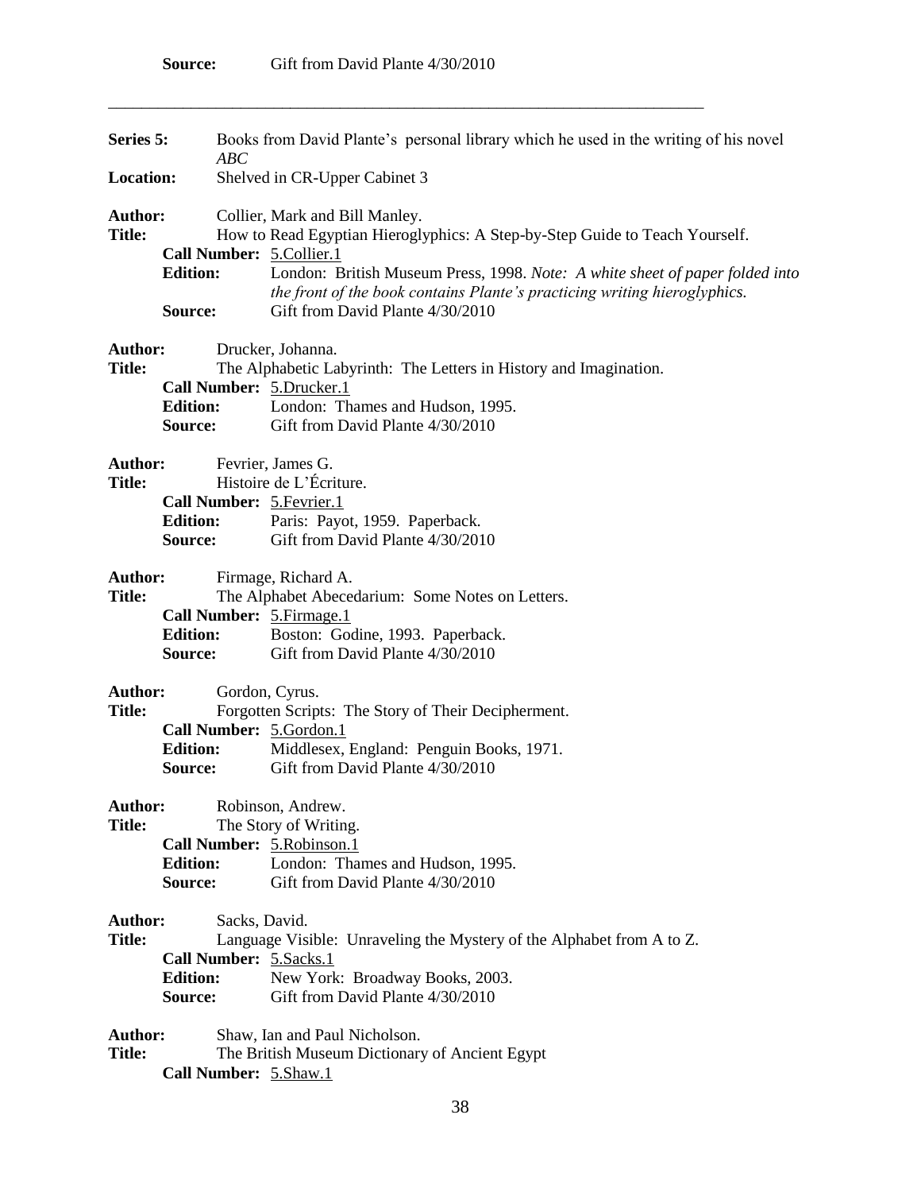**Source:** Gift from David Plante 4/30/2010

---

**Series 5:** Books from David Plante's personal library which he used in the writing of his novel *ABC*

**Location:** Shelved in CR-Upper Cabinet 3

**Author:** Collier, Mark and Bill Manley.
**Title:** How to Read Egyptian Hieroglyphics: A Step-by-Step Guide to Teach Yourself.
**Call Number:** 5.Collier.1
**Edition:** London: British Museum Press, 1998. *Note: A white sheet of paper folded into the front of the book contains Plante's practicing writing hieroglyphics.*
**Source:** Gift from David Plante 4/30/2010

**Author:** Drucker, Johanna.
**Title:** The Alphabetic Labyrinth: The Letters in History and Imagination.
**Call Number:** 5.Drucker.1
**Edition:** London: Thames and Hudson, 1995.
**Source:** Gift from David Plante 4/30/2010

**Author:** Fevrier, James G.
**Title:** Histoire de L'Écriture.
**Call Number:** 5.Fevrier.1
**Edition:** Paris: Payot, 1959. Paperback.
**Source:** Gift from David Plante 4/30/2010

**Author:** Firmage, Richard A.
**Title:** The Alphabet Abecedarium: Some Notes on Letters.
**Call Number:** 5.Firmage.1
**Edition:** Boston: Godine, 1993. Paperback.
**Source:** Gift from David Plante 4/30/2010

**Author:** Gordon, Cyrus.
**Title:** Forgotten Scripts: The Story of Their Decipherment.
**Call Number:** 5.Gordon.1
**Edition:** Middlesex, England: Penguin Books, 1971.
**Source:** Gift from David Plante 4/30/2010

**Author:** Robinson, Andrew.
**Title:** The Story of Writing.
**Call Number:** 5.Robinson.1
**Edition:** London: Thames and Hudson, 1995.
**Source:** Gift from David Plante 4/30/2010

**Author:** Sacks, David.
**Title:** Language Visible: Unraveling the Mystery of the Alphabet from A to Z.
**Call Number:** 5.Sacks.1
**Edition:** New York: Broadway Books, 2003.
**Source:** Gift from David Plante 4/30/2010

**Author:** Shaw, Ian and Paul Nicholson.
**Title:** The British Museum Dictionary of Ancient Egypt
**Call Number:** 5.Shaw.1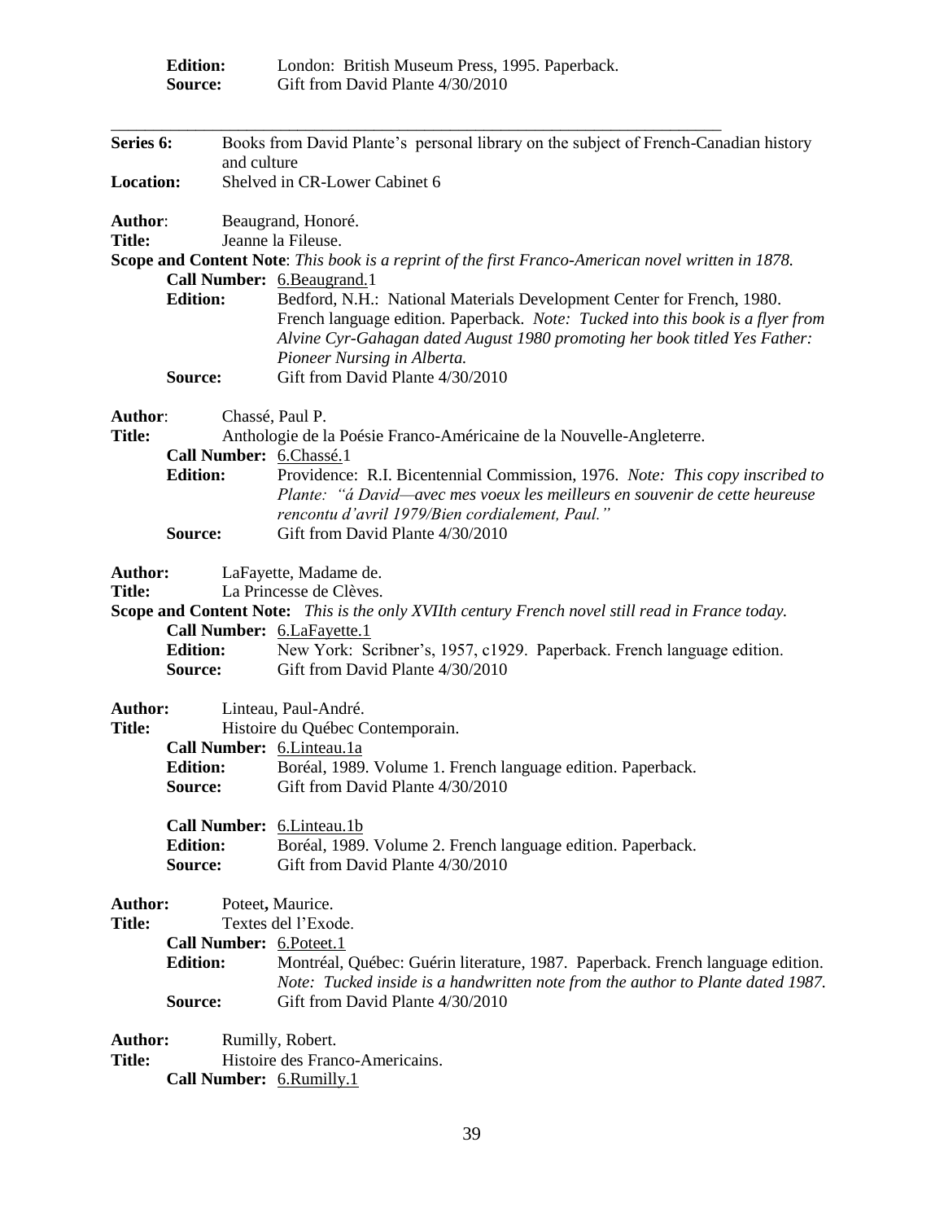**Edition:** London: British Museum Press, 1995. Paperback.
**Source:** Gift from David Plante 4/30/2010

---

**Series 6:** Books from David Plante's personal library on the subject of French-Canadian history and culture
**Location:** Shelved in CR-Lower Cabinet 6

**Author**: Beaugrand, Honoré.
**Title:** Jeanne la Fileuse.
**Scope and Content Note**: *This book is a reprint of the first Franco-American novel written in 1878.*
**Call Number:** 6.Beaugrand.1
**Edition:** Bedford, N.H.: National Materials Development Center for French, 1980. French language edition. Paperback. *Note: Tucked into this book is a flyer from Alvine Cyr-Gahagan dated August 1980 promoting her book titled Yes Father: Pioneer Nursing in Alberta.*
**Source:** Gift from David Plante 4/30/2010

**Author**: Chassé, Paul P.
**Title:** Anthologie de la Poésie Franco-Américaine de la Nouvelle-Angleterre.
**Call Number:** 6.Chassé.1
**Edition:** Providence: R.I. Bicentennial Commission, 1976. *Note: This copy inscribed to Plante: "á David—avec mes voeux les meilleurs en souvenir de cette heureuse rencontu d'avril 1979/Bien cordialement, Paul."*
**Source:** Gift from David Plante 4/30/2010

**Author:** LaFayette, Madame de.
**Title:** La Princesse de Clèves.
**Scope and Content Note:** *This is the only XVIIth century French novel still read in France today.*
**Call Number:** 6.LaFayette.1
**Edition:** New York: Scribner's, 1957, c1929. Paperback. French language edition.
**Source:** Gift from David Plante 4/30/2010

**Author:** Linteau, Paul-André.
**Title:** Histoire du Québec Contemporain.
**Call Number:** 6.Linteau.1a
**Edition:** Boréal, 1989. Volume 1. French language edition. Paperback.
**Source:** Gift from David Plante 4/30/2010

**Call Number:** 6.Linteau.1b
**Edition:** Boréal, 1989. Volume 2. French language edition. Paperback.
**Source:** Gift from David Plante 4/30/2010

**Author:** Poteet**,** Maurice.
**Title:** Textes del l'Exode.
**Call Number:** 6.Poteet.1
**Edition:** Montréal, Québec: Guérin literature, 1987. Paperback. French language edition. *Note: Tucked inside is a handwritten note from the author to Plante dated 1987.*
**Source:** Gift from David Plante 4/30/2010

**Author:** Rumilly, Robert.
**Title:** Histoire des Franco-Americains.
**Call Number:** 6.Rumilly.1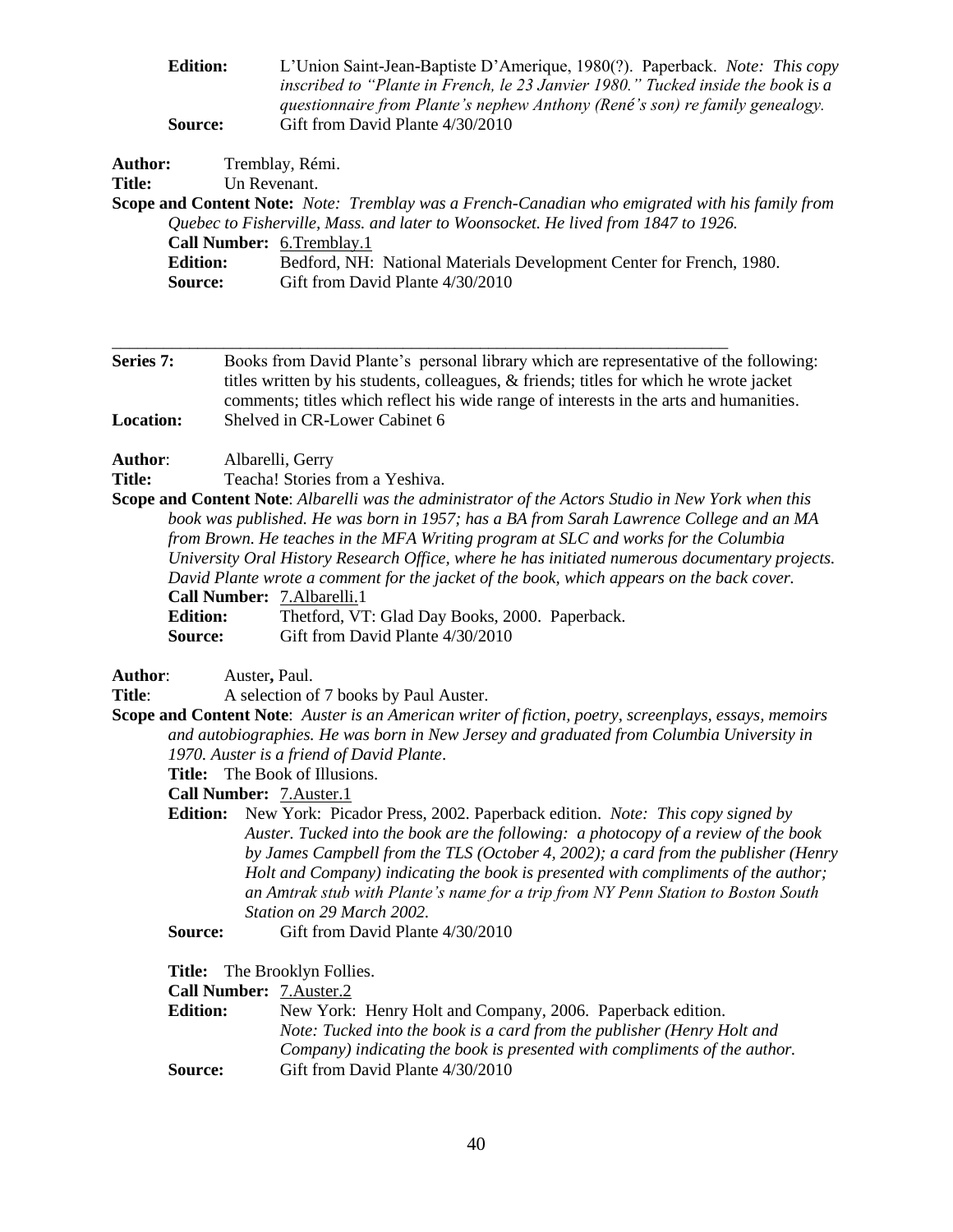**Edition:** L'Union Saint-Jean-Baptiste D'Amerique, 1980(?). Paperback. *Note: This copy inscribed to "Plante in French, le 23 Janvier 1980." Tucked inside the book is a questionnaire from Plante's nephew Anthony (René's son) re family genealogy.*
**Source:** Gift from David Plante 4/30/2010

**Author:** Tremblay, Rémi.
**Title:** Un Revenant.
**Scope and Content Note:** *Note: Tremblay was a French-Canadian who emigrated with his family from Quebec to Fisherville, Mass. and later to Woonsocket. He lived from 1847 to 1926.*
**Call Number:** 6.Tremblay.1
**Edition:** Bedford, NH: National Materials Development Center for French, 1980.
**Source:** Gift from David Plante 4/30/2010

---

**Series 7:** Books from David Plante's personal library which are representative of the following: titles written by his students, colleagues, & friends; titles for which he wrote jacket comments; titles which reflect his wide range of interests in the arts and humanities.
**Location:** Shelved in CR-Lower Cabinet 6

**Author**: Albarelli, Gerry
**Title:** Teacha! Stories from a Yeshiva.
**Scope and Content Note**: *Albarelli was the administrator of the Actors Studio in New York when this book was published. He was born in 1957; has a BA from Sarah Lawrence College and an MA from Brown. He teaches in the MFA Writing program at SLC and works for the Columbia University Oral History Research Office, where he has initiated numerous documentary projects. David Plante wrote a comment for the jacket of the book, which appears on the back cover.*
**Call Number:** 7.Albarelli.1
**Edition:** Thetford, VT: Glad Day Books, 2000. Paperback.
**Source:** Gift from David Plante 4/30/2010

**Author**: Auster**,** Paul.
**Title**: A selection of 7 books by Paul Auster.
**Scope and Content Note**: *Auster is an American writer of fiction, poetry, screenplays, essays, memoirs and autobiographies. He was born in New Jersey and graduated from Columbia University in 1970. Auster is a friend of David Plante*.
**Title:** The Book of Illusions.
**Call Number:** 7.Auster.1
**Edition:** New York: Picador Press, 2002. Paperback edition. *Note: This copy signed by Auster. Tucked into the book are the following: a photocopy of a review of the book by James Campbell from the TLS (October 4, 2002); a card from the publisher (Henry Holt and Company) indicating the book is presented with compliments of the author; an Amtrak stub with Plante's name for a trip from NY Penn Station to Boston South Station on 29 March 2002.*
**Source:** Gift from David Plante 4/30/2010

**Title:** The Brooklyn Follies.
**Call Number:** 7.Auster.2
**Edition:** New York: Henry Holt and Company, 2006. Paperback edition. *Note: Tucked into the book is a card from the publisher (Henry Holt and Company) indicating the book is presented with compliments of the author.*
**Source:** Gift from David Plante 4/30/2010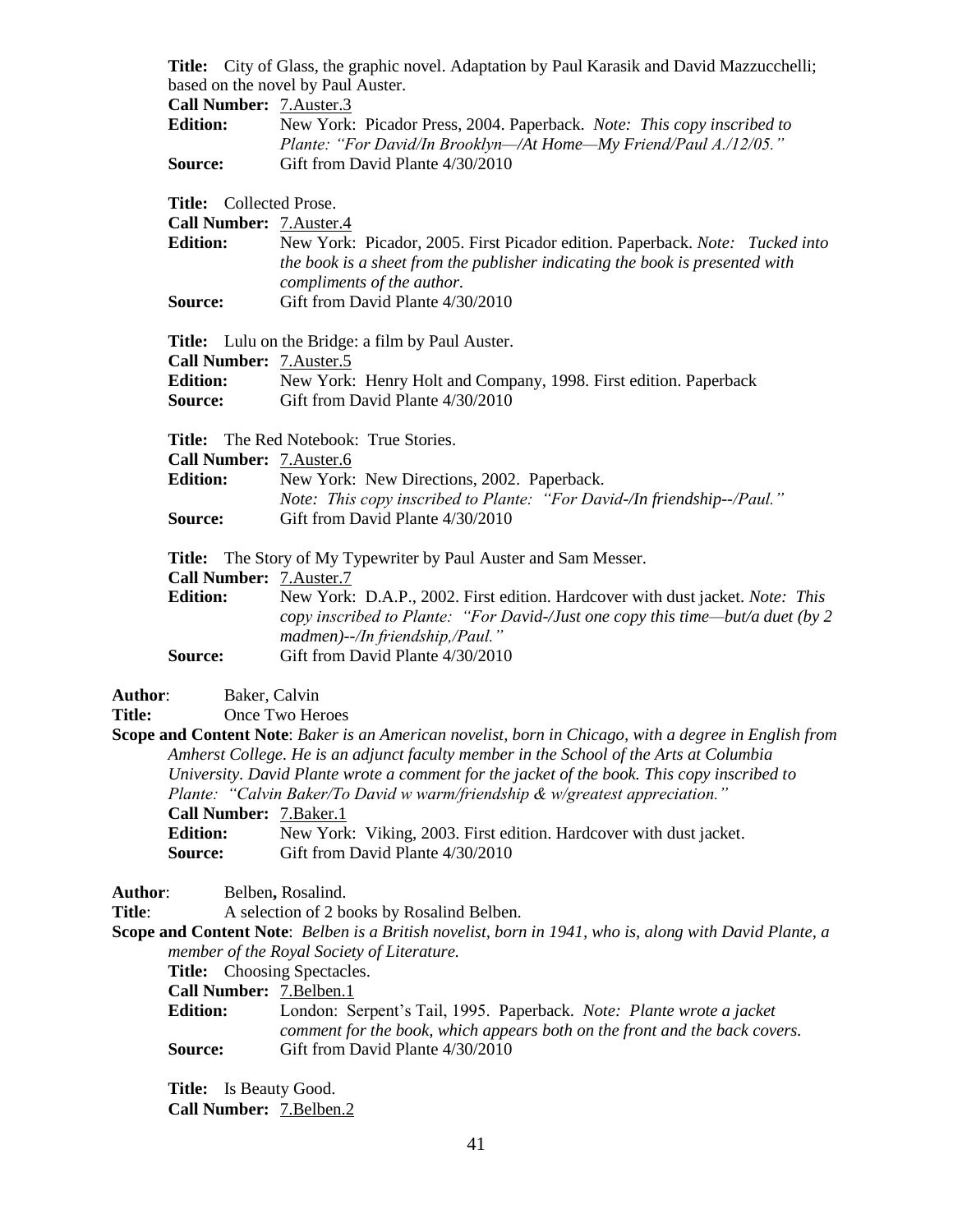**Title:** City of Glass, the graphic novel. Adaptation by Paul Karasik and David Mazzucchelli; based on the novel by Paul Auster.
**Call Number:** 7.Auster.3
**Edition:** New York: Picador Press, 2004. Paperback. *Note: This copy inscribed to Plante: "For David/In Brooklyn—/At Home—My Friend/Paul A./12/05."*
**Source:** Gift from David Plante 4/30/2010

**Title:** Collected Prose.
**Call Number:** 7.Auster.4
**Edition:** New York: Picador, 2005. First Picador edition. Paperback. *Note: Tucked into the book is a sheet from the publisher indicating the book is presented with compliments of the author.*
**Source:** Gift from David Plante 4/30/2010

**Title:** Lulu on the Bridge: a film by Paul Auster.
**Call Number:** 7.Auster.5
**Edition:** New York: Henry Holt and Company, 1998. First edition. Paperback
**Source:** Gift from David Plante 4/30/2010

**Title:** The Red Notebook: True Stories.
**Call Number:** 7.Auster.6
**Edition:** New York: New Directions, 2002. Paperback. *Note: This copy inscribed to Plante: "For David-/In friendship--/Paul."*
**Source:** Gift from David Plante 4/30/2010

**Title:** The Story of My Typewriter by Paul Auster and Sam Messer.
**Call Number:** 7.Auster.7
**Edition:** New York: D.A.P., 2002. First edition. Hardcover with dust jacket. *Note: This copy inscribed to Plante: "For David-/Just one copy this time—but/a duet (by 2 madmen)--/In friendship,/Paul."*
**Source:** Gift from David Plante 4/30/2010

**Author**: Baker, Calvin
**Title:** Once Two Heroes
**Scope and Content Note**: *Baker is an American novelist, born in Chicago, with a degree in English from Amherst College. He is an adjunct faculty member in the School of the Arts at Columbia University. David Plante wrote a comment for the jacket of the book. This copy inscribed to Plante: "Calvin Baker/To David w warm/friendship & w/greatest appreciation."*
**Call Number:** 7.Baker.1
**Edition:** New York: Viking, 2003. First edition. Hardcover with dust jacket.
**Source:** Gift from David Plante 4/30/2010

**Author**: Belben**,** Rosalind.
**Title**: A selection of 2 books by Rosalind Belben.
**Scope and Content Note**: *Belben is a British novelist, born in 1941, who is, along with David Plante, a member of the Royal Society of Literature.*
**Title:** Choosing Spectacles.
**Call Number:** 7.Belben.1
**Edition:** London: Serpent's Tail, 1995. Paperback. *Note: Plante wrote a jacket comment for the book, which appears both on the front and the back covers.*
**Source:** Gift from David Plante 4/30/2010

**Title:** Is Beauty Good.
**Call Number:** 7.Belben.2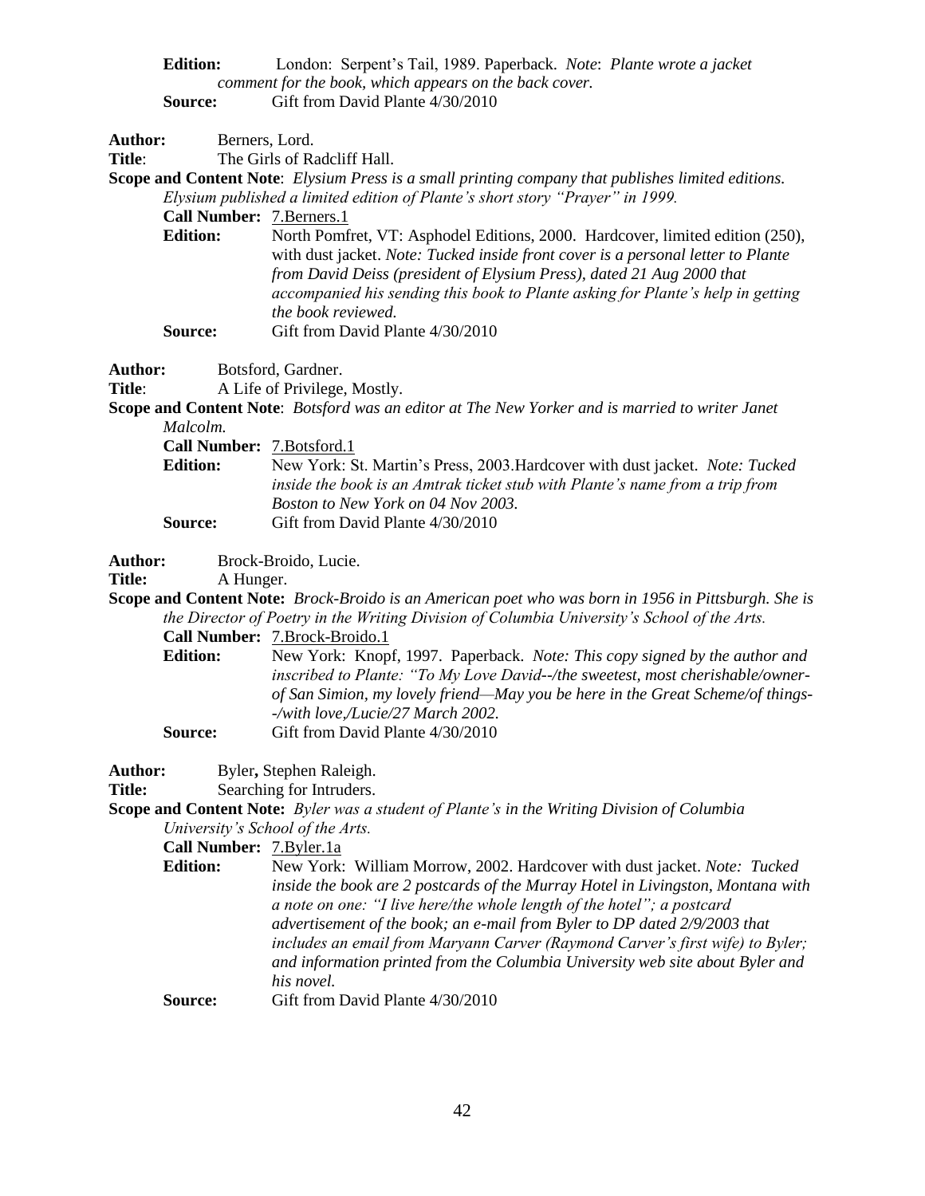**Edition:** London: Serpent's Tail, 1989. Paperback. *Note*: *Plante wrote a jacket comment for the book, which appears on the back cover.*
**Source:** Gift from David Plante 4/30/2010

**Author:** Berners, Lord.
**Title**: The Girls of Radcliff Hall.
**Scope and Content Note**: *Elysium Press is a small printing company that publishes limited editions. Elysium published a limited edition of Plante's short story "Prayer" in 1999.*
**Call Number:** 7.Berners.1
**Edition:** North Pomfret, VT: Asphodel Editions, 2000. Hardcover, limited edition (250), with dust jacket. *Note: Tucked inside front cover is a personal letter to Plante from David Deiss (president of Elysium Press), dated 21 Aug 2000 that accompanied his sending this book to Plante asking for Plante's help in getting the book reviewed.*
**Source:** Gift from David Plante 4/30/2010

**Author:** Botsford, Gardner.
**Title**: A Life of Privilege, Mostly.
**Scope and Content Note**: *Botsford was an editor at The New Yorker and is married to writer Janet Malcolm.*
**Call Number:** 7.Botsford.1
**Edition:** New York: St. Martin's Press, 2003.Hardcover with dust jacket. *Note: Tucked inside the book is an Amtrak ticket stub with Plante's name from a trip from Boston to New York on 04 Nov 2003.*
**Source:** Gift from David Plante 4/30/2010

**Author:** Brock-Broido, Lucie.
**Title:** A Hunger.
**Scope and Content Note:** *Brock-Broido is an American poet who was born in 1956 in Pittsburgh. She is the Director of Poetry in the Writing Division of Columbia University's School of the Arts.*
**Call Number:** 7.Brock-Broido.1
**Edition:** New York: Knopf, 1997. Paperback. *Note: This copy signed by the author and inscribed to Plante: "To My Love David--/the sweetest, most cherishable/owner-of San Simion, my lovely friend—May you be here in the Great Scheme/of things--/with love,/Lucie/27 March 2002.*
**Source:** Gift from David Plante 4/30/2010

**Author:** Byler**,** Stephen Raleigh.
**Title:** Searching for Intruders.
**Scope and Content Note:** *Byler was a student of Plante's in the Writing Division of Columbia University's School of the Arts.*
**Call Number:** 7.Byler.1a
**Edition:** New York: William Morrow, 2002. Hardcover with dust jacket. *Note: Tucked inside the book are 2 postcards of the Murray Hotel in Livingston, Montana with a note on one: "I live here/the whole length of the hotel"; a postcard advertisement of the book; an e-mail from Byler to DP dated 2/9/2003 that includes an email from Maryann Carver (Raymond Carver's first wife) to Byler; and information printed from the Columbia University web site about Byler and his novel.*
**Source:** Gift from David Plante 4/30/2010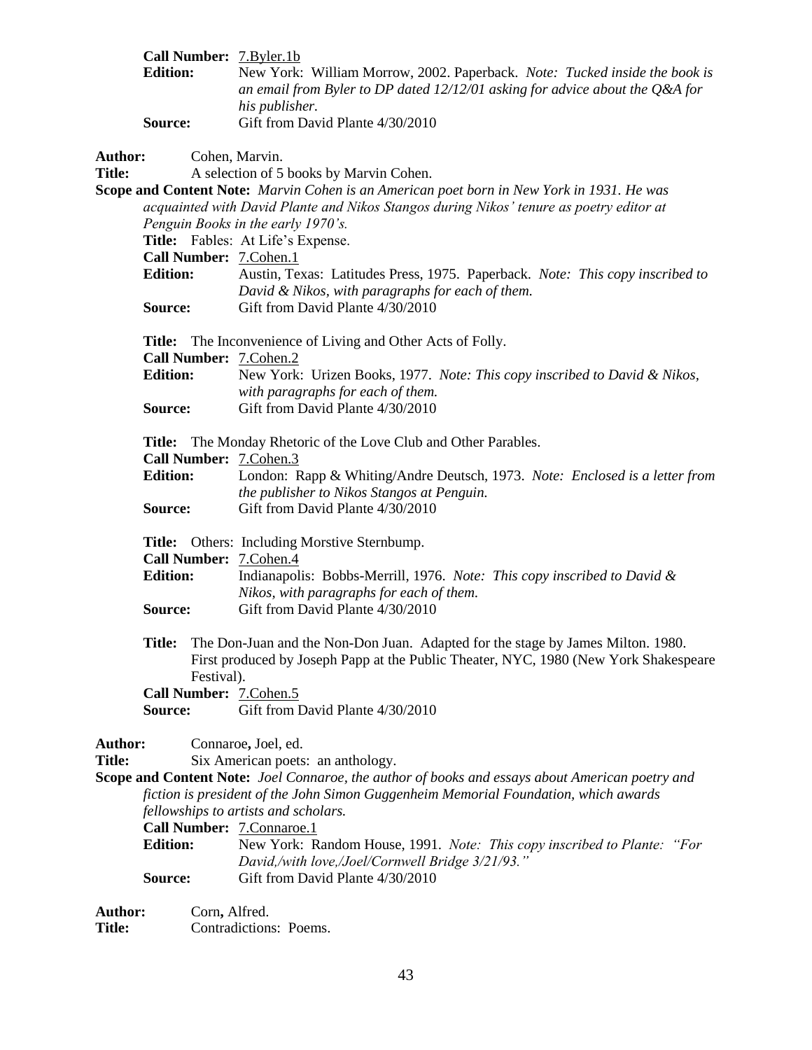**Call Number:** 7.Byler.1b
**Edition:** New York: William Morrow, 2002. Paperback. *Note: Tucked inside the book is an email from Byler to DP dated 12/12/01 asking for advice about the Q&A for his publisher.*
**Source:** Gift from David Plante 4/30/2010

**Author:** Cohen, Marvin.
**Title:** A selection of 5 books by Marvin Cohen.
**Scope and Content Note:** *Marvin Cohen is an American poet born in New York in 1931. He was acquainted with David Plante and Nikos Stangos during Nikos' tenure as poetry editor at Penguin Books in the early 1970's.*

**Title:** Fables: At Life's Expense.
**Call Number:** 7.Cohen.1
**Edition:** Austin, Texas: Latitudes Press, 1975. Paperback. *Note: This copy inscribed to David & Nikos, with paragraphs for each of them.*
**Source:** Gift from David Plante 4/30/2010

**Title:** The Inconvenience of Living and Other Acts of Folly.
**Call Number:** 7.Cohen.2
**Edition:** New York: Urizen Books, 1977. *Note: This copy inscribed to David & Nikos, with paragraphs for each of them.*
**Source:** Gift from David Plante 4/30/2010

**Title:** The Monday Rhetoric of the Love Club and Other Parables.
**Call Number:** 7.Cohen.3
**Edition:** London: Rapp & Whiting/Andre Deutsch, 1973. *Note: Enclosed is a letter from the publisher to Nikos Stangos at Penguin.*
**Source:** Gift from David Plante 4/30/2010

**Title:** Others: Including Morstive Sternbump.
**Call Number:** 7.Cohen.4
**Edition:** Indianapolis: Bobbs-Merrill, 1976. *Note: This copy inscribed to David & Nikos, with paragraphs for each of them.*
**Source:** Gift from David Plante 4/30/2010

**Title:** The Don-Juan and the Non-Don Juan. Adapted for the stage by James Milton. 1980. First produced by Joseph Papp at the Public Theater, NYC, 1980 (New York Shakespeare Festival).
**Call Number:** 7.Cohen.5
**Source:** Gift from David Plante 4/30/2010

**Author:** Connaroe**,** Joel, ed.
**Title:** Six American poets: an anthology.
**Scope and Content Note:** *Joel Connaroe, the author of books and essays about American poetry and fiction is president of the John Simon Guggenheim Memorial Foundation, which awards fellowships to artists and scholars.*
**Call Number:** 7.Connaroe.1
**Edition:** New York: Random House, 1991. *Note: This copy inscribed to Plante: "For David,/with love,/Joel/Cornwell Bridge 3/21/93."*
**Source:** Gift from David Plante 4/30/2010

**Author:** Corn**,** Alfred.
**Title:** Contradictions: Poems.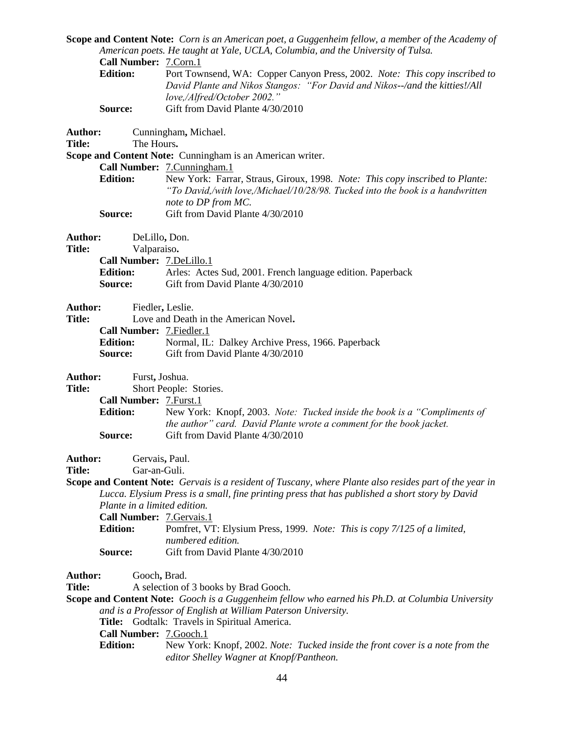**Scope and Content Note:** *Corn is an American poet, a Guggenheim fellow, a member of the Academy of American poets. He taught at Yale, UCLA, Columbia, and the University of Tulsa.*

**Call Number:** 7.Corn.1

**Edition:** Port Townsend, WA: Copper Canyon Press, 2002. *Note: This copy inscribed to David Plante and Nikos Stangos: "For David and Nikos--/and the kitties!/All love,/Alfred/October 2002."*

**Source:** Gift from David Plante 4/30/2010

**Author:** Cunningham**,** Michael.

**Title:** The Hours**.**

**Scope and Content Note:** Cunningham is an American writer.

**Call Number:** 7.Cunningham.1

**Edition:** New York: Farrar, Straus, Giroux, 1998. *Note: This copy inscribed to Plante: "To David,/with love,/Michael/10/28/98. Tucked into the book is a handwritten note to DP from MC.*

**Source:** Gift from David Plante 4/30/2010

**Author:** DeLillo**,** Don.

**Title:** Valparaiso**.**

**Call Number:** 7.DeLillo.1

**Edition:** Arles: Actes Sud, 2001. French language edition. Paperback

**Source:** Gift from David Plante 4/30/2010

**Author:** Fiedler**,** Leslie.

**Title:** Love and Death in the American Novel**.**

**Call Number:** 7.Fiedler.1

**Edition:** Normal, IL: Dalkey Archive Press, 1966. Paperback

**Source:** Gift from David Plante 4/30/2010

**Author:** Furst**,** Joshua.

**Title:** Short People: Stories.

**Call Number:** 7.Furst.1

**Edition:** New York: Knopf, 2003. *Note: Tucked inside the book is a "Compliments of the author" card. David Plante wrote a comment for the book jacket.*

**Source:** Gift from David Plante 4/30/2010

**Author:** Gervais**,** Paul.

**Title:** Gar-an-Guli.

**Scope and Content Note:** *Gervais is a resident of Tuscany, where Plante also resides part of the year in Lucca. Elysium Press is a small, fine printing press that has published a short story by David Plante in a limited edition.*

**Call Number:** 7.Gervais.1

**Edition:** Pomfret, VT: Elysium Press, 1999. *Note: This is copy 7/125 of a limited, numbered edition.*

**Source:** Gift from David Plante 4/30/2010

**Author:** Gooch**,** Brad.

**Title:** A selection of 3 books by Brad Gooch.

**Scope and Content Note:** *Gooch is a Guggenheim fellow who earned his Ph.D. at Columbia University and is a Professor of English at William Paterson University.*

**Title:** Godtalk: Travels in Spiritual America.

**Call Number:** 7.Gooch.1

**Edition:** New York: Knopf, 2002. *Note: Tucked inside the front cover is a note from the editor Shelley Wagner at Knopf/Pantheon.*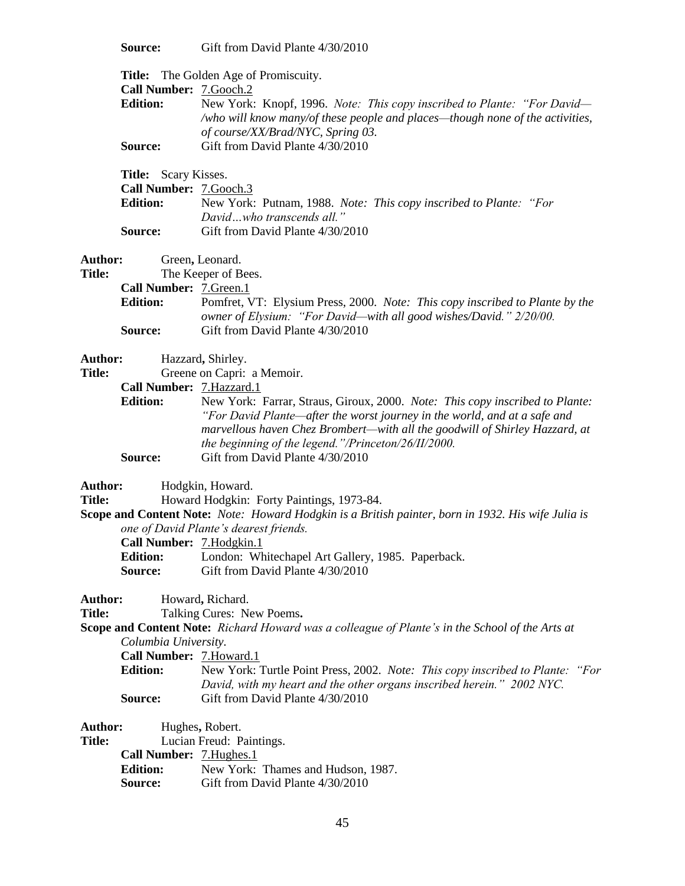**Source:** Gift from David Plante 4/30/2010

**Title:** The Golden Age of Promiscuity.
**Call Number:** 7.Gooch.2
**Edition:** New York: Knopf, 1996. *Note: This copy inscribed to Plante: "For David—/who will know many/of these people and places—though none of the activities, of course/XX/Brad/NYC, Spring 03.*
**Source:** Gift from David Plante 4/30/2010

**Title:** Scary Kisses.
**Call Number:** 7.Gooch.3
**Edition:** New York: Putnam, 1988. *Note: This copy inscribed to Plante: "For David…who transcends all."*
**Source:** Gift from David Plante 4/30/2010

**Author:** Green**,** Leonard.
**Title:** The Keeper of Bees.
**Call Number:** 7.Green.1
**Edition:** Pomfret, VT: Elysium Press, 2000. *Note: This copy inscribed to Plante by the owner of Elysium: "For David—with all good wishes/David." 2/20/00.*
**Source:** Gift from David Plante 4/30/2010

**Author:** Hazzard**,** Shirley.
**Title:** Greene on Capri: a Memoir.
**Call Number:** 7.Hazzard.1
**Edition:** New York: Farrar, Straus, Giroux, 2000. *Note: This copy inscribed to Plante: "For David Plante—after the worst journey in the world, and at a safe and marvellous haven Chez Brombert—with all the goodwill of Shirley Hazzard, at the beginning of the legend."/Princeton/26/II/2000.*
**Source:** Gift from David Plante 4/30/2010

**Author:** Hodgkin, Howard.
**Title:** Howard Hodgkin: Forty Paintings, 1973-84.
**Scope and Content Note:** *Note: Howard Hodgkin is a British painter, born in 1932. His wife Julia is one of David Plante's dearest friends.*
**Call Number:** 7.Hodgkin.1
**Edition:** London: Whitechapel Art Gallery, 1985. Paperback.
**Source:** Gift from David Plante 4/30/2010

**Author:** Howard**,** Richard.
**Title:** Talking Cures: New Poems**.**
**Scope and Content Note:** *Richard Howard was a colleague of Plante's in the School of the Arts at Columbia University.*
**Call Number:** 7.Howard.1
**Edition:** New York: Turtle Point Press, 2002. *Note: This copy inscribed to Plante: "For David, with my heart and the other organs inscribed herein." 2002 NYC.*
**Source:** Gift from David Plante 4/30/2010

**Author:** Hughes**,** Robert.
**Title:** Lucian Freud: Paintings.
**Call Number:** 7.Hughes.1
**Edition:** New York: Thames and Hudson, 1987.
**Source:** Gift from David Plante 4/30/2010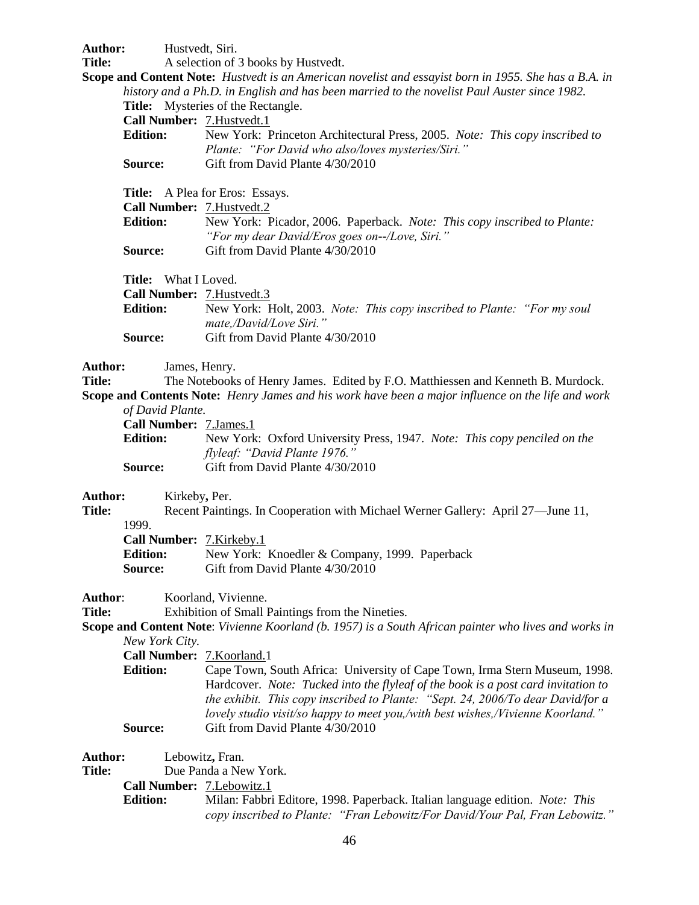**Author:** Hustvedt, Siri.

**Title:** A selection of 3 books by Hustvedt.

**Scope and Content Note:** *Hustvedt is an American novelist and essayist born in 1955. She has a B.A. in history and a Ph.D. in English and has been married to the novelist Paul Auster since 1982.*

> **Title:** Mysteries of the Rectangle.
>
> **Call Number:** 7.Hustvedt.1
>
> **Edition:** New York: Princeton Architectural Press, 2005. *Note: This copy inscribed to Plante: "For David who also/loves mysteries/Siri."*
>
> **Source:** Gift from David Plante 4/30/2010

> **Title:** A Plea for Eros: Essays.
>
> **Call Number:** 7.Hustvedt.2
>
> **Edition:** New York: Picador, 2006. Paperback. *Note: This copy inscribed to Plante: "For my dear David/Eros goes on--/Love, Siri."*
>
> **Source:** Gift from David Plante 4/30/2010

> **Title:** What I Loved.
>
> **Call Number:** 7.Hustvedt.3
>
> **Edition:** New York: Holt, 2003. *Note: This copy inscribed to Plante: "For my soul mate,/David/Love Siri."*
>
> **Source:** Gift from David Plante 4/30/2010

**Author:** James, Henry.

**Title:** The Notebooks of Henry James. Edited by F.O. Matthiessen and Kenneth B. Murdock.

**Scope and Contents Note:** *Henry James and his work have been a major influence on the life and work of David Plante.*

> **Call Number:** 7.James.1
>
> **Edition:** New York: Oxford University Press, 1947. *Note: This copy penciled on the flyleaf: "David Plante 1976."*
>
> **Source:** Gift from David Plante 4/30/2010

**Author:** Kirkeby, Per.

**Title:** Recent Paintings. In Cooperation with Michael Werner Gallery: April 27—June 11, 1999.

> **Call Number:** 7.Kirkeby.1
>
> **Edition:** New York: Knoedler & Company, 1999. Paperback
>
> **Source:** Gift from David Plante 4/30/2010

**Author**: Koorland, Vivienne.

**Title:** Exhibition of Small Paintings from the Nineties.

**Scope and Content Note**: *Vivienne Koorland (b. 1957) is a South African painter who lives and works in New York City.*

> **Call Number:** 7.Koorland.1
>
> **Edition:** Cape Town, South Africa: University of Cape Town, Irma Stern Museum, 1998. Hardcover. *Note: Tucked into the flyleaf of the book is a post card invitation to the exhibit. This copy inscribed to Plante: "Sept. 24, 2006/To dear David/for a lovely studio visit/so happy to meet you,/with best wishes,/Vivienne Koorland."*
>
> **Source:** Gift from David Plante 4/30/2010

**Author:** Lebowitz, Fran.

**Title:** Due Panda a New York.

> **Call Number:** 7.Lebowitz.1
>
> **Edition:** Milan: Fabbri Editore, 1998. Paperback. Italian language edition. *Note: This copy inscribed to Plante: "Fran Lebowitz/For David/Your Pal, Fran Lebowitz."*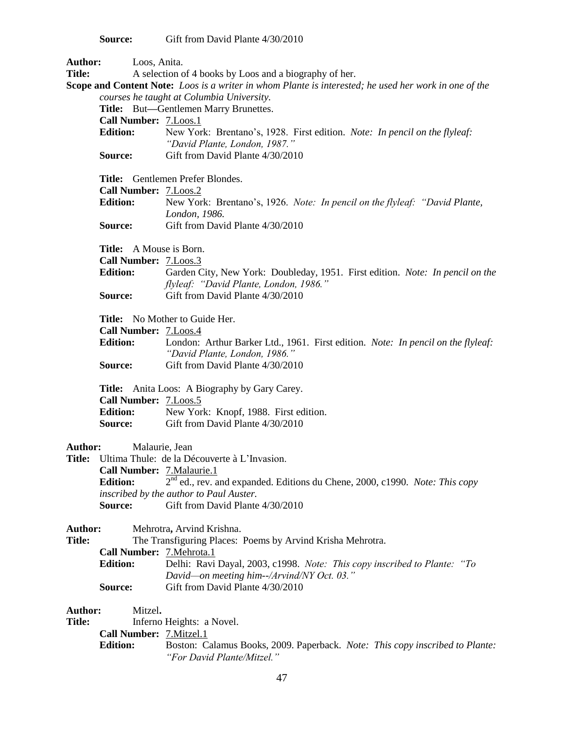**Source:** Gift from David Plante 4/30/2010

**Author:** Loos, Anita.
**Title:** A selection of 4 books by Loos and a biography of her.
**Scope and Content Note:** *Loos is a writer in whom Plante is interested; he used her work in one of the courses he taught at Columbia University.*

**Title:** But—Gentlemen Marry Brunettes.
**Call Number:** 7.Loos.1
**Edition:** New York: Brentano's, 1928. First edition. *Note: In pencil on the flyleaf: "David Plante, London, 1987."*
**Source:** Gift from David Plante 4/30/2010

**Title:** Gentlemen Prefer Blondes.
**Call Number:** 7.Loos.2
**Edition:** New York: Brentano's, 1926. *Note: In pencil on the flyleaf: "David Plante, London, 1986.*
**Source:** Gift from David Plante 4/30/2010

**Title:** A Mouse is Born.
**Call Number:** 7.Loos.3
**Edition:** Garden City, New York: Doubleday, 1951. First edition. *Note: In pencil on the flyleaf: "David Plante, London, 1986."*
**Source:** Gift from David Plante 4/30/2010

**Title:** No Mother to Guide Her.
**Call Number:** 7.Loos.4
**Edition:** London: Arthur Barker Ltd., 1961. First edition. *Note: In pencil on the flyleaf: "David Plante, London, 1986."*
**Source:** Gift from David Plante 4/30/2010

**Title:** Anita Loos: A Biography by Gary Carey.
**Call Number:** 7.Loos.5
**Edition:** New York: Knopf, 1988. First edition.
**Source:** Gift from David Plante 4/30/2010

**Author:** Malaurie, Jean
**Title:** Ultima Thule: de la Découverte à L'Invasion.
**Call Number:** 7.Malaurie.1
**Edition:** 2nd ed., rev. and expanded. Editions du Chene, 2000, c1990. *Note: This copy inscribed by the author to Paul Auster.*
**Source:** Gift from David Plante 4/30/2010

**Author:** Mehrotra, Arvind Krishna.
**Title:** The Transfiguring Places: Poems by Arvind Krisha Mehrotra.
**Call Number:** 7.Mehrota.1
**Edition:** Delhi: Ravi Dayal, 2003, c1998. *Note: This copy inscribed to Plante: "To David—on meeting him--/Arvind/NY Oct. 03."*
**Source:** Gift from David Plante 4/30/2010

**Author:** Mitzel.
**Title:** Inferno Heights: a Novel.
**Call Number:** 7.Mitzel.1
**Edition:** Boston: Calamus Books, 2009. Paperback. *Note: This copy inscribed to Plante: "For David Plante/Mitzel."*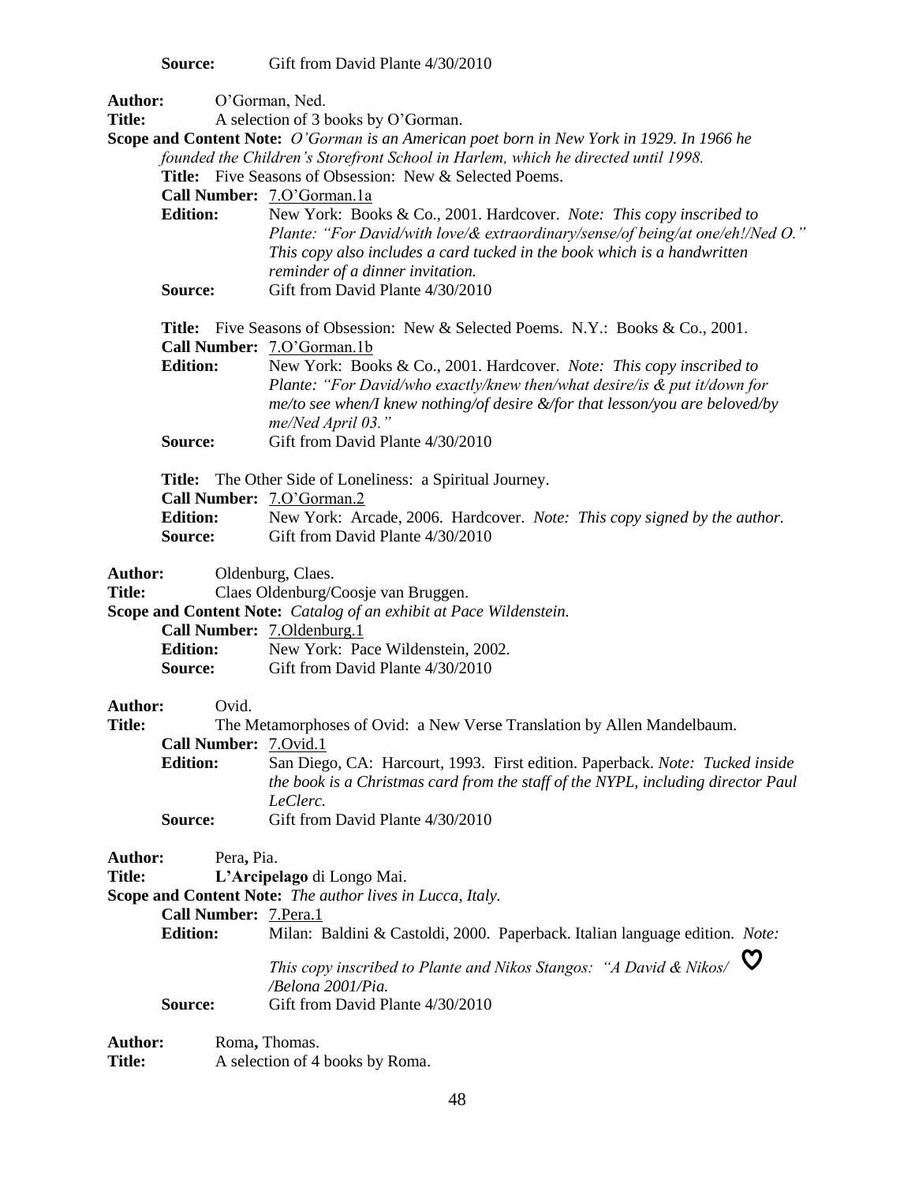**Source:** Gift from David Plante 4/30/2010

**Author:** O'Gorman, Ned.
**Title:** A selection of 3 books by O'Gorman.
**Scope and Content Note:** *O'Gorman is an American poet born in New York in 1929. In 1966 he founded the Children's Storefront School in Harlem, which he directed until 1998.*

**Title:** Five Seasons of Obsession: New & Selected Poems.
**Call Number:** 7.O'Gorman.1a
**Edition:** New York: Books & Co., 2001. Hardcover. *Note: This copy inscribed to Plante: "For David/with love/& extraordinary/sense/of being/at one/eh!/Ned O." This copy also includes a card tucked in the book which is a handwritten reminder of a dinner invitation.*
**Source:** Gift from David Plante 4/30/2010

**Title:** Five Seasons of Obsession: New & Selected Poems. N.Y.: Books & Co., 2001.
**Call Number:** 7.O'Gorman.1b
**Edition:** New York: Books & Co., 2001. Hardcover. *Note: This copy inscribed to Plante: "For David/who exactly/knew then/what desire/is & put it/down for me/to see when/I knew nothing/of desire &/for that lesson/you are beloved/by me/Ned April 03."*
**Source:** Gift from David Plante 4/30/2010

**Title:** The Other Side of Loneliness: a Spiritual Journey.
**Call Number:** 7.O'Gorman.2
**Edition:** New York: Arcade, 2006. Hardcover. *Note: This copy signed by the author.*
**Source:** Gift from David Plante 4/30/2010

**Author:** Oldenburg, Claes.
**Title:** Claes Oldenburg/Coosje van Bruggen.
**Scope and Content Note:** *Catalog of an exhibit at Pace Wildenstein.*
**Call Number:** 7.Oldenburg.1
**Edition:** New York: Pace Wildenstein, 2002.
**Source:** Gift from David Plante 4/30/2010

**Author:** Ovid.
**Title:** The Metamorphoses of Ovid: a New Verse Translation by Allen Mandelbaum.
**Call Number:** 7.Ovid.1
**Edition:** San Diego, CA: Harcourt, 1993. First edition. Paperback. *Note: Tucked inside the book is a Christmas card from the staff of the NYPL, including director Paul LeClerc.*
**Source:** Gift from David Plante 4/30/2010

**Author:** Pera, Pia.
**Title:** **L'Arcipelago** di Longo Mai.
**Scope and Content Note:** *The author lives in Lucca, Italy.*
**Call Number:** 7.Pera.1
**Edition:** Milan: Baldini & Castoldi, 2000. Paperback. Italian language edition. *Note: This copy inscribed to Plante and Nikos Stangos: "A David & Nikos/ ♡ /Belona 2001/Pia.*
**Source:** Gift from David Plante 4/30/2010

**Author:** Roma, Thomas.
**Title:** A selection of 4 books by Roma.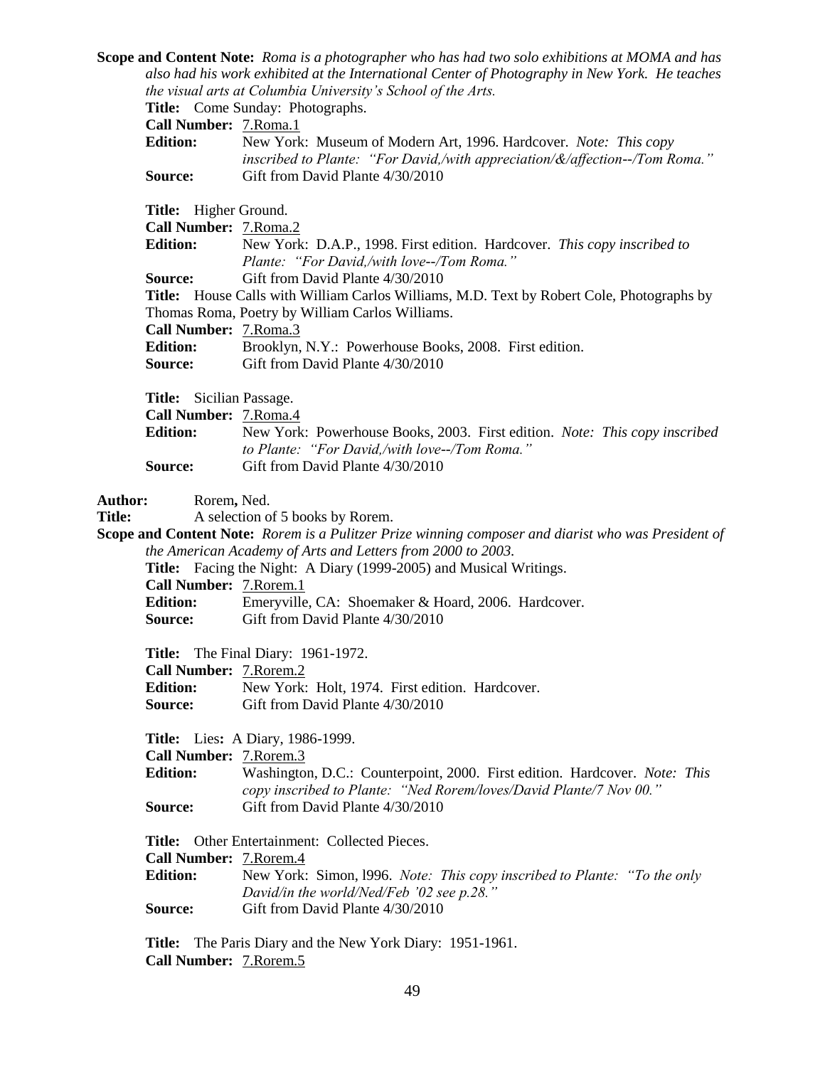**Scope and Content Note:** *Roma is a photographer who has had two solo exhibitions at MOMA and has also had his work exhibited at the International Center of Photography in New York. He teaches the visual arts at Columbia University's School of the Arts.*

**Title:** Come Sunday: Photographs.
**Call Number:** 7.Roma.1
**Edition:** New York: Museum of Modern Art, 1996. Hardcover. *Note: This copy inscribed to Plante: "For David,/with appreciation/&/affection--/Tom Roma."*
**Source:** Gift from David Plante 4/30/2010

**Title:** Higher Ground.
**Call Number:** 7.Roma.2
**Edition:** New York: D.A.P., 1998. First edition. Hardcover. *This copy inscribed to Plante: "For David,/with love--/Tom Roma."*
**Source:** Gift from David Plante 4/30/2010
**Title:** House Calls with William Carlos Williams, M.D. Text by Robert Cole, Photographs by Thomas Roma, Poetry by William Carlos Williams.
**Call Number:** 7.Roma.3
**Edition:** Brooklyn, N.Y.: Powerhouse Books, 2008. First edition.
**Source:** Gift from David Plante 4/30/2010

**Title:** Sicilian Passage.
**Call Number:** 7.Roma.4
**Edition:** New York: Powerhouse Books, 2003. First edition. *Note: This copy inscribed to Plante: "For David,/with love--/Tom Roma."*
**Source:** Gift from David Plante 4/30/2010

**Author:** Rorem**,** Ned.
**Title:** A selection of 5 books by Rorem.
**Scope and Content Note:** *Rorem is a Pulitzer Prize winning composer and diarist who was President of the American Academy of Arts and Letters from 2000 to 2003.*

**Title:** Facing the Night: A Diary (1999-2005) and Musical Writings.
**Call Number:** 7.Rorem.1
**Edition:** Emeryville, CA: Shoemaker & Hoard, 2006. Hardcover.
**Source:** Gift from David Plante 4/30/2010

**Title:** The Final Diary: 1961-1972.
**Call Number:** 7.Rorem.2
**Edition:** New York: Holt, 1974. First edition. Hardcover.
**Source:** Gift from David Plante 4/30/2010

**Title:** Lies**:** A Diary, 1986-1999.
**Call Number:** 7.Rorem.3
**Edition:** Washington, D.C.: Counterpoint, 2000. First edition. Hardcover. *Note: This copy inscribed to Plante: "Ned Rorem/loves/David Plante/7 Nov 00."*
**Source:** Gift from David Plante 4/30/2010

**Title:** Other Entertainment: Collected Pieces.
**Call Number:** 7.Rorem.4
**Edition:** New York: Simon, l996. *Note: This copy inscribed to Plante: "To the only David/in the world/Ned/Feb '02 see p.28."*
**Source:** Gift from David Plante 4/30/2010

**Title:** The Paris Diary and the New York Diary: 1951-1961.
**Call Number:** 7.Rorem.5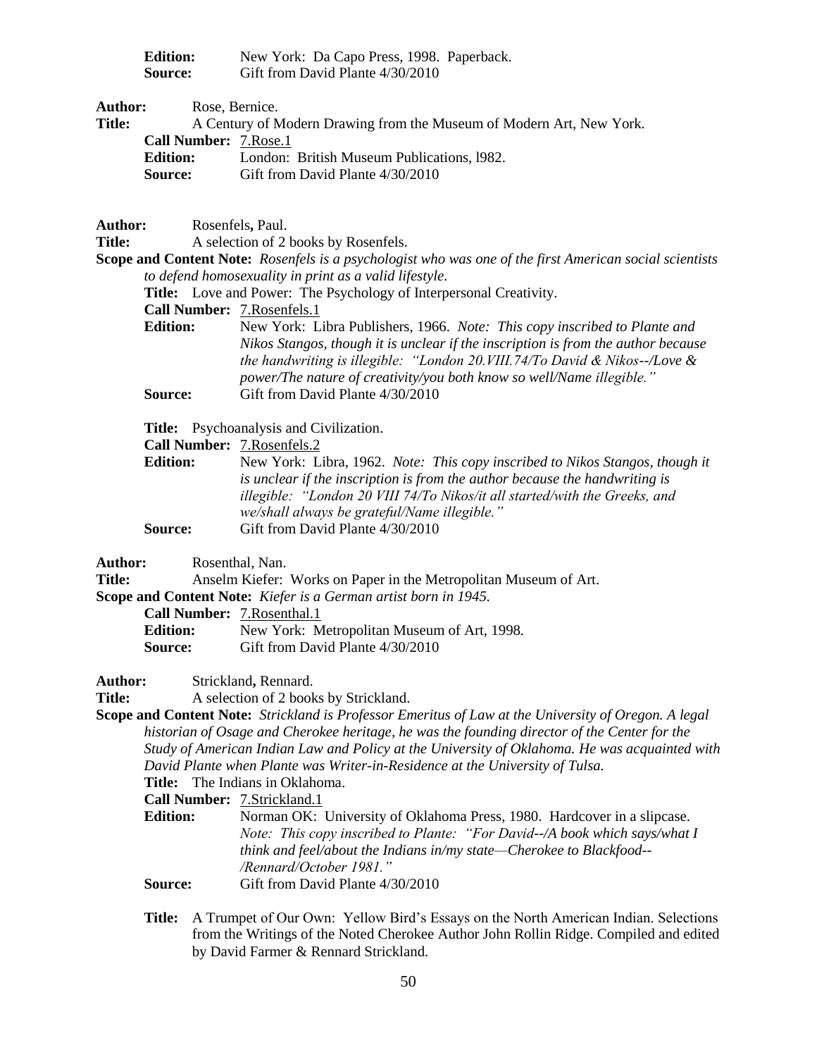**Edition:** New York: Da Capo Press, 1998. Paperback.
**Source:** Gift from David Plante 4/30/2010

**Author:** Rose, Bernice.
**Title:** A Century of Modern Drawing from the Museum of Modern Art, New York.
**Call Number:** 7.Rose.1
**Edition:** London: British Museum Publications, l982.
**Source:** Gift from David Plante 4/30/2010

**Author:** Rosenfels**,** Paul.
**Title:** A selection of 2 books by Rosenfels.
**Scope and Content Note:** *Rosenfels is a psychologist who was one of the first American social scientists to defend homosexuality in print as a valid lifestyle.*
**Title:** Love and Power: The Psychology of Interpersonal Creativity.
**Call Number:** 7.Rosenfels.1
**Edition:** New York: Libra Publishers, 1966. *Note: This copy inscribed to Plante and Nikos Stangos, though it is unclear if the inscription is from the author because the handwriting is illegible: "London 20.VIII.74/To David & Nikos--/Love & power/The nature of creativity/you both know so well/Name illegible."*
**Source:** Gift from David Plante 4/30/2010

**Title:** Psychoanalysis and Civilization.
**Call Number:** 7.Rosenfels.2
**Edition:** New York: Libra, 1962. *Note: This copy inscribed to Nikos Stangos, though it is unclear if the inscription is from the author because the handwriting is illegible: "London 20 VIII 74/To Nikos/it all started/with the Greeks, and we/shall always be grateful/Name illegible."*
**Source:** Gift from David Plante 4/30/2010

**Author:** Rosenthal, Nan.
**Title:** Anselm Kiefer: Works on Paper in the Metropolitan Museum of Art.
**Scope and Content Note:** *Kiefer is a German artist born in 1945.*
**Call Number:** 7.Rosenthal.1
**Edition:** New York: Metropolitan Museum of Art, 1998.
**Source:** Gift from David Plante 4/30/2010

**Author:** Strickland**,** Rennard.
**Title:** A selection of 2 books by Strickland.
**Scope and Content Note:** *Strickland is Professor Emeritus of Law at the University of Oregon. A legal historian of Osage and Cherokee heritage, he was the founding director of the Center for the Study of American Indian Law and Policy at the University of Oklahoma. He was acquainted with David Plante when Plante was Writer-in-Residence at the University of Tulsa.*
**Title:** The Indians in Oklahoma.
**Call Number:** 7.Strickland.1
**Edition:** Norman OK: University of Oklahoma Press, 1980. Hardcover in a slipcase. *Note: This copy inscribed to Plante: "For David--/A book which says/what I think and feel/about the Indians in/my state—Cherokee to Blackfood--/Rennard/October 1981."*
**Source:** Gift from David Plante 4/30/2010

**Title:** A Trumpet of Our Own: Yellow Bird's Essays on the North American Indian. Selections from the Writings of the Noted Cherokee Author John Rollin Ridge. Compiled and edited by David Farmer & Rennard Strickland.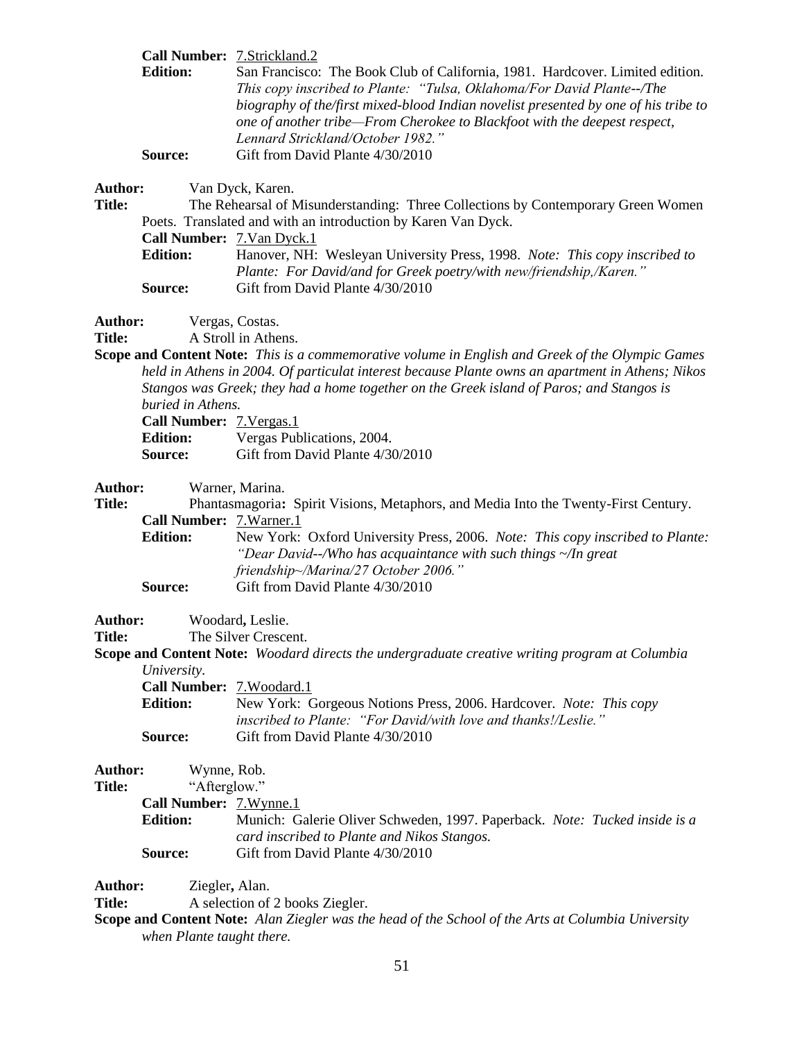**Call Number:** 7.Strickland.2
**Edition:** San Francisco: The Book Club of California, 1981. Hardcover. Limited edition. *This copy inscribed to Plante: "Tulsa, Oklahoma/For David Plante--/The biography of the/first mixed-blood Indian novelist presented by one of his tribe to one of another tribe—From Cherokee to Blackfoot with the deepest respect, Lennard Strickland/October 1982."*
**Source:** Gift from David Plante 4/30/2010

**Author:** Van Dyck, Karen.
**Title:** The Rehearsal of Misunderstanding: Three Collections by Contemporary Green Women Poets. Translated and with an introduction by Karen Van Dyck.
**Call Number:** 7.Van Dyck.1
**Edition:** Hanover, NH: Wesleyan University Press, 1998. *Note: This copy inscribed to Plante: For David/and for Greek poetry/with new/friendship,/Karen."*
**Source:** Gift from David Plante 4/30/2010

**Author:** Vergas, Costas.
**Title:** A Stroll in Athens.
**Scope and Content Note:** *This is a commemorative volume in English and Greek of the Olympic Games held in Athens in 2004. Of particulat interest because Plante owns an apartment in Athens; Nikos Stangos was Greek; they had a home together on the Greek island of Paros; and Stangos is buried in Athens.*
**Call Number:** 7.Vergas.1
**Edition:** Vergas Publications, 2004.
**Source:** Gift from David Plante 4/30/2010

**Author:** Warner, Marina.
**Title:** Phantasmagoria**:** Spirit Visions, Metaphors, and Media Into the Twenty-First Century.
**Call Number:** 7.Warner.1
**Edition:** New York: Oxford University Press, 2006. *Note: This copy inscribed to Plante: "Dear David--/Who has acquaintance with such things ~/In great friendship~/Marina/27 October 2006."*
**Source:** Gift from David Plante 4/30/2010

**Author:** Woodard**,** Leslie.
**Title:** The Silver Crescent.
**Scope and Content Note:** *Woodard directs the undergraduate creative writing program at Columbia University.*
**Call Number:** 7.Woodard.1
**Edition:** New York: Gorgeous Notions Press, 2006. Hardcover. *Note: This copy inscribed to Plante: "For David/with love and thanks!/Leslie."*
**Source:** Gift from David Plante 4/30/2010

**Author:** Wynne, Rob.
**Title:** "Afterglow."
**Call Number:** 7.Wynne.1
**Edition:** Munich: Galerie Oliver Schweden, 1997. Paperback. *Note: Tucked inside is a card inscribed to Plante and Nikos Stangos.*
**Source:** Gift from David Plante 4/30/2010

**Author:** Ziegler**,** Alan.
**Title:** A selection of 2 books Ziegler.
**Scope and Content Note:** *Alan Ziegler was the head of the School of the Arts at Columbia University when Plante taught there.*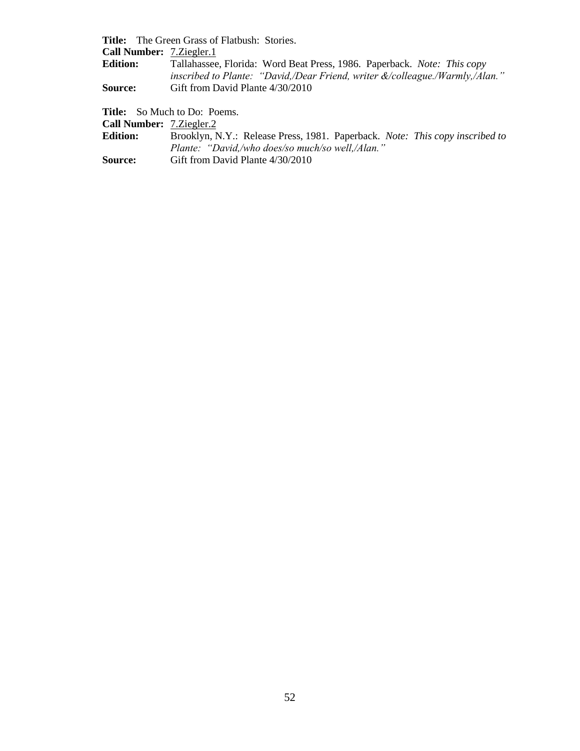**Title:** The Green Grass of Flatbush: Stories.
**Call Number:** 7.Ziegler.1
**Edition:** Tallahassee, Florida: Word Beat Press, 1986. Paperback. *Note: This copy inscribed to Plante: "David,/Dear Friend, writer &/colleague./Warmly,/Alan."*
**Source:** Gift from David Plante 4/30/2010

**Title:** So Much to Do: Poems.
**Call Number:** 7.Ziegler.2
**Edition:** Brooklyn, N.Y.: Release Press, 1981. Paperback. *Note: This copy inscribed to Plante: "David,/who does/so much/so well,/Alan."*
**Source:** Gift from David Plante 4/30/2010